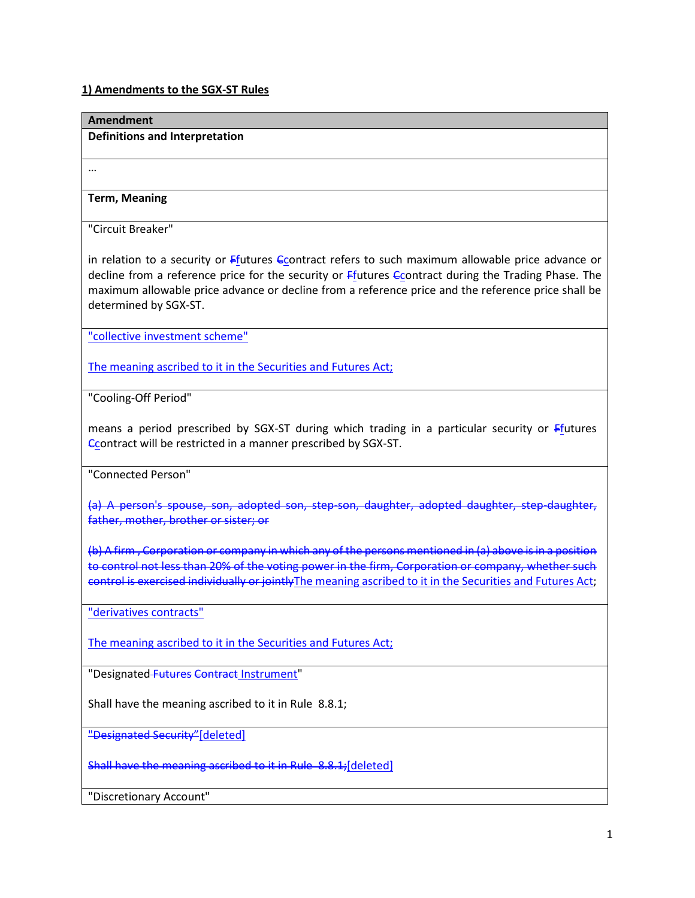**1) Amendments to the SGX-ST Rules**

| Amendment |
|---|
| **Definitions and Interpretation** |
| … |
| **Term, Meaning** |
| "Circuit Breaker"<br><br>in relation to a security or ~~F~~futures ~~C~~contract refers to such maximum allowable price advance or decline from a reference price for the security or ~~F~~futures ~~C~~contract during the Trading Phase. The maximum allowable price advance or decline from a reference price and the reference price shall be determined by SGX-ST. |
| <u>"collective investment scheme"</u><br><br><u>The meaning ascribed to it in the Securities and Futures Act;</u> |
| "Cooling-Off Period"<br><br>means a period prescribed by SGX-ST during which trading in a particular security or ~~F~~futures ~~C~~contract will be restricted in a manner prescribed by SGX-ST. |
| "Connected Person"<br><br>~~(a) A person's spouse, son, adopted son, step-son, daughter, adopted daughter, step-daughter, father, mother, brother or sister; or~~<br><br>~~(b) A firm , Corporation or company in which any of the persons mentioned in (a) above is in a position to control not less than 20% of the voting power in the firm, Corporation or company, whether such control is exercised individually or jointly~~<u>The meaning ascribed to it in the Securities and Futures Act</u>; |
| <u>"derivatives contracts"</u><br><br><u>The meaning ascribed to it in the Securities and Futures Act;</u> |
| "Designated ~~Futures Contract~~ <u>Instrument</u>"<br><br>Shall have the meaning ascribed to it in Rule 8.8.1; |
| ~~"Designated Security"~~<u>[deleted]</u><br><br>~~Shall have the meaning ascribed to it in Rule 8.8.1;~~<u>[deleted]</u> |
| "Discretionary Account" |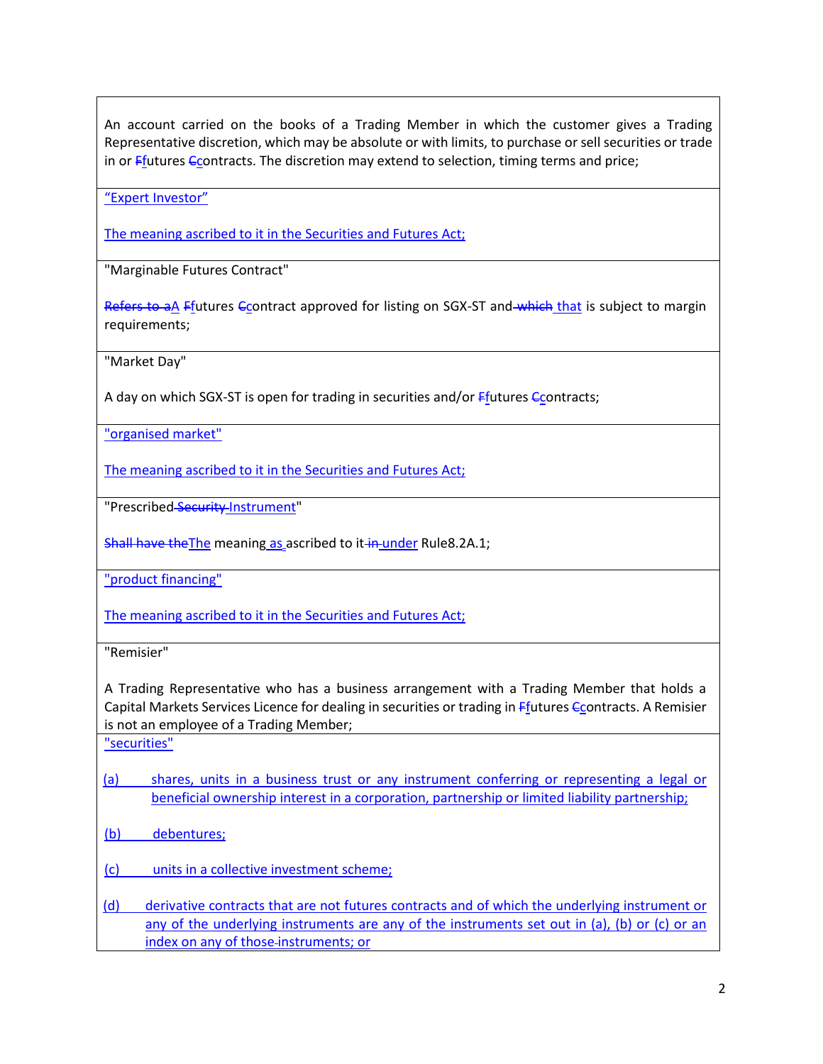An account carried on the books of a Trading Member in which the customer gives a Trading Representative discretion, which may be absolute or with limits, to purchase or sell securities or trade in or ~~F~~futures ~~C~~contracts. The discretion may extend to selection, timing terms and price;

"Expert Investor"

The meaning ascribed to it in the Securities and Futures Act;

"Marginable Futures Contract"

~~Refers to a~~A ~~F~~futures ~~C~~contract approved for listing on SGX-ST and ~~which~~ that is subject to margin requirements;

"Market Day"

A day on which SGX-ST is open for trading in securities and/or ~~F~~futures ~~C~~contracts;

"organised market"

The meaning ascribed to it in the Securities and Futures Act;

"Prescribed ~~Security~~ Instrument"

~~Shall have the~~The meaning as ascribed to it ~~in~~ under Rule8.2A.1;

"product financing"

The meaning ascribed to it in the Securities and Futures Act;

"Remisier"

A Trading Representative who has a business arrangement with a Trading Member that holds a Capital Markets Services Licence for dealing in securities or trading in ~~F~~futures ~~C~~contracts. A Remisier is not an employee of a Trading Member;

"securities"

(a) shares, units in a business trust or any instrument conferring or representing a legal or beneficial ownership interest in a corporation, partnership or limited liability partnership;

(b) debentures;

(c) units in a collective investment scheme;

(d) derivative contracts that are not futures contracts and of which the underlying instrument or any of the underlying instruments are any of the instruments set out in (a), (b) or (c) or an index on any of those instruments; or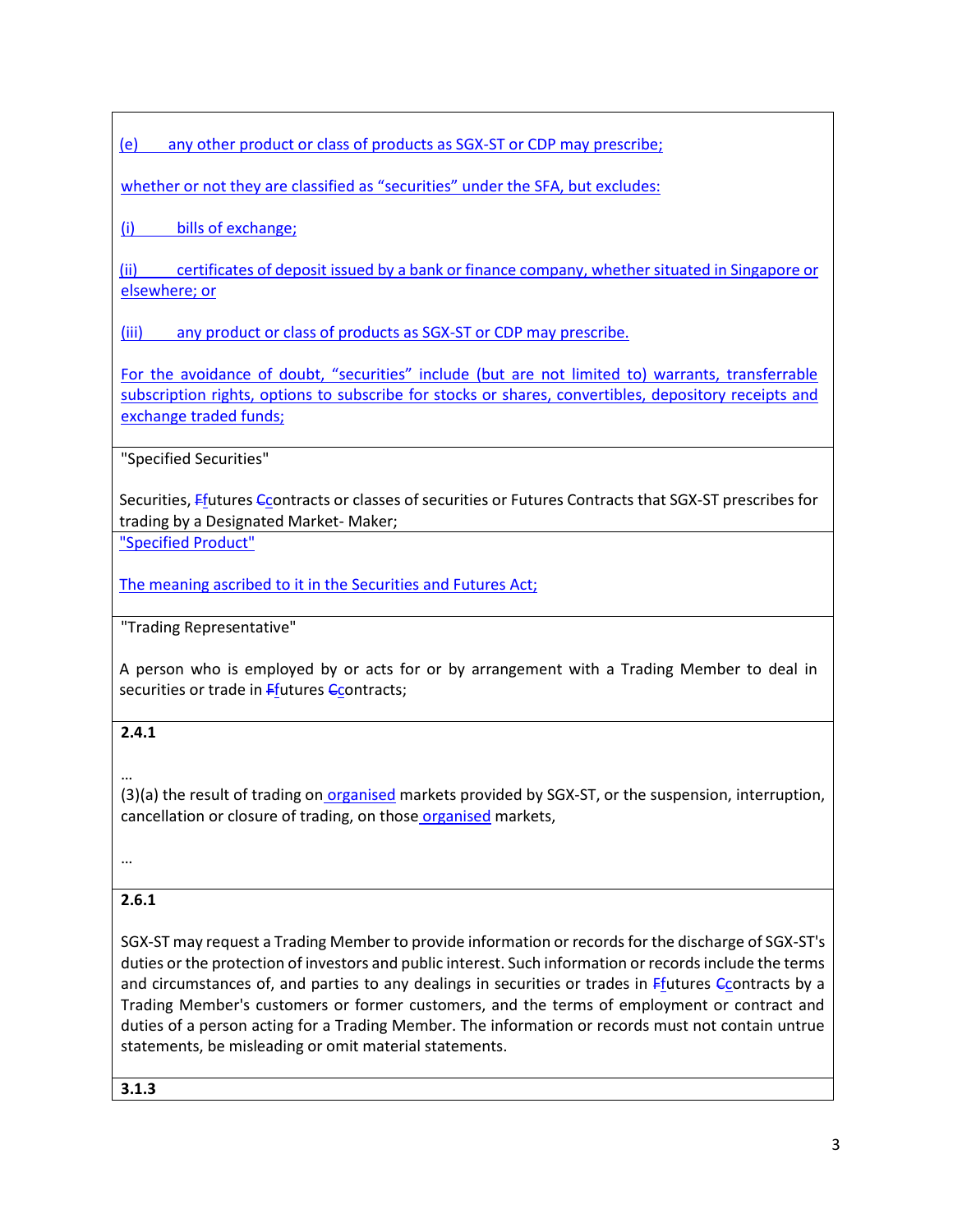(e) any other product or class of products as SGX-ST or CDP may prescribe;

whether or not they are classified as "securities" under the SFA, but excludes:

(i) bills of exchange;

(ii) certificates of deposit issued by a bank or finance company, whether situated in Singapore or elsewhere; or

(iii) any product or class of products as SGX-ST or CDP may prescribe.

For the avoidance of doubt, "securities" include (but are not limited to) warrants, transferrable subscription rights, options to subscribe for stocks or shares, convertibles, depository receipts and exchange traded funds;

"Specified Securities"

Securities, Ffutures Ccontracts or classes of securities or Futures Contracts that SGX-ST prescribes for trading by a Designated Market- Maker;

"Specified Product"

The meaning ascribed to it in the Securities and Futures Act;

"Trading Representative"

A person who is employed by or acts for or by arrangement with a Trading Member to deal in securities or trade in Ffutures Ccontracts;

**2.4.1**

…

(3)(a) the result of trading on organised markets provided by SGX-ST, or the suspension, interruption, cancellation or closure of trading, on those organised markets,

…

**2.6.1**

SGX-ST may request a Trading Member to provide information or records for the discharge of SGX-ST's duties or the protection of investors and public interest. Such information or records include the terms and circumstances of, and parties to any dealings in securities or trades in Ffutures Ccontracts by a Trading Member's customers or former customers, and the terms of employment or contract and duties of a person acting for a Trading Member. The information or records must not contain untrue statements, be misleading or omit material statements.

**3.1.3**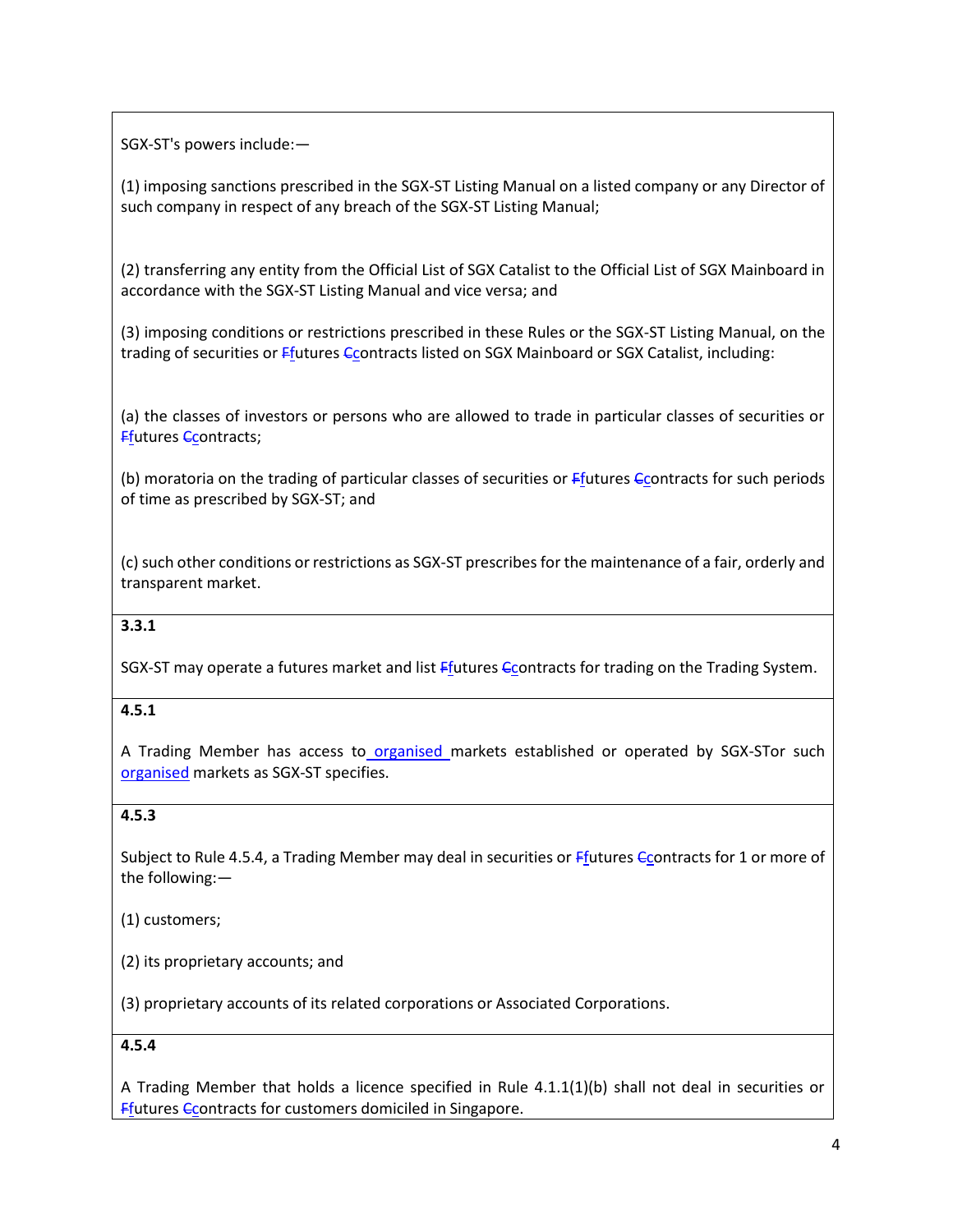SGX-ST's powers include:—

(1) imposing sanctions prescribed in the SGX-ST Listing Manual on a listed company or any Director of such company in respect of any breach of the SGX-ST Listing Manual;

(2) transferring any entity from the Official List of SGX Catalist to the Official List of SGX Mainboard in accordance with the SGX-ST Listing Manual and vice versa; and

(3) imposing conditions or restrictions prescribed in these Rules or the SGX-ST Listing Manual, on the trading of securities or ~~F~~futures ~~C~~contracts listed on SGX Mainboard or SGX Catalist, including:

(a) the classes of investors or persons who are allowed to trade in particular classes of securities or ~~F~~futures ~~C~~contracts;

(b) moratoria on the trading of particular classes of securities or ~~F~~futures ~~C~~contracts for such periods of time as prescribed by SGX-ST; and

(c) such other conditions or restrictions as SGX-ST prescribes for the maintenance of a fair, orderly and transparent market.

**3.3.1**

SGX-ST may operate a futures market and list ~~F~~futures ~~C~~contracts for trading on the Trading System.

**4.5.1**

A Trading Member has access to organised markets established or operated by SGX-STor such organised markets as SGX-ST specifies.

**4.5.3**

Subject to Rule 4.5.4, a Trading Member may deal in securities or ~~F~~futures ~~C~~contracts for 1 or more of the following:—

(1) customers;

(2) its proprietary accounts; and

(3) proprietary accounts of its related corporations or Associated Corporations.

**4.5.4**

A Trading Member that holds a licence specified in Rule 4.1.1(1)(b) shall not deal in securities or ~~F~~futures ~~C~~contracts for customers domiciled in Singapore.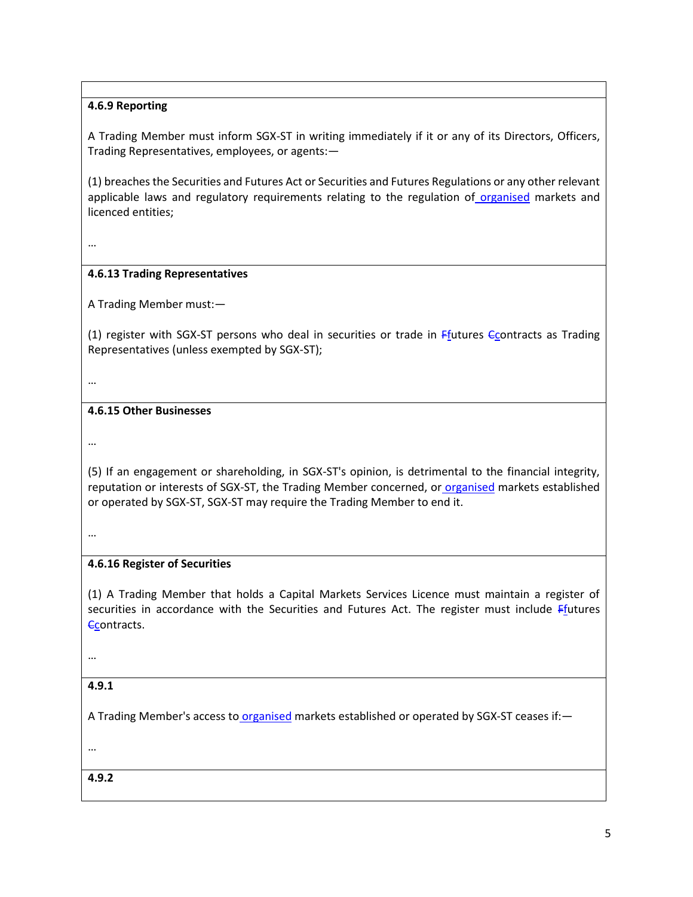**4.6.9 Reporting**

A Trading Member must inform SGX-ST in writing immediately if it or any of its Directors, Officers, Trading Representatives, employees, or agents:—

(1) breaches the Securities and Futures Act or Securities and Futures Regulations or any other relevant applicable laws and regulatory requirements relating to the regulation of organised markets and licenced entities;

…

**4.6.13 Trading Representatives**

A Trading Member must:—

(1) register with SGX-ST persons who deal in securities or trade in ~~F~~futures ~~C~~contracts as Trading Representatives (unless exempted by SGX-ST);

…

**4.6.15 Other Businesses**

…

(5) If an engagement or shareholding, in SGX-ST's opinion, is detrimental to the financial integrity, reputation or interests of SGX-ST, the Trading Member concerned, or organised markets established or operated by SGX-ST, SGX-ST may require the Trading Member to end it.

…

**4.6.16 Register of Securities**

(1) A Trading Member that holds a Capital Markets Services Licence must maintain a register of securities in accordance with the Securities and Futures Act. The register must include ~~F~~futures ~~C~~contracts.

…

**4.9.1**

A Trading Member's access to organised markets established or operated by SGX-ST ceases if:—

…

**4.9.2**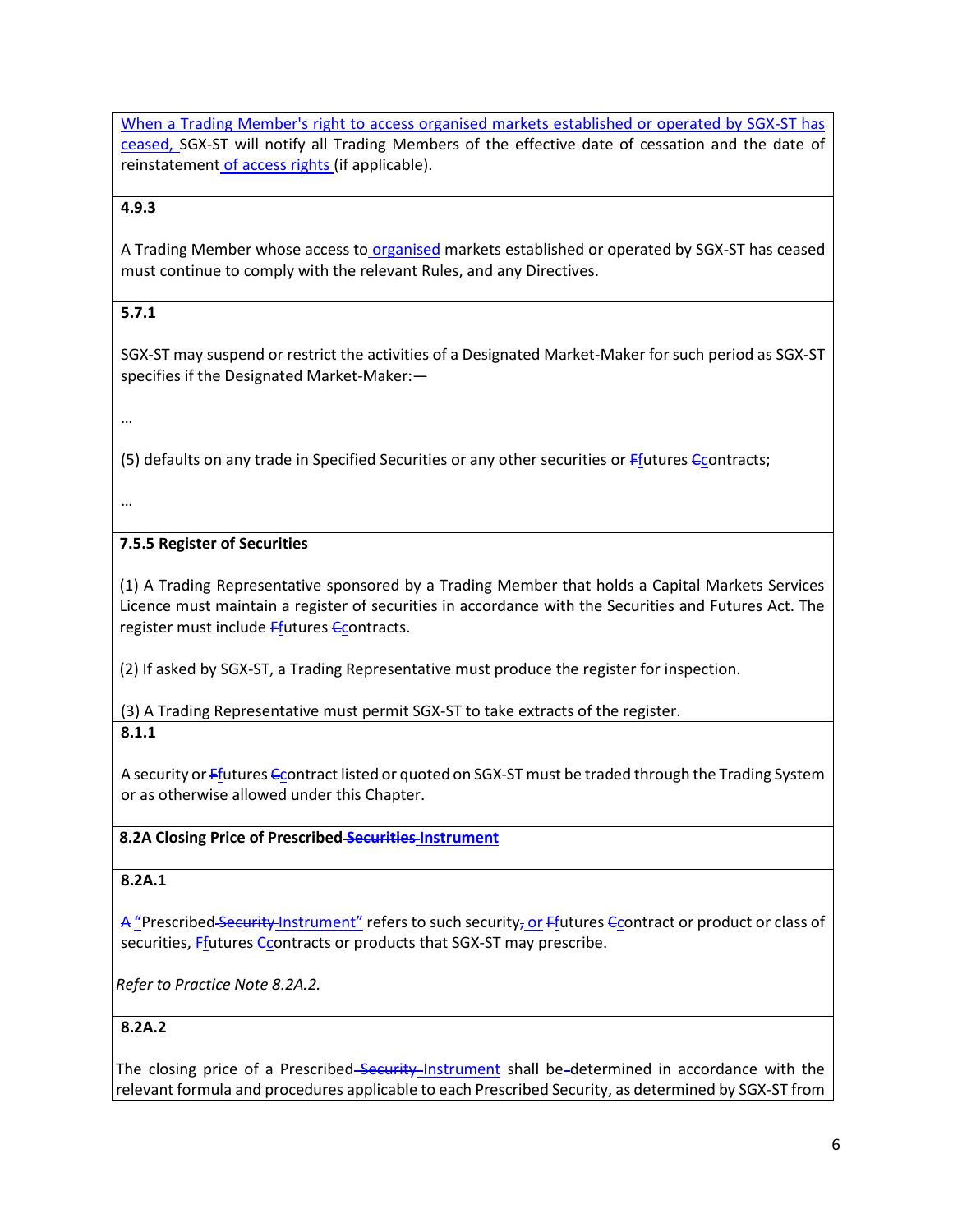When a Trading Member's right to access organised markets established or operated by SGX-ST has ceased, SGX-ST will notify all Trading Members of the effective date of cessation and the date of reinstatement of access rights (if applicable).

**4.9.3**

A Trading Member whose access to organised markets established or operated by SGX-ST has ceased must continue to comply with the relevant Rules, and any Directives.

**5.7.1**

SGX-ST may suspend or restrict the activities of a Designated Market-Maker for such period as SGX-ST specifies if the Designated Market-Maker:—

…

(5) defaults on any trade in Specified Securities or any other securities or ~~F~~futures ~~C~~contracts;

…

**7.5.5 Register of Securities**

(1) A Trading Representative sponsored by a Trading Member that holds a Capital Markets Services Licence must maintain a register of securities in accordance with the Securities and Futures Act. The register must include ~~F~~futures ~~C~~contracts.

(2) If asked by SGX-ST, a Trading Representative must produce the register for inspection.

(3) A Trading Representative must permit SGX-ST to take extracts of the register.

**8.1.1**

A security or ~~F~~futures ~~C~~contract listed or quoted on SGX-ST must be traded through the Trading System or as otherwise allowed under this Chapter.

**8.2A Closing Price of Prescribed ~~Securities~~ Instrument**

**8.2A.1**

A "Prescribed ~~Security~~ Instrument" refers to such security~~,~~ or ~~F~~futures ~~C~~contract or product or class of securities, ~~F~~futures ~~C~~contracts or products that SGX-ST may prescribe.

*Refer to Practice Note 8.2A.2.*

**8.2A.2**

The closing price of a Prescribed ~~Security~~ Instrument shall be determined in accordance with the relevant formula and procedures applicable to each Prescribed Security, as determined by SGX-ST from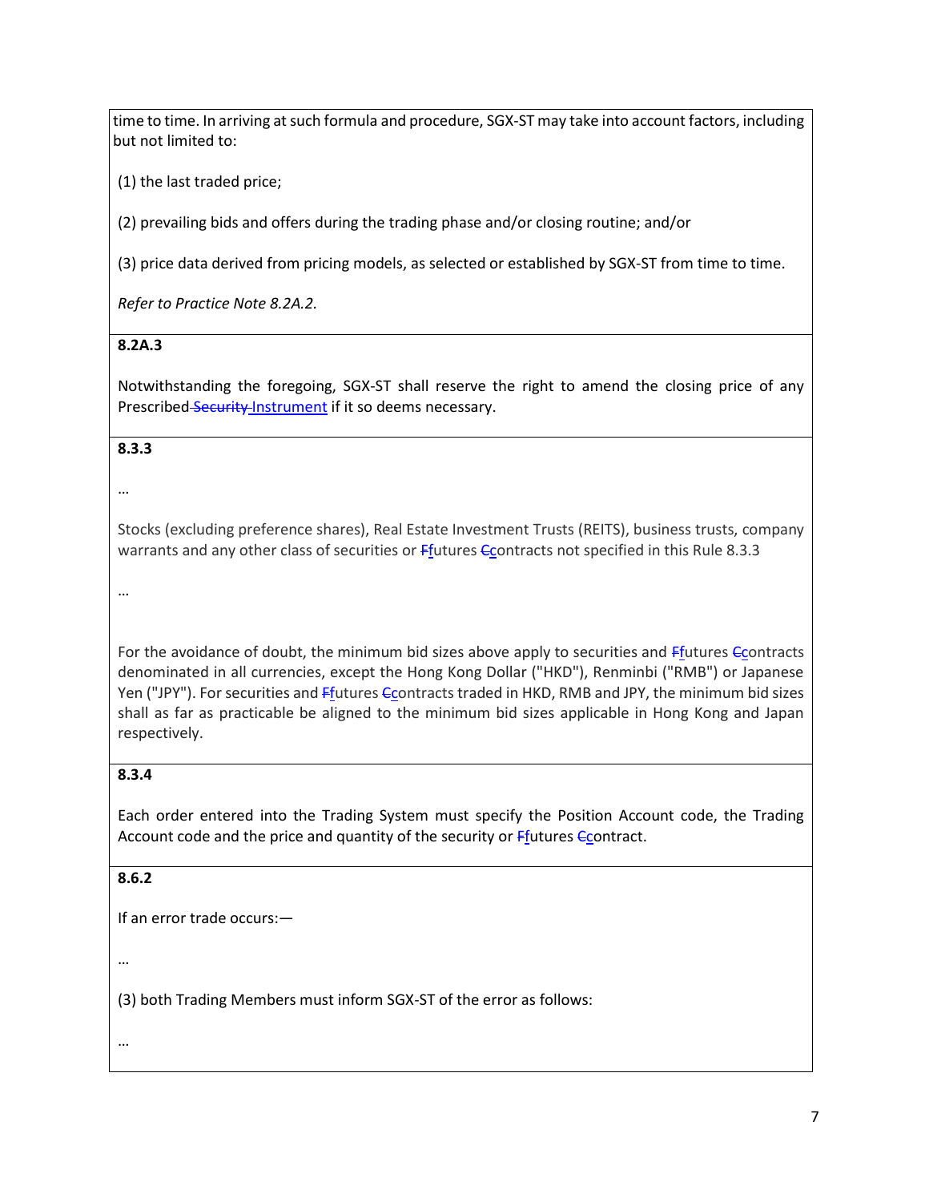time to time. In arriving at such formula and procedure, SGX-ST may take into account factors, including but not limited to:

(1) the last traded price;

(2) prevailing bids and offers during the trading phase and/or closing routine; and/or

(3) price data derived from pricing models, as selected or established by SGX-ST from time to time.

*Refer to Practice Note 8.2A.2.*

**8.2A.3**

Notwithstanding the foregoing, SGX-ST shall reserve the right to amend the closing price of any Prescribed ~~Security~~ Instrument if it so deems necessary.

**8.3.3**

…

Stocks (excluding preference shares), Real Estate Investment Trusts (REITS), business trusts, company warrants and any other class of securities or ~~F~~futures ~~C~~contracts not specified in this Rule 8.3.3

…

For the avoidance of doubt, the minimum bid sizes above apply to securities and ~~F~~futures ~~C~~contracts denominated in all currencies, except the Hong Kong Dollar ("HKD"), Renminbi ("RMB") or Japanese Yen ("JPY"). For securities and ~~F~~futures ~~C~~contracts traded in HKD, RMB and JPY, the minimum bid sizes shall as far as practicable be aligned to the minimum bid sizes applicable in Hong Kong and Japan respectively.

**8.3.4**

Each order entered into the Trading System must specify the Position Account code, the Trading Account code and the price and quantity of the security or ~~F~~futures ~~C~~contract.

**8.6.2**

If an error trade occurs:—

…

(3) both Trading Members must inform SGX-ST of the error as follows:

…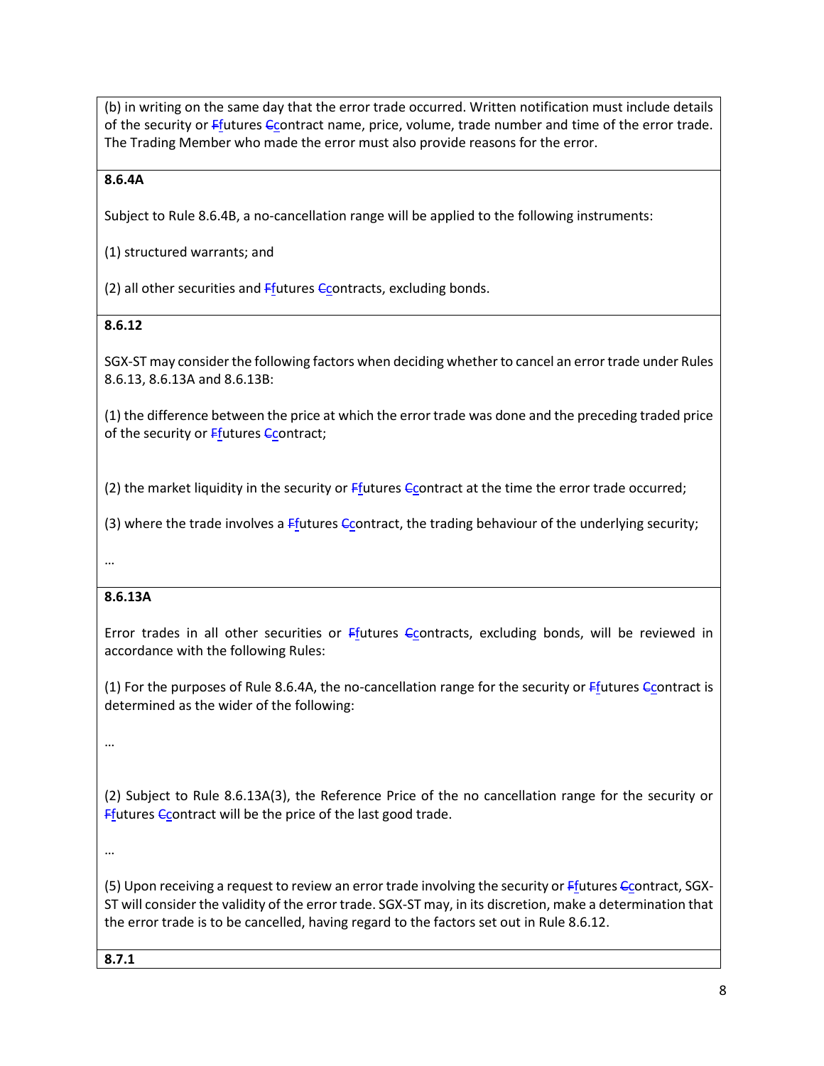(b) in writing on the same day that the error trade occurred. Written notification must include details of the security or ~~F~~futures ~~C~~contract name, price, volume, trade number and time of the error trade. The Trading Member who made the error must also provide reasons for the error.

**8.6.4A**

Subject to Rule 8.6.4B, a no-cancellation range will be applied to the following instruments:

(1) structured warrants; and

(2) all other securities and ~~F~~futures ~~C~~contracts, excluding bonds.

**8.6.12**

SGX-ST may consider the following factors when deciding whether to cancel an error trade under Rules 8.6.13, 8.6.13A and 8.6.13B:

(1) the difference between the price at which the error trade was done and the preceding traded price of the security or ~~F~~futures ~~C~~contract;

(2) the market liquidity in the security or ~~F~~futures ~~C~~contract at the time the error trade occurred;

(3) where the trade involves a ~~F~~futures ~~C~~contract, the trading behaviour of the underlying security;

…

**8.6.13A**

Error trades in all other securities or ~~F~~futures ~~C~~contracts, excluding bonds, will be reviewed in accordance with the following Rules:

(1) For the purposes of Rule 8.6.4A, the no-cancellation range for the security or ~~F~~futures ~~C~~contract is determined as the wider of the following:

…

(2) Subject to Rule 8.6.13A(3), the Reference Price of the no cancellation range for the security or ~~F~~futures ~~C~~contract will be the price of the last good trade.

…

(5) Upon receiving a request to review an error trade involving the security or ~~F~~futures ~~C~~contract, SGX-ST will consider the validity of the error trade. SGX-ST may, in its discretion, make a determination that the error trade is to be cancelled, having regard to the factors set out in Rule 8.6.12.

**8.7.1**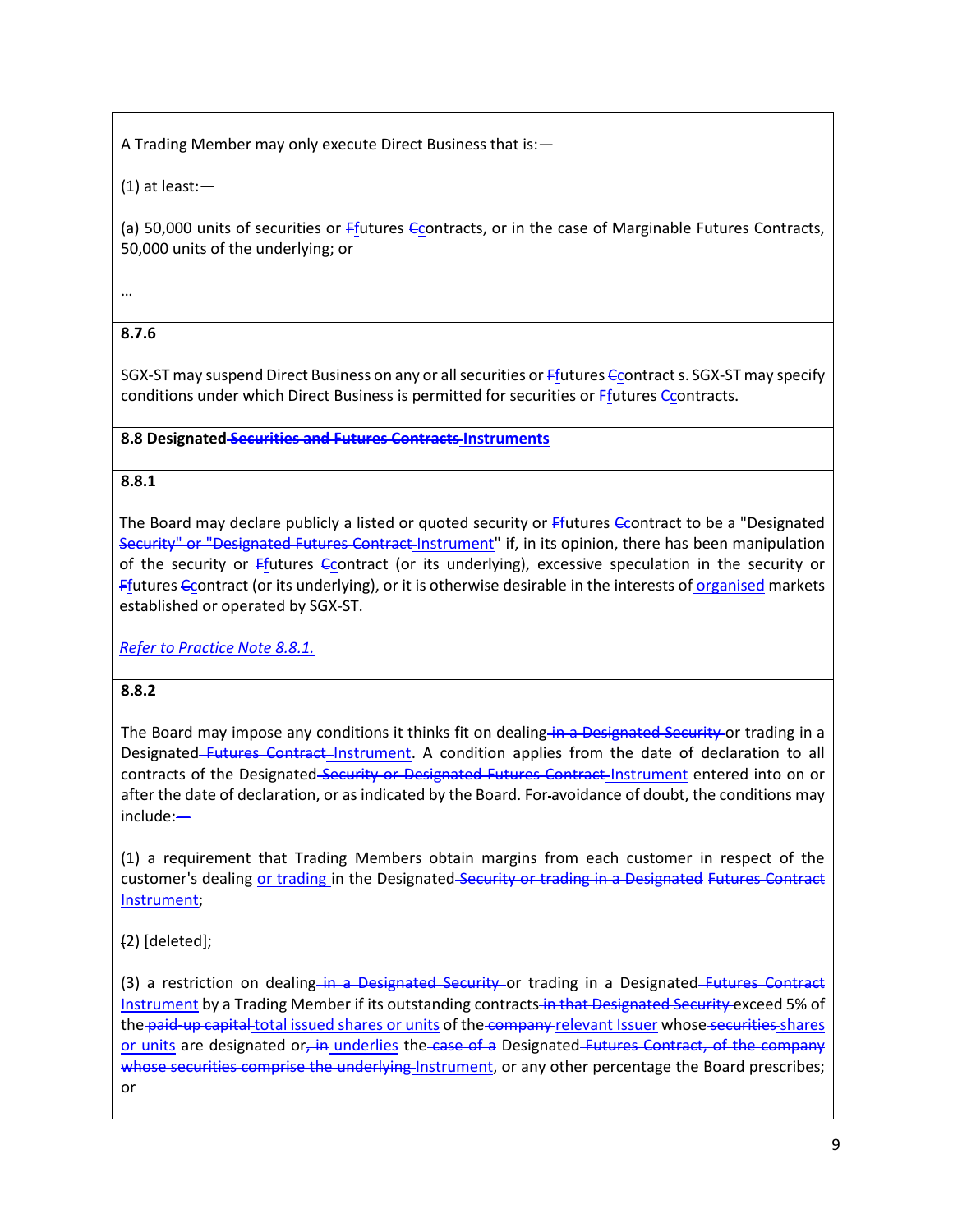A Trading Member may only execute Direct Business that is:—

(1) at least:—

(a) 50,000 units of securities or ~~F~~futures ~~C~~contracts, or in the case of Marginable Futures Contracts, 50,000 units of the underlying; or

…

**8.7.6**

SGX-ST may suspend Direct Business on any or all securities or ~~F~~futures ~~C~~contract s. SGX-ST may specify conditions under which Direct Business is permitted for securities or ~~F~~futures ~~C~~contracts.

**8.8 Designated ~~Securities and Futures Contracts~~ Instruments**

**8.8.1**

The Board may declare publicly a listed or quoted security or ~~F~~futures ~~C~~contract to be a "Designated ~~Security" or "Designated Futures Contract~~ Instrument" if, in its opinion, there has been manipulation of the security or ~~F~~futures ~~C~~contract (or its underlying), excessive speculation in the security or ~~F~~futures ~~C~~contract (or its underlying), or it is otherwise desirable in the interests of organised markets established or operated by SGX-ST.

*Refer to Practice Note 8.8.1.*

**8.8.2**

The Board may impose any conditions it thinks fit on dealing ~~in a Designated Security~~ or trading in a Designated ~~Futures Contract~~ Instrument. A condition applies from the date of declaration to all contracts of the Designated ~~Security or Designated Futures Contract~~ Instrument entered into on or after the date of declaration, or as indicated by the Board. For avoidance of doubt, the conditions may include:—

(1) a requirement that Trading Members obtain margins from each customer in respect of the customer's dealing or trading in the Designated ~~Security or trading in a Designated Futures Contract~~ Instrument;

(2) [deleted];

(3) a restriction on dealing ~~in a Designated Security~~ or trading in a Designated ~~Futures Contract~~ Instrument by a Trading Member if its outstanding contracts ~~in that Designated Security~~ exceed 5% of the ~~paid-up capital~~ total issued shares or units of the ~~company~~ relevant Issuer whose ~~securities~~ shares or units are designated or~~, in~~ underlies the ~~case of a~~ Designated ~~Futures Contract, of the company whose securities comprise the underlying~~ Instrument, or any other percentage the Board prescribes; or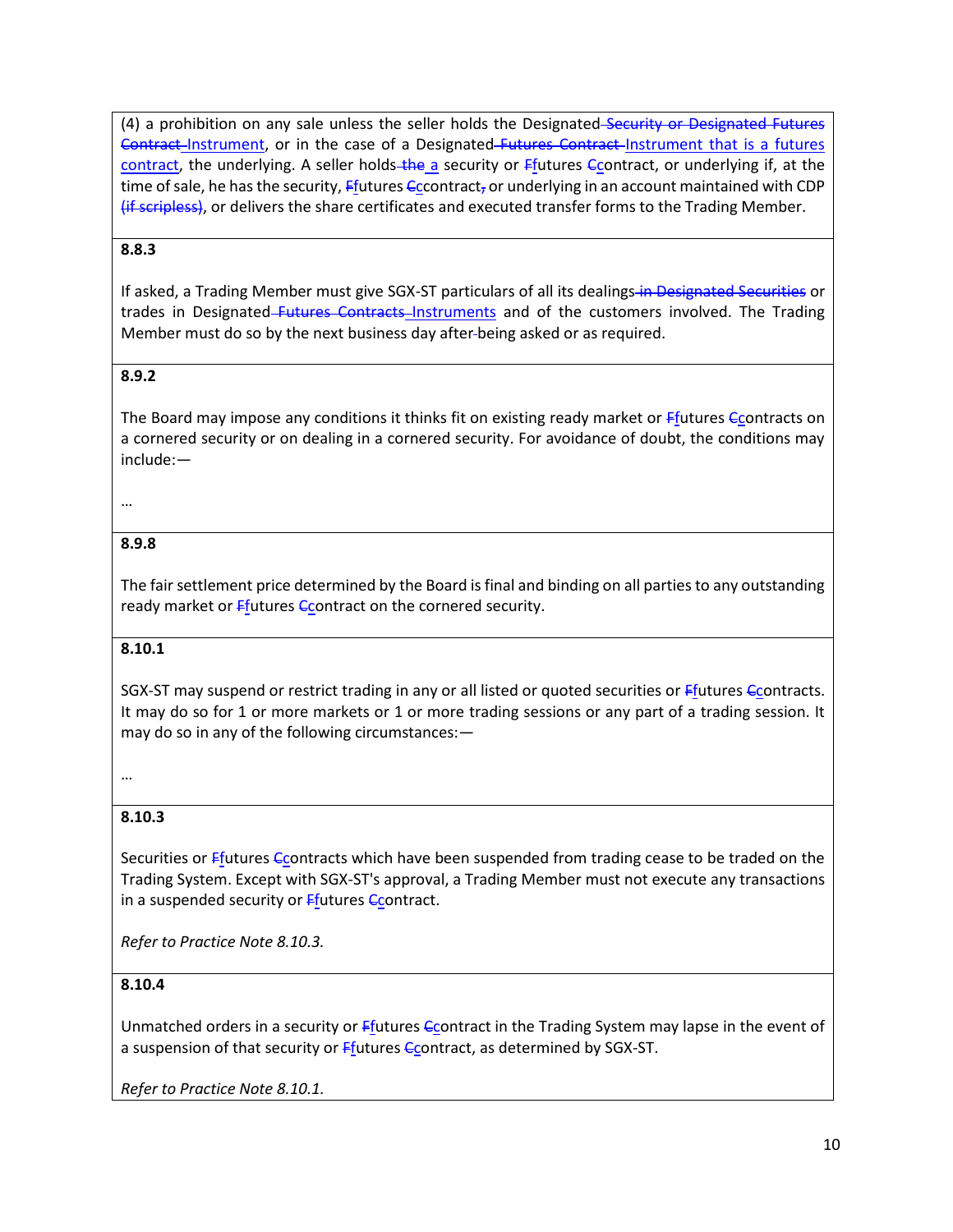(4) a prohibition on any sale unless the seller holds the Designated ~~Security or Designated Futures Contract~~ Instrument, or in the case of a Designated ~~Futures Contract~~ Instrument that is a futures contract, the underlying. A seller holds ~~the~~ a security or ~~F~~futures ~~C~~contract, or underlying if, at the time of sale, he has the security, ~~F~~futures ~~C~~contract~~,~~ or underlying in an account maintained with CDP ~~(if scripless)~~, or delivers the share certificates and executed transfer forms to the Trading Member.

**8.8.3**

If asked, a Trading Member must give SGX-ST particulars of all its dealings ~~in Designated Securities~~ or trades in Designated ~~Futures Contracts~~ Instruments and of the customers involved. The Trading Member must do so by the next business day after ~~-~~being asked or as required.

**8.9.2**

The Board may impose any conditions it thinks fit on existing ready market or ~~F~~futures ~~C~~contracts on a cornered security or on dealing in a cornered security. For avoidance of doubt, the conditions may include:—

…

**8.9.8**

The fair settlement price determined by the Board is final and binding on all parties to any outstanding ready market or ~~F~~futures ~~C~~contract on the cornered security.

**8.10.1**

SGX-ST may suspend or restrict trading in any or all listed or quoted securities or ~~F~~futures ~~C~~contracts. It may do so for 1 or more markets or 1 or more trading sessions or any part of a trading session. It may do so in any of the following circumstances:—

…

**8.10.3**

Securities or ~~F~~futures ~~C~~contracts which have been suspended from trading cease to be traded on the Trading System. Except with SGX-ST's approval, a Trading Member must not execute any transactions in a suspended security or ~~F~~futures ~~C~~contract.

*Refer to Practice Note 8.10.3.*

**8.10.4**

Unmatched orders in a security or ~~F~~futures ~~C~~contract in the Trading System may lapse in the event of a suspension of that security or ~~F~~futures ~~C~~contract, as determined by SGX-ST.

*Refer to Practice Note 8.10.1.*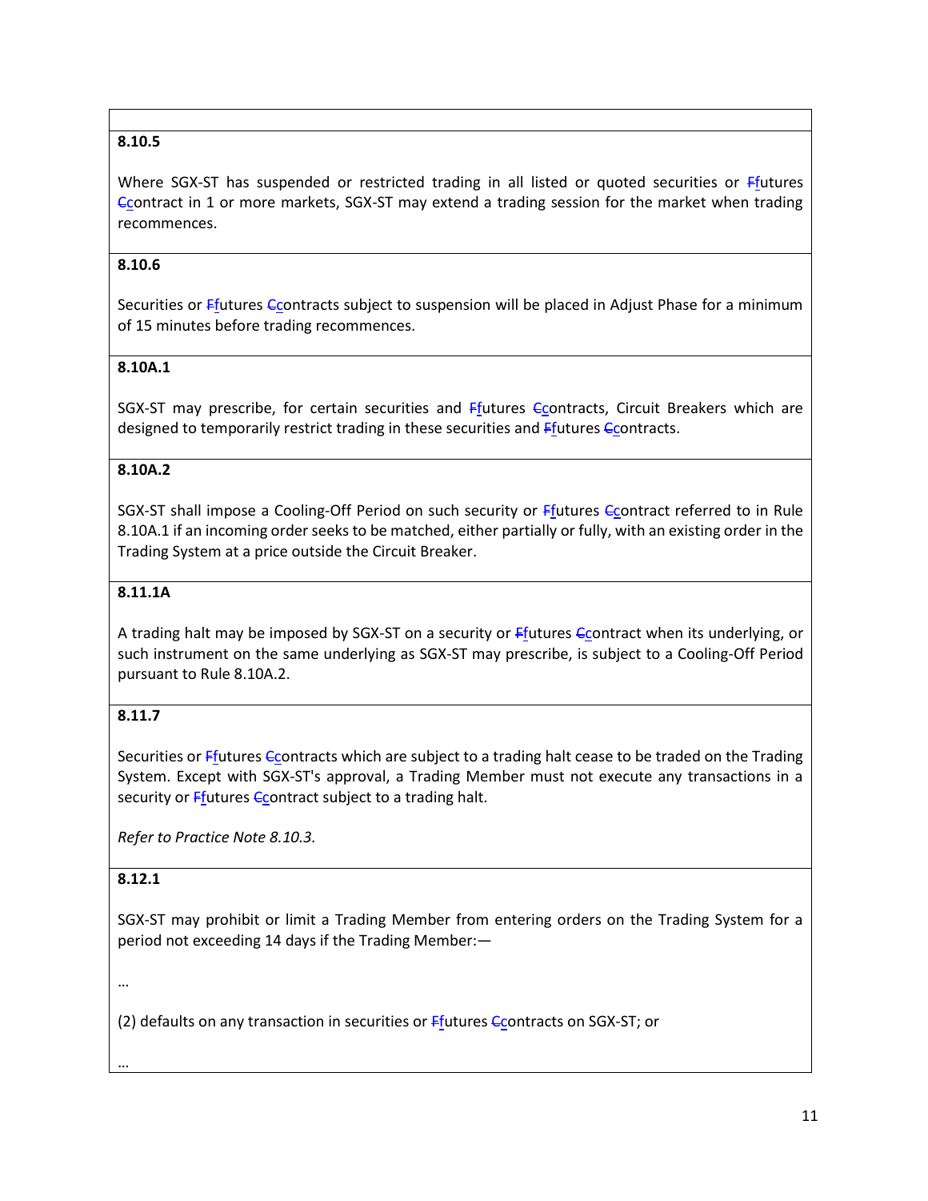**8.10.5**

Where SGX-ST has suspended or restricted trading in all listed or quoted securities or ~~F~~futures ~~C~~contract in 1 or more markets, SGX-ST may extend a trading session for the market when trading recommences.

**8.10.6**

Securities or ~~F~~futures ~~C~~contracts subject to suspension will be placed in Adjust Phase for a minimum of 15 minutes before trading recommences.

**8.10A.1**

SGX-ST may prescribe, for certain securities and ~~F~~futures ~~C~~contracts, Circuit Breakers which are designed to temporarily restrict trading in these securities and ~~F~~futures ~~C~~contracts.

**8.10A.2**

SGX-ST shall impose a Cooling-Off Period on such security or ~~F~~futures ~~C~~contract referred to in Rule 8.10A.1 if an incoming order seeks to be matched, either partially or fully, with an existing order in the Trading System at a price outside the Circuit Breaker.

**8.11.1A**

A trading halt may be imposed by SGX-ST on a security or ~~F~~futures ~~C~~contract when its underlying, or such instrument on the same underlying as SGX-ST may prescribe, is subject to a Cooling-Off Period pursuant to Rule 8.10A.2.

**8.11.7**

Securities or ~~F~~futures ~~C~~contracts which are subject to a trading halt cease to be traded on the Trading System. Except with SGX-ST's approval, a Trading Member must not execute any transactions in a security or ~~F~~futures ~~C~~contract subject to a trading halt.

*Refer to Practice Note 8.10.3.*

**8.12.1**

SGX-ST may prohibit or limit a Trading Member from entering orders on the Trading System for a period not exceeding 14 days if the Trading Member:—

…

(2) defaults on any transaction in securities or ~~F~~futures ~~C~~contracts on SGX-ST; or

…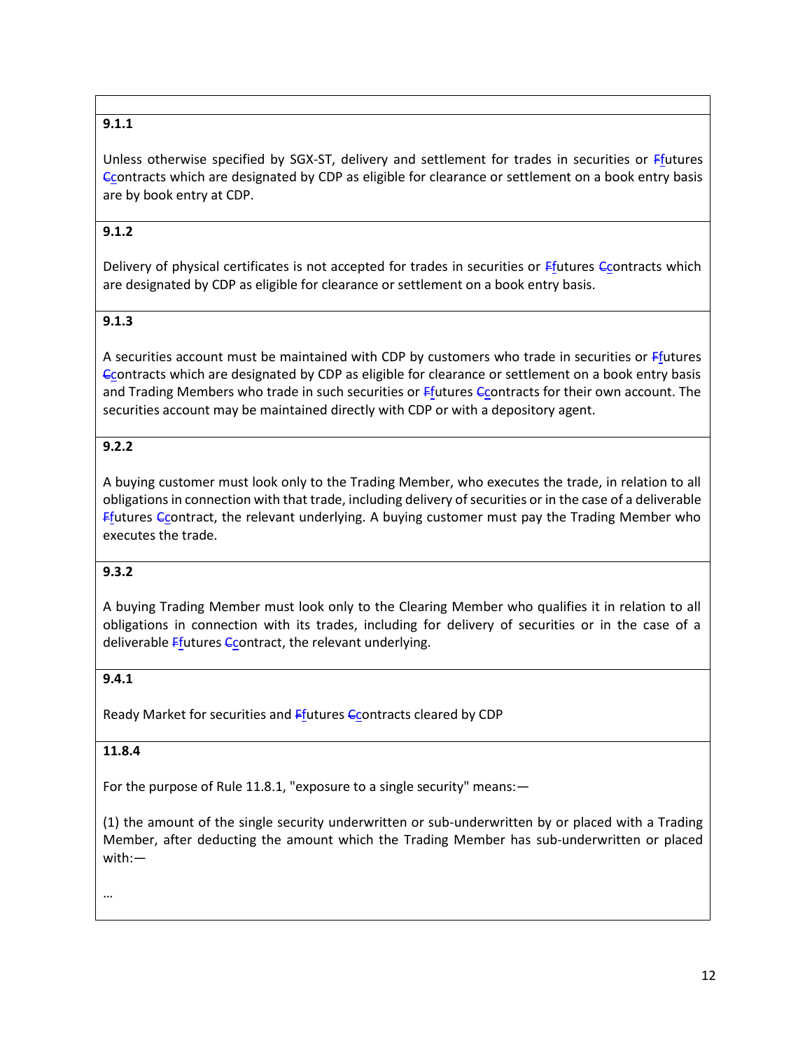**9.1.1**

Unless otherwise specified by SGX-ST, delivery and settlement for trades in securities or ~~F~~futures ~~C~~contracts which are designated by CDP as eligible for clearance or settlement on a book entry basis are by book entry at CDP.

**9.1.2**

Delivery of physical certificates is not accepted for trades in securities or ~~F~~futures ~~C~~contracts which are designated by CDP as eligible for clearance or settlement on a book entry basis.

**9.1.3**

A securities account must be maintained with CDP by customers who trade in securities or ~~F~~futures ~~C~~contracts which are designated by CDP as eligible for clearance or settlement on a book entry basis and Trading Members who trade in such securities or ~~F~~futures ~~C~~contracts for their own account. The securities account may be maintained directly with CDP or with a depository agent.

**9.2.2**

A buying customer must look only to the Trading Member, who executes the trade, in relation to all obligations in connection with that trade, including delivery of securities or in the case of a deliverable ~~F~~futures ~~C~~contract, the relevant underlying. A buying customer must pay the Trading Member who executes the trade.

**9.3.2**

A buying Trading Member must look only to the Clearing Member who qualifies it in relation to all obligations in connection with its trades, including for delivery of securities or in the case of a deliverable ~~F~~futures ~~C~~contract, the relevant underlying.

**9.4.1**

Ready Market for securities and ~~F~~futures ~~C~~contracts cleared by CDP

**11.8.4**

For the purpose of Rule 11.8.1, "exposure to a single security" means:—

(1) the amount of the single security underwritten or sub-underwritten by or placed with a Trading Member, after deducting the amount which the Trading Member has sub-underwritten or placed with:—

…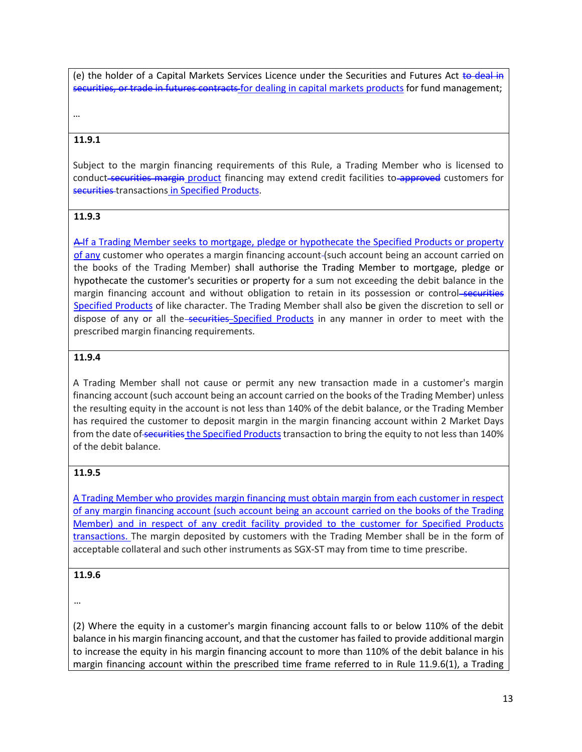(e) the holder of a Capital Markets Services Licence under the Securities and Futures Act ~~to deal in securities, or trade in futures contracts~~ <u>for dealing in capital markets products</u> for fund management;

…

**11.9.1**

Subject to the margin financing requirements of this Rule, a Trading Member who is licensed to conduct ~~securities margin~~ <u>product</u> financing may extend credit facilities to ~~approved~~ customers for ~~securities~~ transactions <u>in Specified Products</u>.

**11.9.3**

~~A~~ <u>If a Trading Member seeks to mortgage, pledge or hypothecate the Specified Products or property of any</u> customer who operates a margin financing account ~~(~~such account being an account carried on the books of the Trading Member) shall authorise the Trading Member to mortgage, pledge or hypothecate the customer's securities or property for a sum not exceeding the debit balance in the margin financing account and without obligation to retain in its possession or control ~~securities~~ <u>Specified Products</u> of like character. The Trading Member shall also be given the discretion to sell or dispose of any or all the ~~securities~~ <u>Specified Products</u> in any manner in order to meet with the prescribed margin financing requirements.

**11.9.4**

A Trading Member shall not cause or permit any new transaction made in a customer's margin financing account (such account being an account carried on the books of the Trading Member) unless the resulting equity in the account is not less than 140% of the debit balance, or the Trading Member has required the customer to deposit margin in the margin financing account within 2 Market Days from the date of ~~securities~~ <u>the Specified Products</u> transaction to bring the equity to not less than 140% of the debit balance.

**11.9.5**

<u>A Trading Member who provides margin financing must obtain margin from each customer in respect of any margin financing account (such account being an account carried on the books of the Trading Member) and in respect of any credit facility provided to the customer for Specified Products transactions.</u> The margin deposited by customers with the Trading Member shall be in the form of acceptable collateral and such other instruments as SGX-ST may from time to time prescribe.

**11.9.6**

…

(2) Where the equity in a customer's margin financing account falls to or below 110% of the debit balance in his margin financing account, and that the customer has failed to provide additional margin to increase the equity in his margin financing account to more than 110% of the debit balance in his margin financing account within the prescribed time frame referred to in Rule 11.9.6(1), a Trading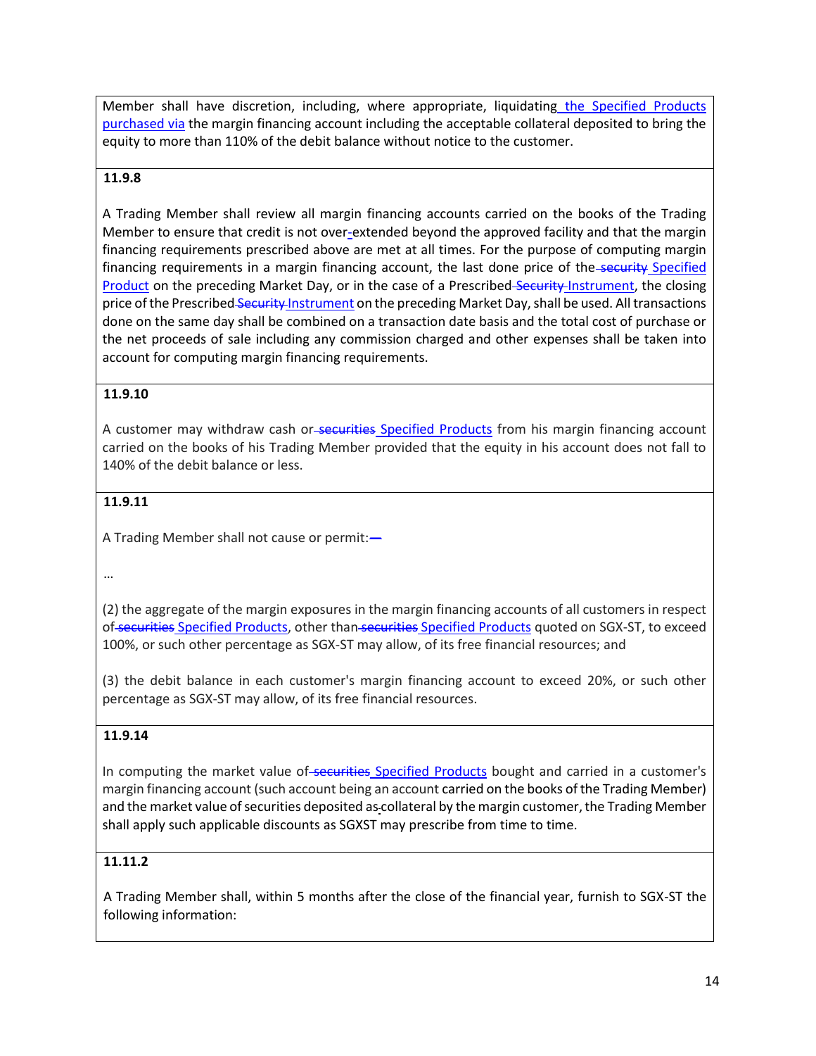Member shall have discretion, including, where appropriate, liquidating the Specified Products purchased via the margin financing account including the acceptable collateral deposited to bring the equity to more than 110% of the debit balance without notice to the customer.

**11.9.8**

A Trading Member shall review all margin financing accounts carried on the books of the Trading Member to ensure that credit is not over-extended beyond the approved facility and that the margin financing requirements prescribed above are met at all times. For the purpose of computing margin financing requirements in a margin financing account, the last done price of the ~~security~~ Specified Product on the preceding Market Day, or in the case of a Prescribed ~~Security~~ Instrument, the closing price of the Prescribed ~~Security~~ Instrument on the preceding Market Day, shall be used. All transactions done on the same day shall be combined on a transaction date basis and the total cost of purchase or the net proceeds of sale including any commission charged and other expenses shall be taken into account for computing margin financing requirements.

**11.9.10**

A customer may withdraw cash or ~~securities~~ Specified Products from his margin financing account carried on the books of his Trading Member provided that the equity in his account does not fall to 140% of the debit balance or less.

**11.9.11**

A Trading Member shall not cause or permit: ~~—~~

…

(2) the aggregate of the margin exposures in the margin financing accounts of all customers in respect of ~~securities~~ Specified Products, other than ~~securities~~ Specified Products quoted on SGX-ST, to exceed 100%, or such other percentage as SGX-ST may allow, of its free financial resources; and

(3) the debit balance in each customer's margin financing account to exceed 20%, or such other percentage as SGX-ST may allow, of its free financial resources.

**11.9.14**

In computing the market value of ~~securities~~ Specified Products bought and carried in a customer's margin financing account (such account being an account carried on the books of the Trading Member) and the market value of securities deposited as collateral by the margin customer, the Trading Member shall apply such applicable discounts as SGXST may prescribe from time to time.

**11.11.2**

A Trading Member shall, within 5 months after the close of the financial year, furnish to SGX-ST the following information: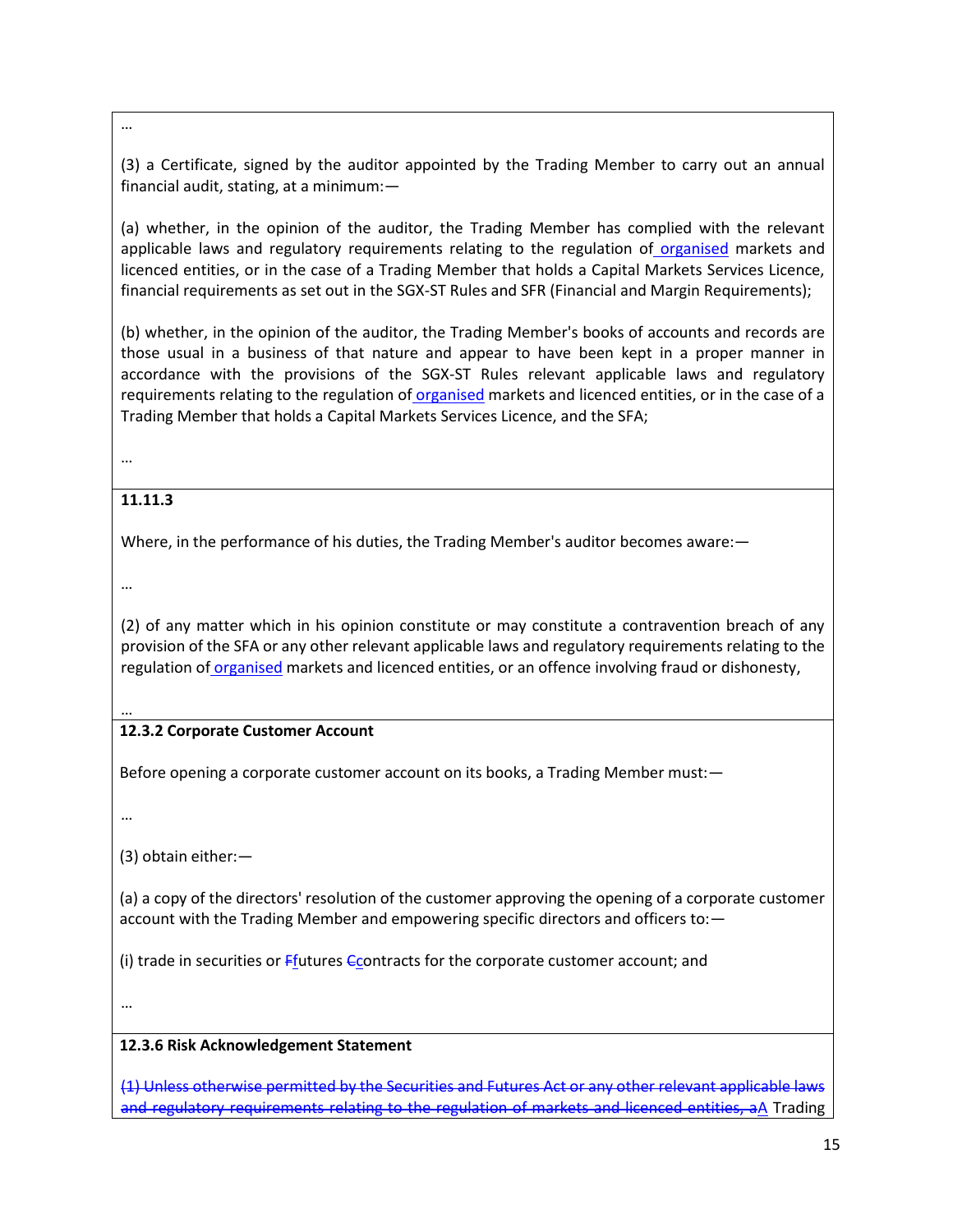…

(3) a Certificate, signed by the auditor appointed by the Trading Member to carry out an annual financial audit, stating, at a minimum:—

(a) whether, in the opinion of the auditor, the Trading Member has complied with the relevant applicable laws and regulatory requirements relating to the regulation of organised markets and licenced entities, or in the case of a Trading Member that holds a Capital Markets Services Licence, financial requirements as set out in the SGX-ST Rules and SFR (Financial and Margin Requirements);

(b) whether, in the opinion of the auditor, the Trading Member's books of accounts and records are those usual in a business of that nature and appear to have been kept in a proper manner in accordance with the provisions of the SGX-ST Rules relevant applicable laws and regulatory requirements relating to the regulation of organised markets and licenced entities, or in the case of a Trading Member that holds a Capital Markets Services Licence, and the SFA;

…

**11.11.3**

Where, in the performance of his duties, the Trading Member's auditor becomes aware:—

…

(2) of any matter which in his opinion constitute or may constitute a contravention breach of any provision of the SFA or any other relevant applicable laws and regulatory requirements relating to the regulation of organised markets and licenced entities, or an offence involving fraud or dishonesty,

…

**12.3.2 Corporate Customer Account**

Before opening a corporate customer account on its books, a Trading Member must:—

…

(3) obtain either:—

(a) a copy of the directors' resolution of the customer approving the opening of a corporate customer account with the Trading Member and empowering specific directors and officers to:—

(i) trade in securities or ~~F~~futures ~~C~~contracts for the corporate customer account; and

…

**12.3.6 Risk Acknowledgement Statement**

~~(1) Unless otherwise permitted by the Securities and Futures Act or any other relevant applicable laws and regulatory requirements relating to the regulation of markets and licenced entities, a~~A Trading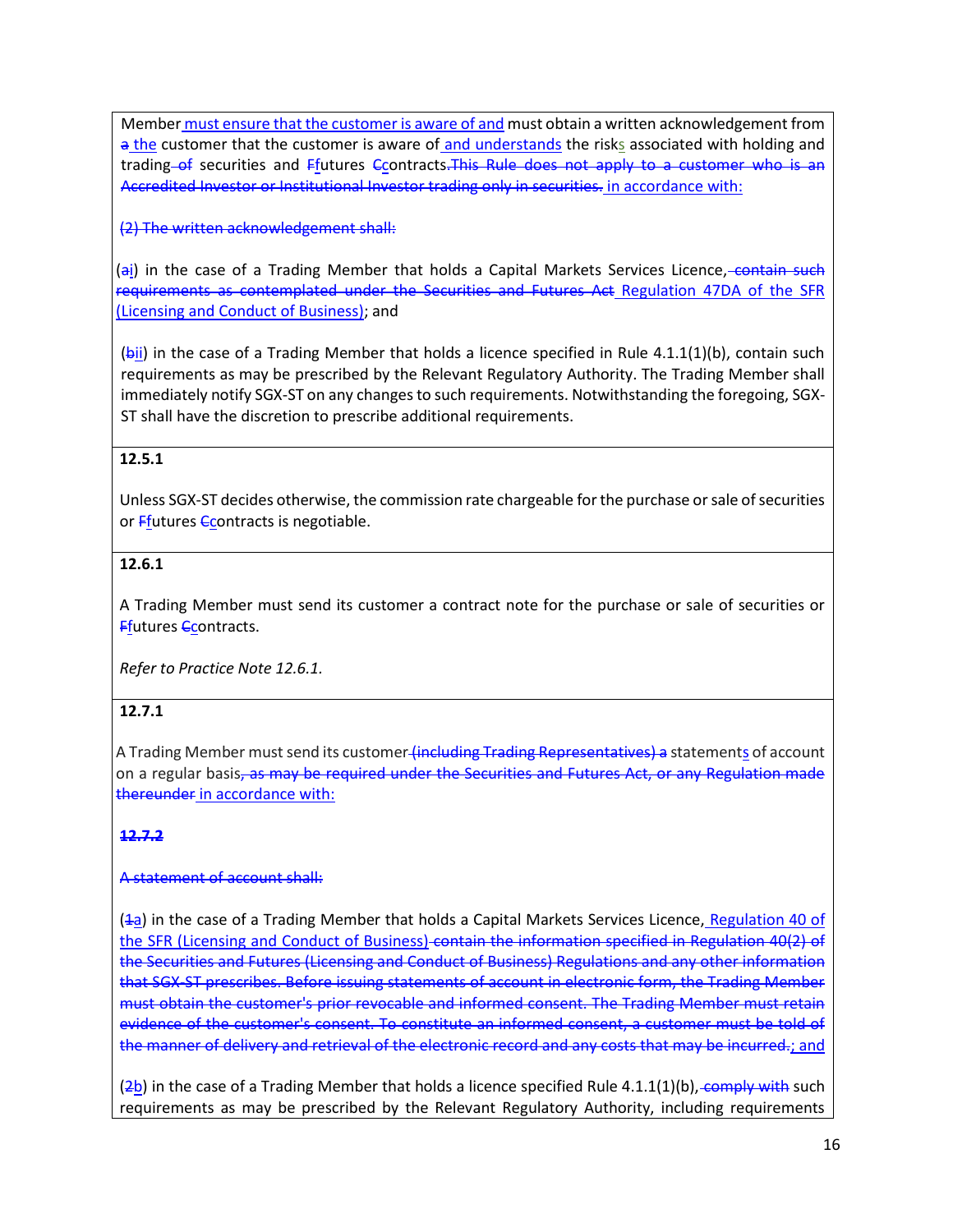Member must ensure that the customer is aware of and must obtain a written acknowledgement from ~~a~~ the customer that the customer is aware of and understands the risks associated with holding and trading ~~of~~ securities and ~~F~~futures ~~C~~contracts. ~~This Rule does not apply to a customer who is an Accredited Investor or Institutional Investor trading only in securities.~~ in accordance with:

~~(2) The written acknowledgement shall:~~

(~~a~~i) in the case of a Trading Member that holds a Capital Markets Services Licence, ~~contain such requirements as contemplated under the Securities and Futures Act~~ Regulation 47DA of the SFR (Licensing and Conduct of Business); and

(~~b~~ii) in the case of a Trading Member that holds a licence specified in Rule 4.1.1(1)(b), contain such requirements as may be prescribed by the Relevant Regulatory Authority. The Trading Member shall immediately notify SGX-ST on any changes to such requirements. Notwithstanding the foregoing, SGX-ST shall have the discretion to prescribe additional requirements.

**12.5.1**

Unless SGX-ST decides otherwise, the commission rate chargeable for the purchase or sale of securities or ~~F~~futures ~~C~~contracts is negotiable.

**12.6.1**

A Trading Member must send its customer a contract note for the purchase or sale of securities or ~~F~~futures ~~C~~contracts.

*Refer to Practice Note 12.6.1.*

**12.7.1**

A Trading Member must send its customer ~~(including Trading Representatives) a~~ statements of account on a regular basis~~, as may be required under the Securities and Futures Act, or any Regulation made thereunder~~ in accordance with:

~~**12.7.2**~~

~~A statement of account shall:~~

(~~1~~a) in the case of a Trading Member that holds a Capital Markets Services Licence, Regulation 40 of the SFR (Licensing and Conduct of Business) ~~contain the information specified in Regulation 40(2) of the Securities and Futures (Licensing and Conduct of Business) Regulations and any other information that SGX-ST prescribes. Before issuing statements of account in electronic form, the Trading Member must obtain the customer's prior revocable and informed consent. The Trading Member must retain evidence of the customer's consent. To constitute an informed consent, a customer must be told of the manner of delivery and retrieval of the electronic record and any costs that may be incurred.~~; and

(~~2~~b) in the case of a Trading Member that holds a licence specified Rule 4.1.1(1)(b), ~~comply with~~ such requirements as may be prescribed by the Relevant Regulatory Authority, including requirements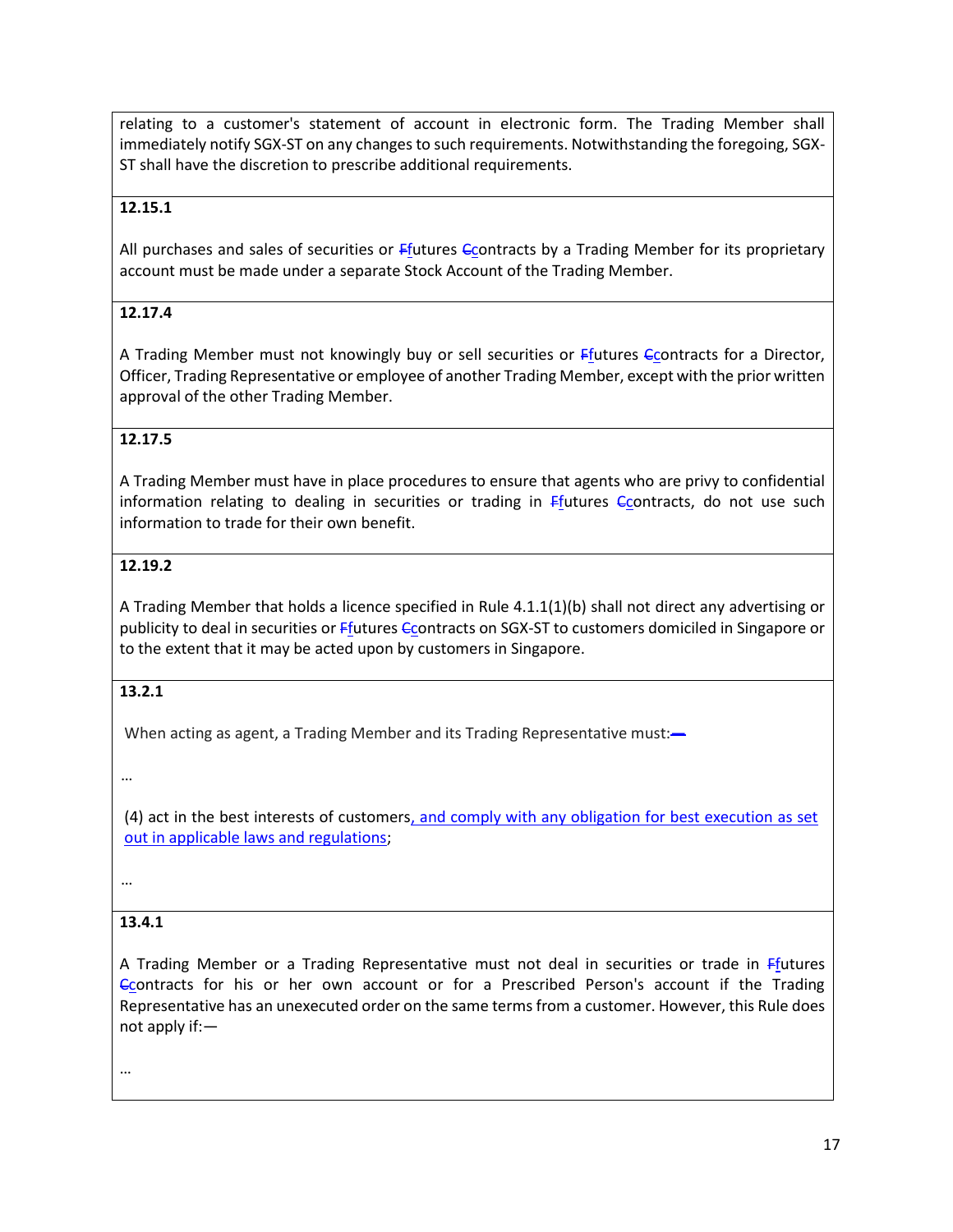relating to a customer's statement of account in electronic form. The Trading Member shall immediately notify SGX-ST on any changes to such requirements. Notwithstanding the foregoing, SGX-ST shall have the discretion to prescribe additional requirements.

**12.15.1**

All purchases and sales of securities or ~~F~~futures ~~C~~contracts by a Trading Member for its proprietary account must be made under a separate Stock Account of the Trading Member.

**12.17.4**

A Trading Member must not knowingly buy or sell securities or ~~F~~futures ~~C~~contracts for a Director, Officer, Trading Representative or employee of another Trading Member, except with the prior written approval of the other Trading Member.

**12.17.5**

A Trading Member must have in place procedures to ensure that agents who are privy to confidential information relating to dealing in securities or trading in ~~F~~futures ~~C~~contracts, do not use such information to trade for their own benefit.

**12.19.2**

A Trading Member that holds a licence specified in Rule 4.1.1(1)(b) shall not direct any advertising or publicity to deal in securities or ~~F~~futures ~~C~~contracts on SGX-ST to customers domiciled in Singapore or to the extent that it may be acted upon by customers in Singapore.

**13.2.1**

When acting as agent, a Trading Member and its Trading Representative must:~~—~~

…

(4) act in the best interests of customers, and comply with any obligation for best execution as set out in applicable laws and regulations;

…

**13.4.1**

A Trading Member or a Trading Representative must not deal in securities or trade in ~~F~~futures ~~C~~contracts for his or her own account or for a Prescribed Person's account if the Trading Representative has an unexecuted order on the same terms from a customer. However, this Rule does not apply if:—

…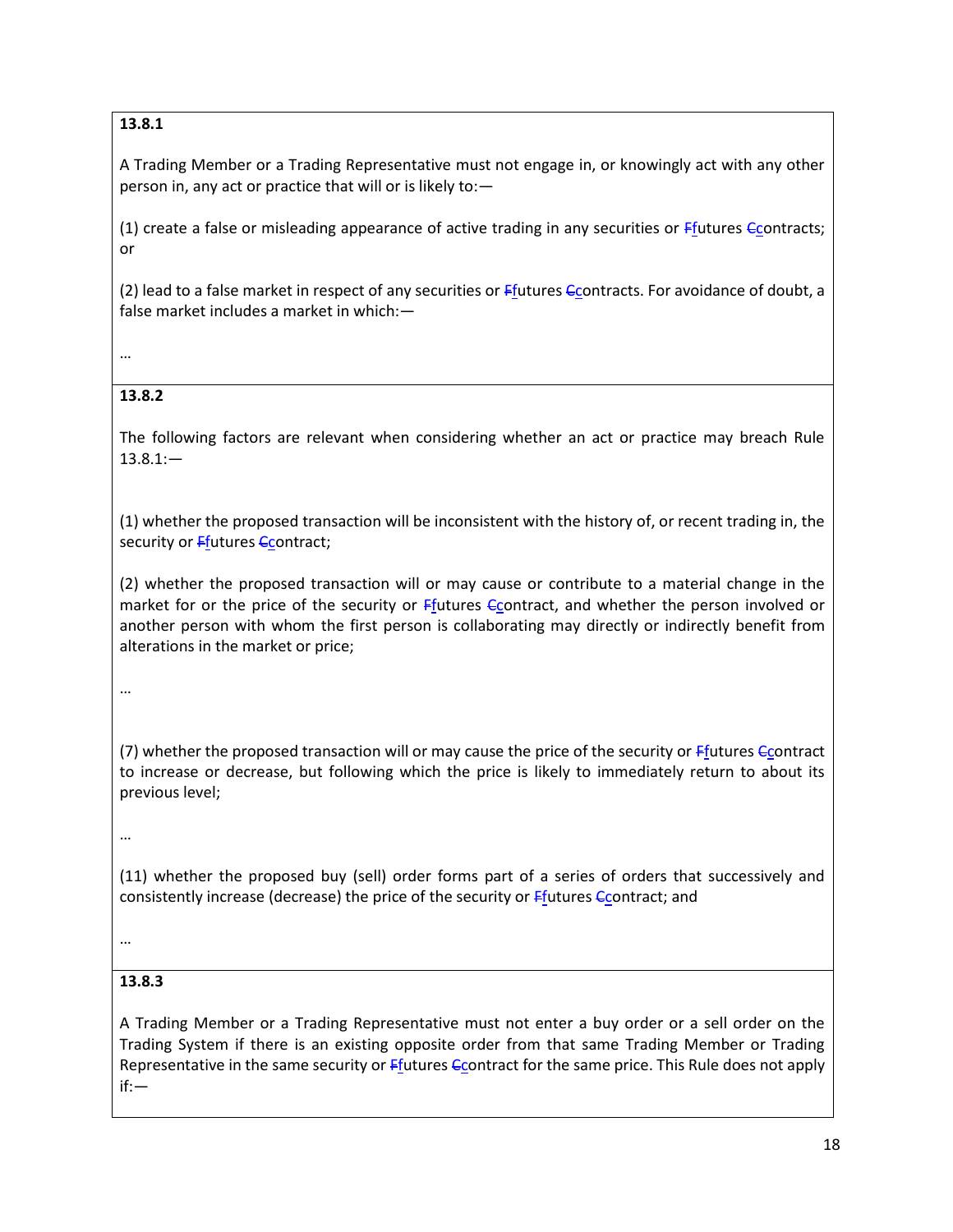**13.8.1**

A Trading Member or a Trading Representative must not engage in, or knowingly act with any other person in, any act or practice that will or is likely to:—

(1) create a false or misleading appearance of active trading in any securities or ~~F~~futures ~~C~~contracts; or

(2) lead to a false market in respect of any securities or ~~F~~futures ~~C~~contracts. For avoidance of doubt, a false market includes a market in which:—

…

**13.8.2**

The following factors are relevant when considering whether an act or practice may breach Rule 13.8.1:—

(1) whether the proposed transaction will be inconsistent with the history of, or recent trading in, the security or ~~F~~futures ~~C~~contract;

(2) whether the proposed transaction will or may cause or contribute to a material change in the market for or the price of the security or ~~F~~futures ~~C~~contract, and whether the person involved or another person with whom the first person is collaborating may directly or indirectly benefit from alterations in the market or price;

…

(7) whether the proposed transaction will or may cause the price of the security or ~~F~~futures ~~C~~contract to increase or decrease, but following which the price is likely to immediately return to about its previous level;

…

(11) whether the proposed buy (sell) order forms part of a series of orders that successively and consistently increase (decrease) the price of the security or ~~F~~futures ~~C~~contract; and

…

**13.8.3**

A Trading Member or a Trading Representative must not enter a buy order or a sell order on the Trading System if there is an existing opposite order from that same Trading Member or Trading Representative in the same security or ~~F~~futures ~~C~~contract for the same price. This Rule does not apply if:—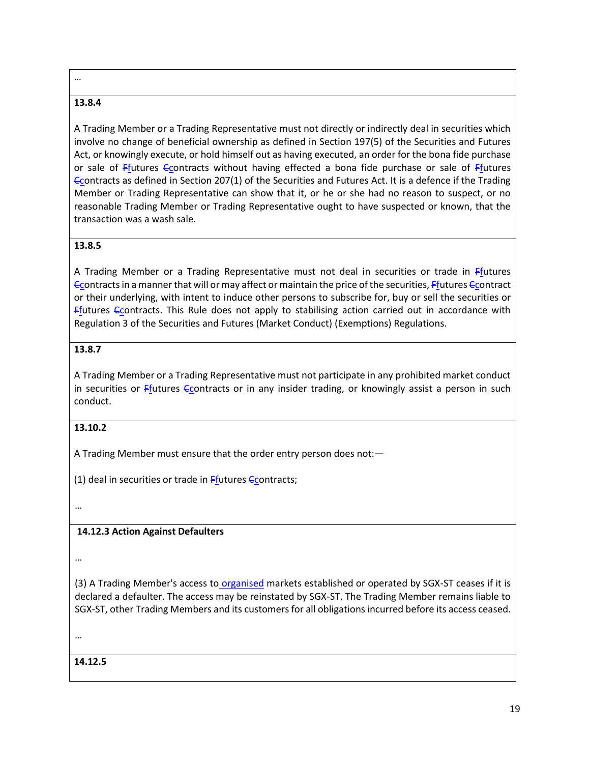…

**13.8.4**

A Trading Member or a Trading Representative must not directly or indirectly deal in securities which involve no change of beneficial ownership as defined in Section 197(5) of the Securities and Futures Act, or knowingly execute, or hold himself out as having executed, an order for the bona fide purchase or sale of ~~F~~futures ~~C~~contracts without having effected a bona fide purchase or sale of ~~F~~futures ~~C~~contracts as defined in Section 207(1) of the Securities and Futures Act. It is a defence if the Trading Member or Trading Representative can show that it, or he or she had no reason to suspect, or no reasonable Trading Member or Trading Representative ought to have suspected or known, that the transaction was a wash sale.

**13.8.5**

A Trading Member or a Trading Representative must not deal in securities or trade in ~~F~~futures ~~C~~contracts in a manner that will or may affect or maintain the price of the securities, ~~F~~futures ~~C~~contract or their underlying, with intent to induce other persons to subscribe for, buy or sell the securities or ~~F~~futures ~~C~~contracts. This Rule does not apply to stabilising action carried out in accordance with Regulation 3 of the Securities and Futures (Market Conduct) (Exemptions) Regulations.

**13.8.7**

A Trading Member or a Trading Representative must not participate in any prohibited market conduct in securities or ~~F~~futures ~~C~~contracts or in any insider trading, or knowingly assist a person in such conduct.

**13.10.2**

A Trading Member must ensure that the order entry person does not:—

(1) deal in securities or trade in ~~F~~futures ~~C~~contracts;

…

**14.12.3 Action Against Defaulters**

…

(3) A Trading Member's access to organised markets established or operated by SGX-ST ceases if it is declared a defaulter. The access may be reinstated by SGX-ST. The Trading Member remains liable to SGX-ST, other Trading Members and its customers for all obligations incurred before its access ceased.

…

**14.12.5**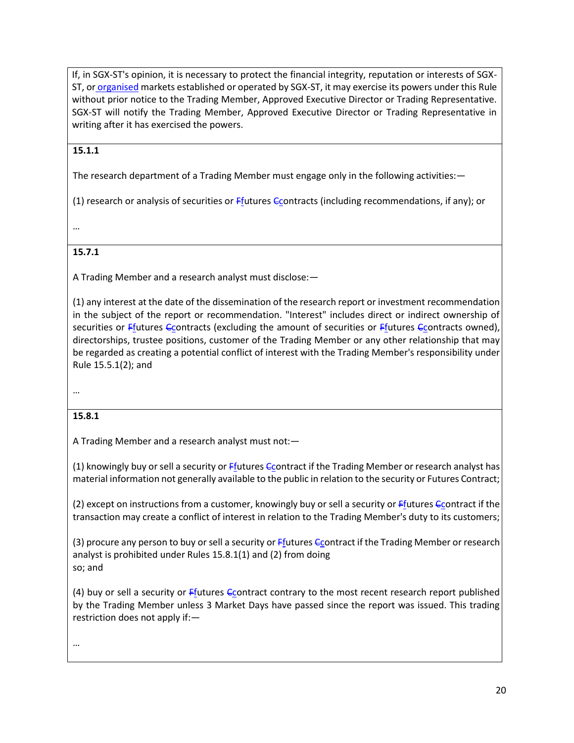If, in SGX-ST's opinion, it is necessary to protect the financial integrity, reputation or interests of SGX-ST, or organised markets established or operated by SGX-ST, it may exercise its powers under this Rule without prior notice to the Trading Member, Approved Executive Director or Trading Representative. SGX-ST will notify the Trading Member, Approved Executive Director or Trading Representative in writing after it has exercised the powers.

**15.1.1**

The research department of a Trading Member must engage only in the following activities:—

(1) research or analysis of securities or ~~F~~futures ~~C~~contracts (including recommendations, if any); or

…

**15.7.1**

A Trading Member and a research analyst must disclose:—

(1) any interest at the date of the dissemination of the research report or investment recommendation in the subject of the report or recommendation. "Interest" includes direct or indirect ownership of securities or ~~F~~futures ~~C~~contracts (excluding the amount of securities or ~~F~~futures ~~C~~contracts owned), directorships, trustee positions, customer of the Trading Member or any other relationship that may be regarded as creating a potential conflict of interest with the Trading Member's responsibility under Rule 15.5.1(2); and

…

**15.8.1**

A Trading Member and a research analyst must not:—

(1) knowingly buy or sell a security or ~~F~~futures ~~C~~contract if the Trading Member or research analyst has material information not generally available to the public in relation to the security or Futures Contract;

(2) except on instructions from a customer, knowingly buy or sell a security or ~~F~~futures ~~C~~contract if the transaction may create a conflict of interest in relation to the Trading Member's duty to its customers;

(3) procure any person to buy or sell a security or ~~F~~futures ~~C~~contract if the Trading Member or research analyst is prohibited under Rules 15.8.1(1) and (2) from doing so; and

(4) buy or sell a security or ~~F~~futures ~~C~~contract contrary to the most recent research report published by the Trading Member unless 3 Market Days have passed since the report was issued. This trading restriction does not apply if:—

…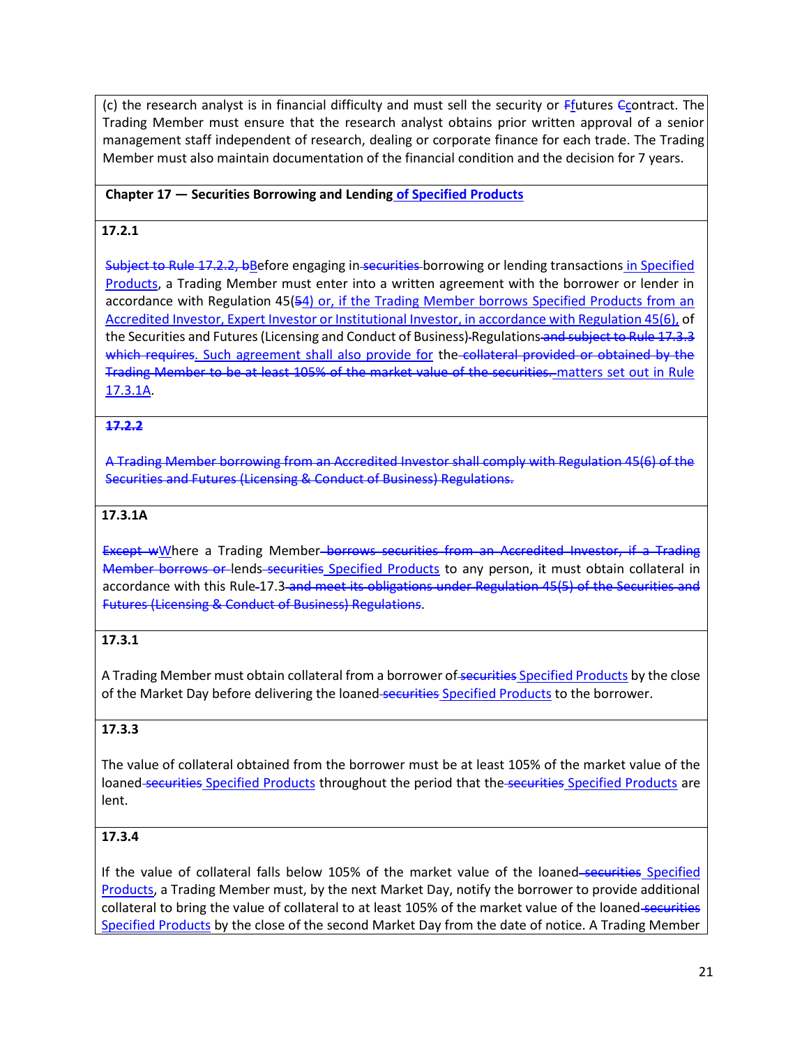(c) the research analyst is in financial difficulty and must sell the security or ~~F~~futures ~~C~~contract. The Trading Member must ensure that the research analyst obtains prior written approval of a senior management staff independent of research, dealing or corporate finance for each trade. The Trading Member must also maintain documentation of the financial condition and the decision for 7 years.

**Chapter 17 — Securities Borrowing and Lending of Specified Products**

**17.2.1**

~~Subject to Rule 17.2.2, b~~Before engaging in ~~securities~~ borrowing or lending transactions in Specified Products, a Trading Member must enter into a written agreement with the borrower or lender in accordance with Regulation 45(~~5~~4) or, if the Trading Member borrows Specified Products from an Accredited Investor, Expert Investor or Institutional Investor, in accordance with Regulation 45(6), of the Securities and Futures (Licensing and Conduct of Business) Regulations ~~and subject to Rule 17.3.3 which requires~~. Such agreement shall also provide for the ~~collateral provided or obtained by the Trading Member to be at least 105% of the market value of the securities.~~ matters set out in Rule 17.3.1A.

~~**17.2.2**~~

~~A Trading Member borrowing from an Accredited Investor shall comply with Regulation 45(6) of the Securities and Futures (Licensing & Conduct of Business) Regulations.~~

**17.3.1A**

~~Except w~~Where a Trading Member ~~borrows securities from an Accredited Investor, if a Trading Member borrows or~~ lends ~~securities~~ Specified Products to any person, it must obtain collateral in accordance with this Rule 17.3 ~~and meet its obligations under Regulation 45(5) of the Securities and Futures (Licensing & Conduct of Business) Regulations~~.

**17.3.1**

A Trading Member must obtain collateral from a borrower of ~~securities~~ Specified Products by the close of the Market Day before delivering the loaned ~~securities~~ Specified Products to the borrower.

**17.3.3**

The value of collateral obtained from the borrower must be at least 105% of the market value of the loaned ~~securities~~ Specified Products throughout the period that the ~~securities~~ Specified Products are lent.

**17.3.4**

If the value of collateral falls below 105% of the market value of the loaned ~~securities~~ Specified Products, a Trading Member must, by the next Market Day, notify the borrower to provide additional collateral to bring the value of collateral to at least 105% of the market value of the loaned ~~securities~~ Specified Products by the close of the second Market Day from the date of notice. A Trading Member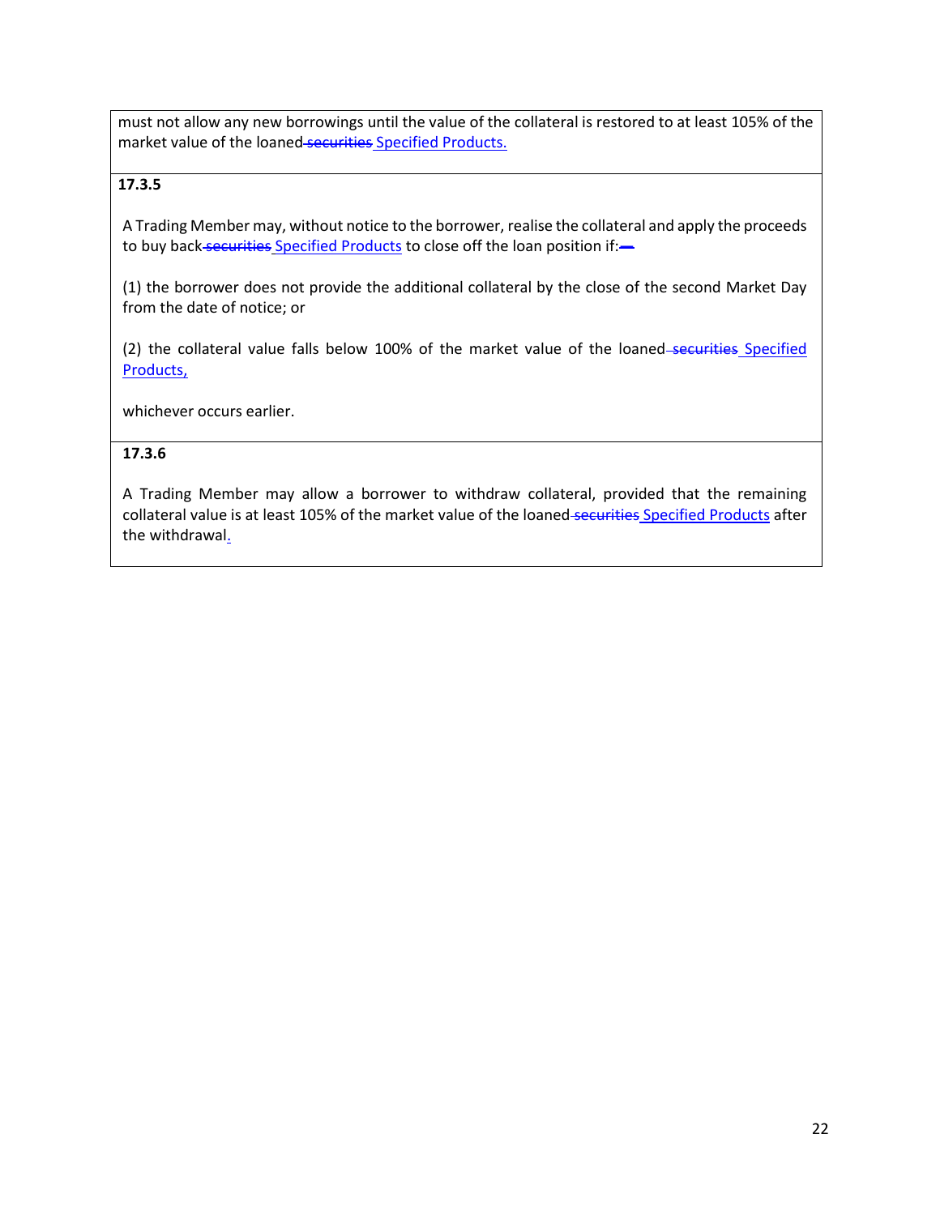must not allow any new borrowings until the value of the collateral is restored to at least 105% of the market value of the loaned ~~securities~~ Specified Products.

**17.3.5**

A Trading Member may, without notice to the borrower, realise the collateral and apply the proceeds to buy back ~~securities~~ Specified Products to close off the loan position if:—

(1) the borrower does not provide the additional collateral by the close of the second Market Day from the date of notice; or

(2) the collateral value falls below 100% of the market value of the loaned ~~securities~~ Specified Products,

whichever occurs earlier.

**17.3.6**

A Trading Member may allow a borrower to withdraw collateral, provided that the remaining collateral value is at least 105% of the market value of the loaned ~~securities~~ Specified Products after the withdrawal.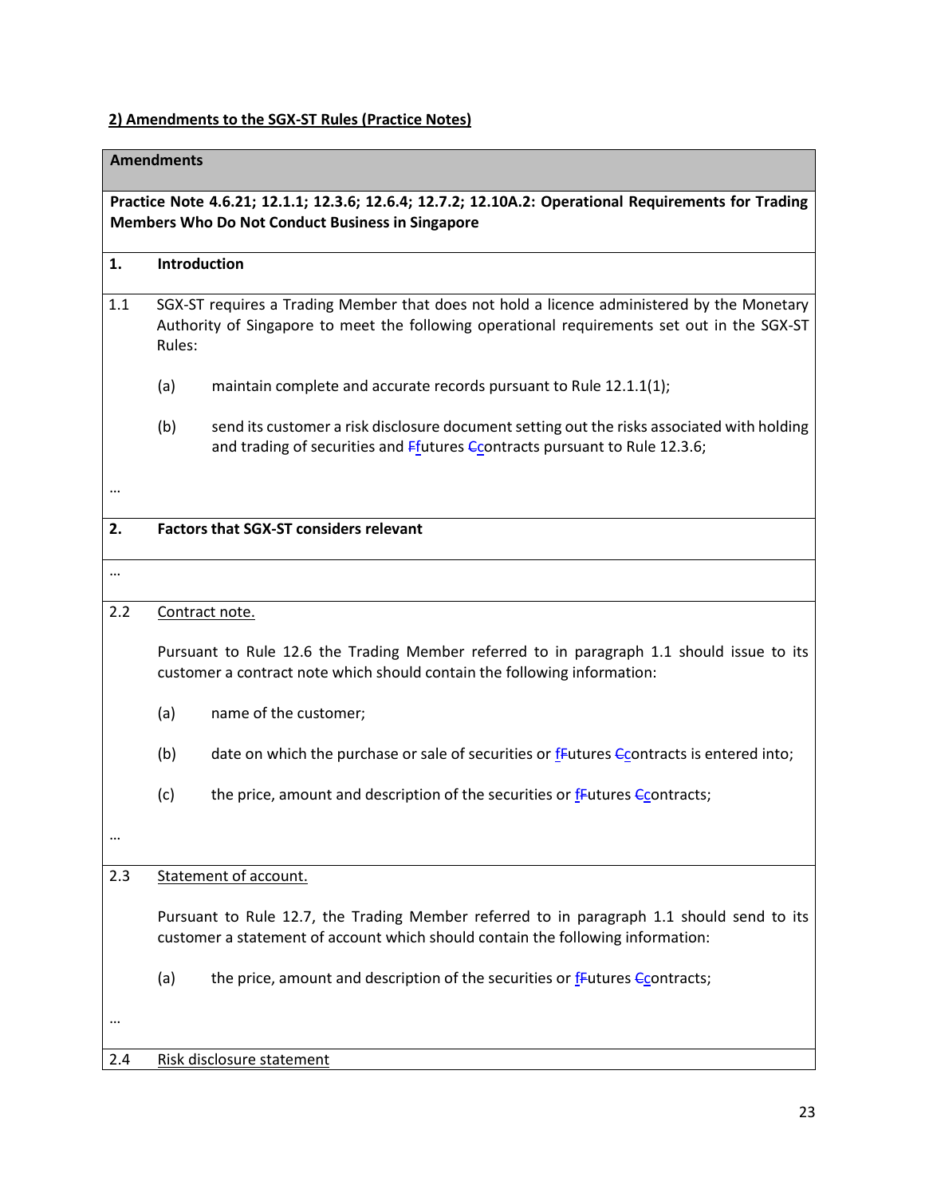**2) Amendments to the SGX-ST Rules (Practice Notes)**

**Amendments**

**Practice Note 4.6.21; 12.1.1; 12.3.6; 12.6.4; 12.7.2; 12.10A.2: Operational Requirements for Trading Members Who Do Not Conduct Business in Singapore**

**1. Introduction**

1.1 SGX-ST requires a Trading Member that does not hold a licence administered by the Monetary Authority of Singapore to meet the following operational requirements set out in the SGX-ST Rules:

(a) maintain complete and accurate records pursuant to Rule 12.1.1(1);

(b) send its customer a risk disclosure document setting out the risks associated with holding and trading of securities and ~~F~~futures ~~C~~contracts pursuant to Rule 12.3.6;

…

**2. Factors that SGX-ST considers relevant**

…

2.2 Contract note.

Pursuant to Rule 12.6 the Trading Member referred to in paragraph 1.1 should issue to its customer a contract note which should contain the following information:

(a) name of the customer;

(b) date on which the purchase or sale of securities or f~~F~~utures ~~C~~contracts is entered into;

(c) the price, amount and description of the securities or f~~F~~utures ~~C~~contracts;

…

2.3 Statement of account.

Pursuant to Rule 12.7, the Trading Member referred to in paragraph 1.1 should send to its customer a statement of account which should contain the following information:

(a) the price, amount and description of the securities or f~~F~~utures ~~C~~contracts;

…

2.4 Risk disclosure statement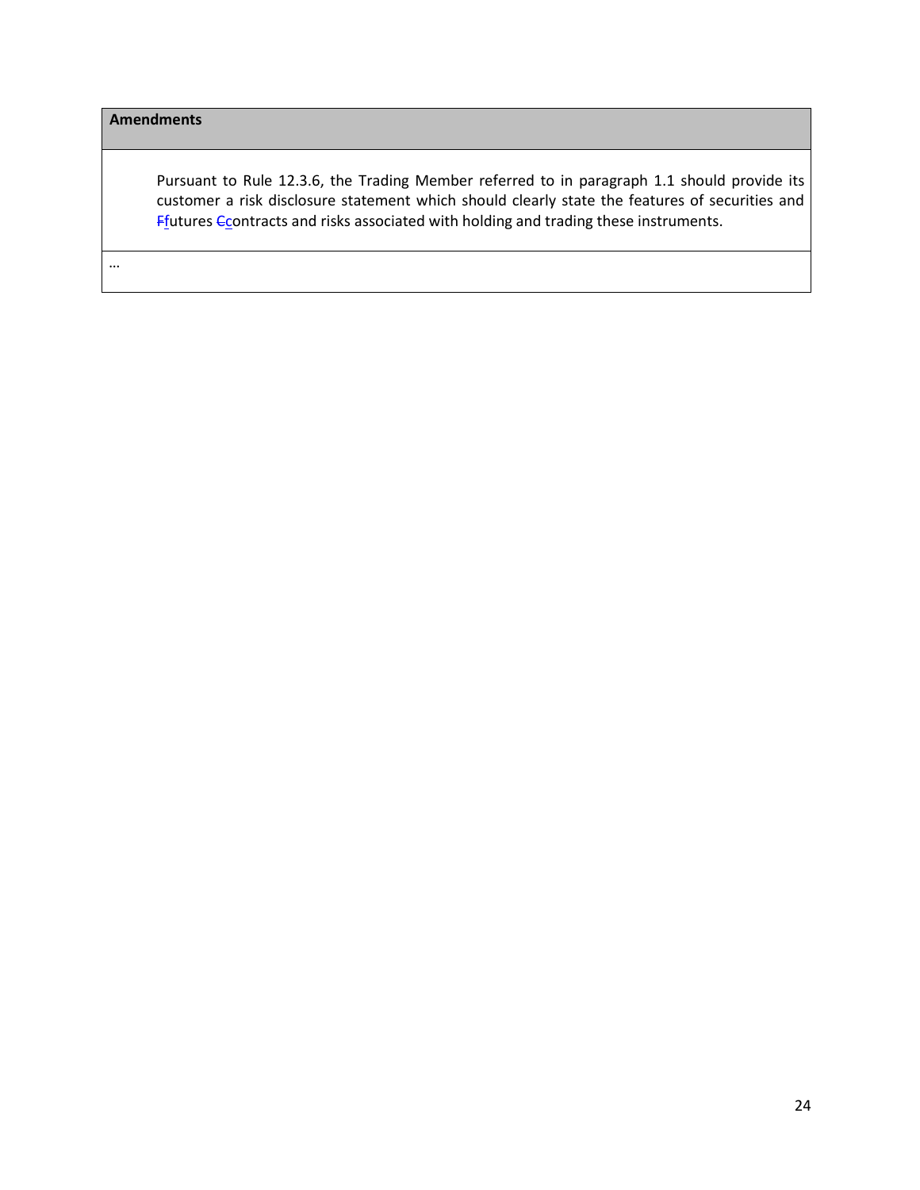| Amendments |
| --- |
| Pursuant to Rule 12.3.6, the Trading Member referred to in paragraph 1.1 should provide its customer a risk disclosure statement which should clearly state the features of securities and ~~F~~futures ~~C~~contracts and risks associated with holding and trading these instruments. |
| … |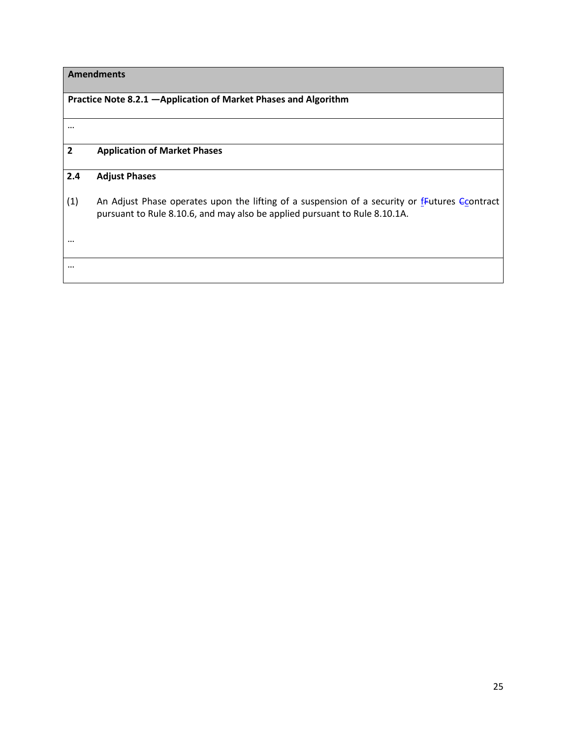**Amendments**

**Practice Note 8.2.1 —Application of Market Phases and Algorithm**

…

**2 Application of Market Phases**

**2.4 Adjust Phases**

(1) An Adjust Phase operates upon the lifting of a suspension of a security or fFutures Ccontract pursuant to Rule 8.10.6, and may also be applied pursuant to Rule 8.10.1A.

…

…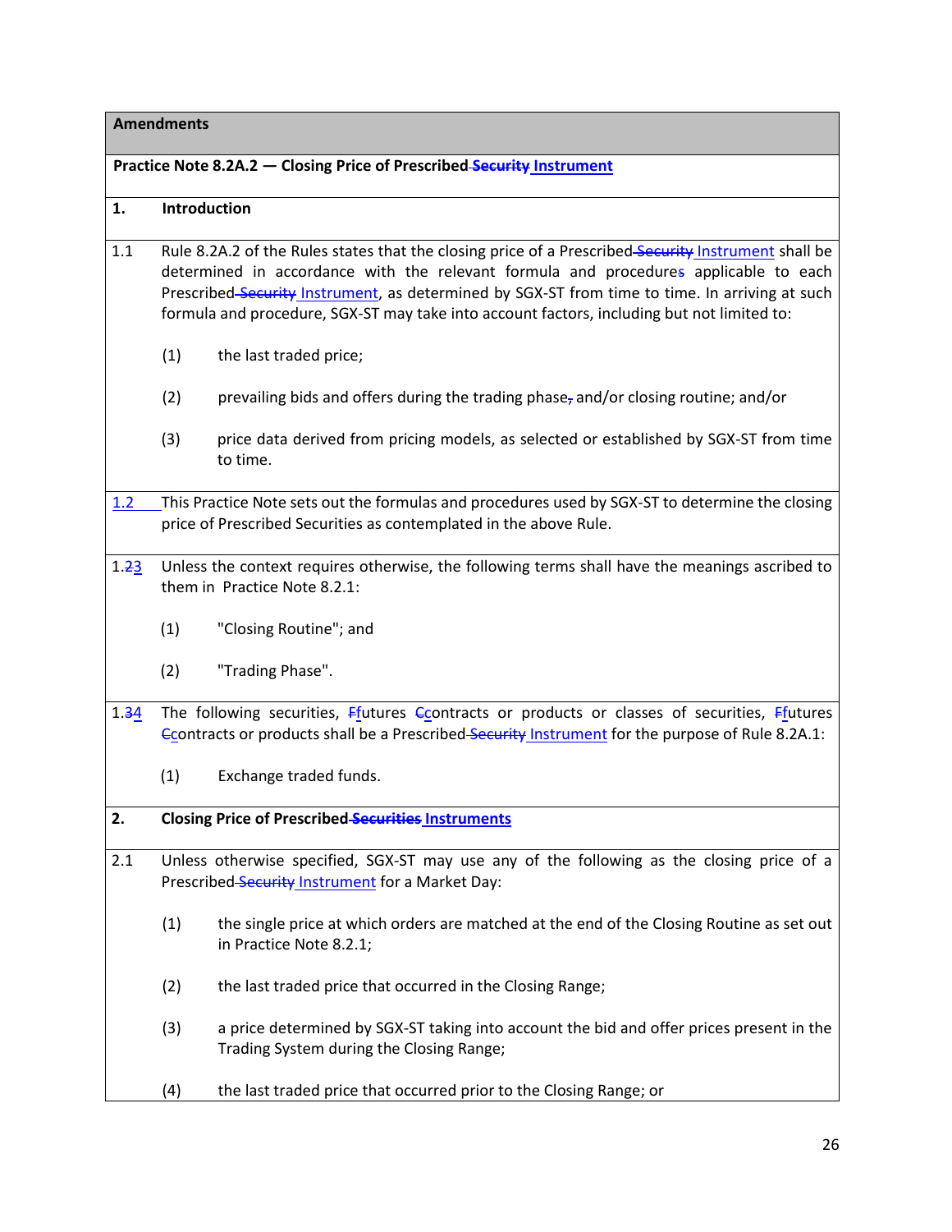**Amendments**

**Practice Note 8.2A.2 — Closing Price of Prescribed ~~Security~~ Instrument**

**1. Introduction**

1.1 Rule 8.2A.2 of the Rules states that the closing price of a Prescribed ~~Security~~ Instrument shall be determined in accordance with the relevant formula and procedure~~s~~ applicable to each Prescribed ~~Security~~ Instrument, as determined by SGX-ST from time to time. In arriving at such formula and procedure, SGX-ST may take into account factors, including but not limited to:

(1) the last traded price;

(2) prevailing bids and offers during the trading phase~~,~~ and/or closing routine; and/or

(3) price data derived from pricing models, as selected or established by SGX-ST from time to time.

1.2 This Practice Note sets out the formulas and procedures used by SGX-ST to determine the closing price of Prescribed Securities as contemplated in the above Rule.

1.~~2~~3 Unless the context requires otherwise, the following terms shall have the meanings ascribed to them in Practice Note 8.2.1:

(1) "Closing Routine"; and

(2) "Trading Phase".

1.~~3~~4 The following securities, ~~F~~futures ~~C~~contracts or products or classes of securities, ~~F~~futures ~~C~~contracts or products shall be a Prescribed ~~Security~~ Instrument for the purpose of Rule 8.2A.1:

(1) Exchange traded funds.

**2. Closing Price of Prescribed ~~Securities~~ Instruments**

2.1 Unless otherwise specified, SGX-ST may use any of the following as the closing price of a Prescribed ~~Security~~ Instrument for a Market Day:

(1) the single price at which orders are matched at the end of the Closing Routine as set out in Practice Note 8.2.1;

(2) the last traded price that occurred in the Closing Range;

(3) a price determined by SGX-ST taking into account the bid and offer prices present in the Trading System during the Closing Range;

(4) the last traded price that occurred prior to the Closing Range; or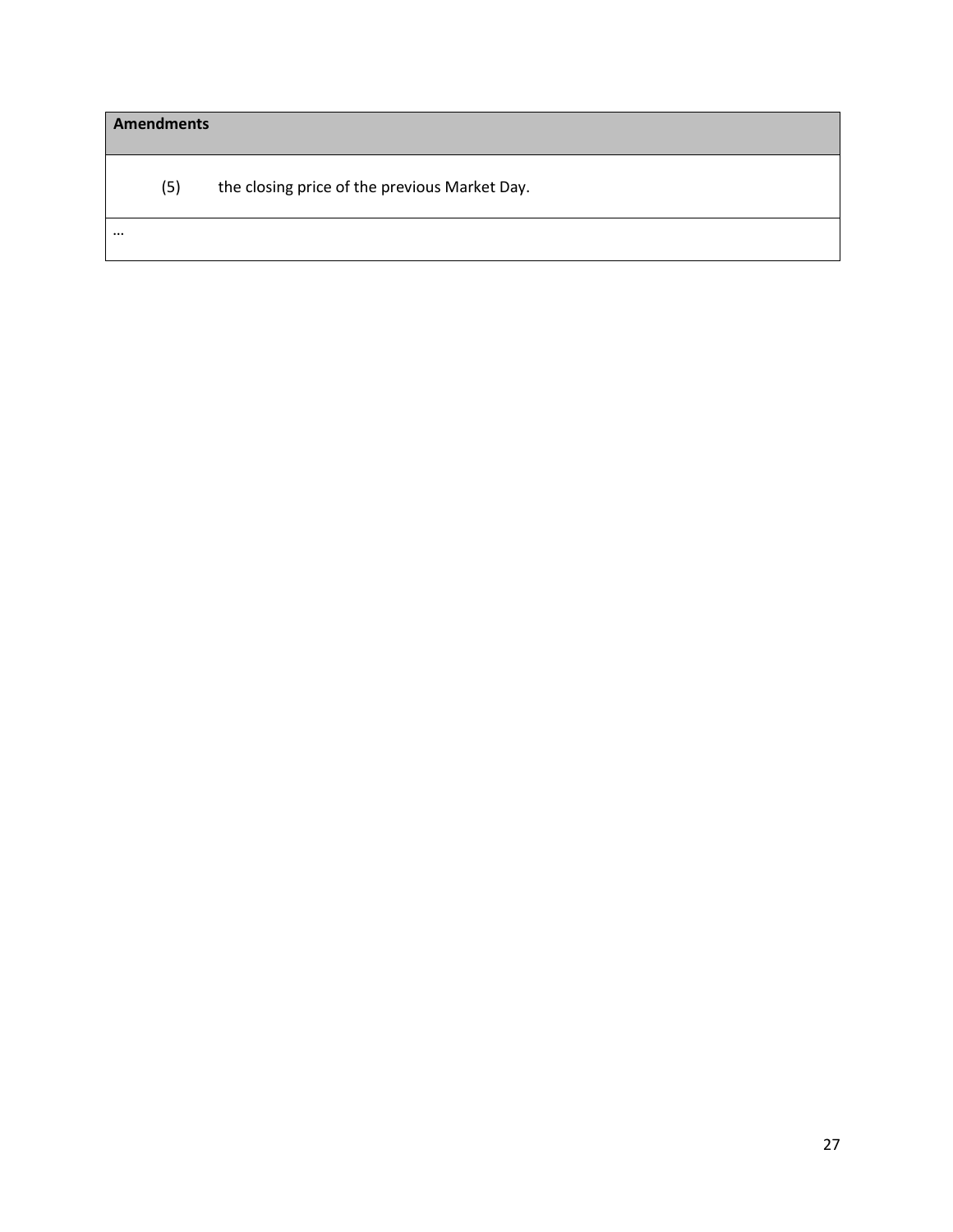| Amendments |
| --- |
| (5) the closing price of the previous Market Day. |
| … |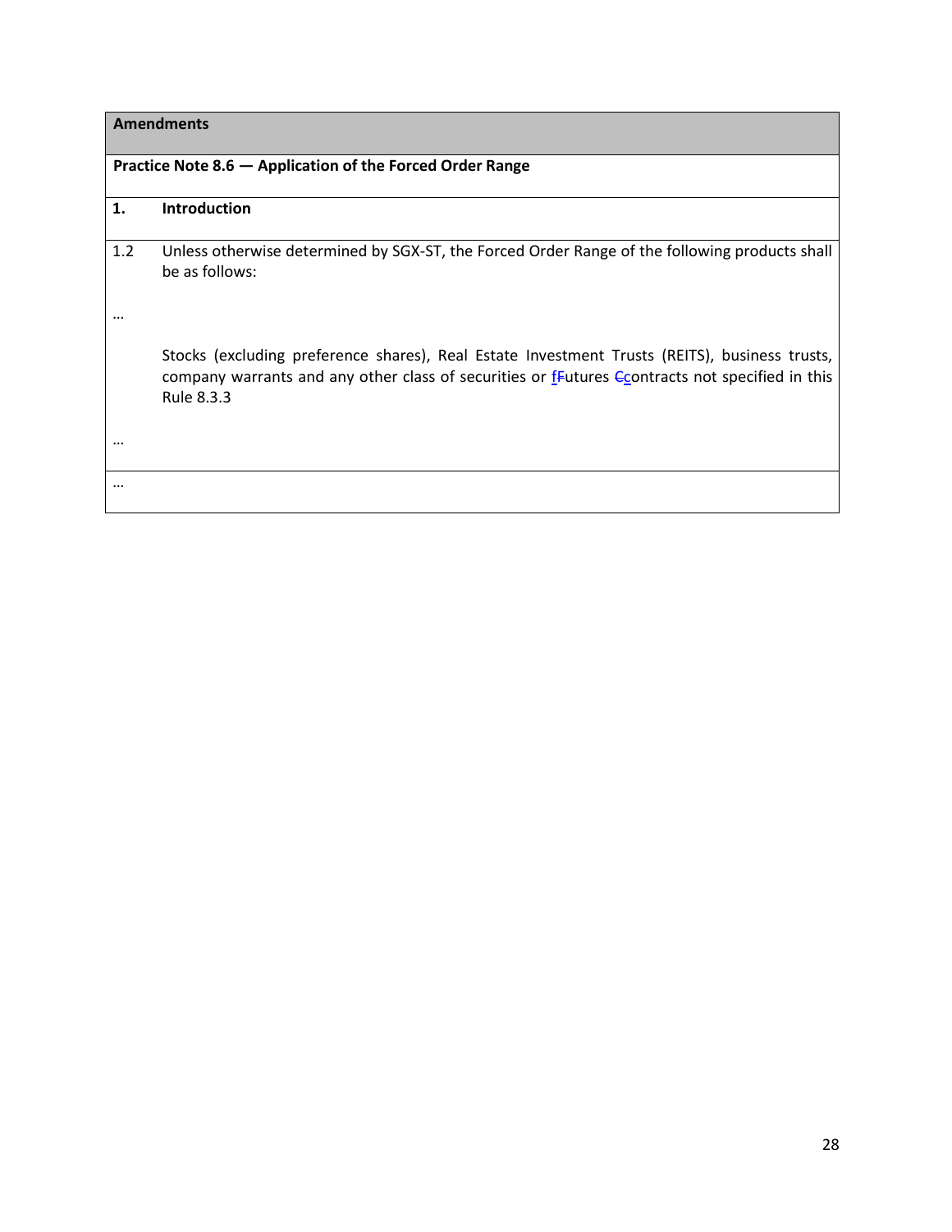**Amendments**

**Practice Note 8.6 — Application of the Forced Order Range**

**1. Introduction**

1.2 Unless otherwise determined by SGX-ST, the Forced Order Range of the following products shall be as follows:

…

Stocks (excluding preference shares), Real Estate Investment Trusts (REITS), business trusts, company warrants and any other class of securities or ~~F~~futures ~~C~~contracts not specified in this Rule 8.3.3

…

…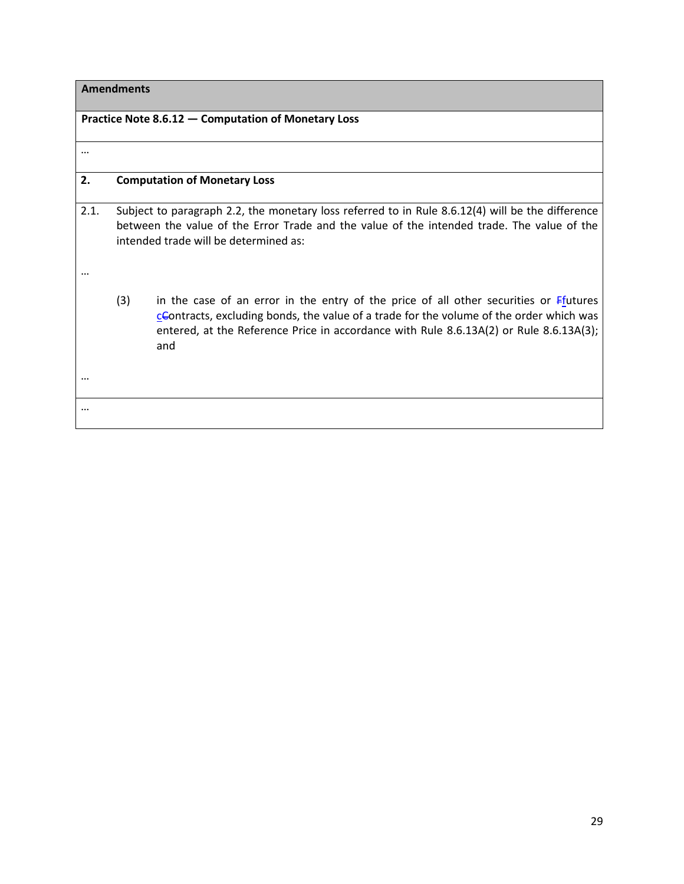**Amendments**

**Practice Note 8.6.12 — Computation of Monetary Loss**

…

**2. Computation of Monetary Loss**

2.1. Subject to paragraph 2.2, the monetary loss referred to in Rule 8.6.12(4) will be the difference between the value of the Error Trade and the value of the intended trade. The value of the intended trade will be determined as:

…

(3) in the case of an error in the entry of the price of all other securities or ~~F~~futures c~~C~~ontracts, excluding bonds, the value of a trade for the volume of the order which was entered, at the Reference Price in accordance with Rule 8.6.13A(2) or Rule 8.6.13A(3); and

…

…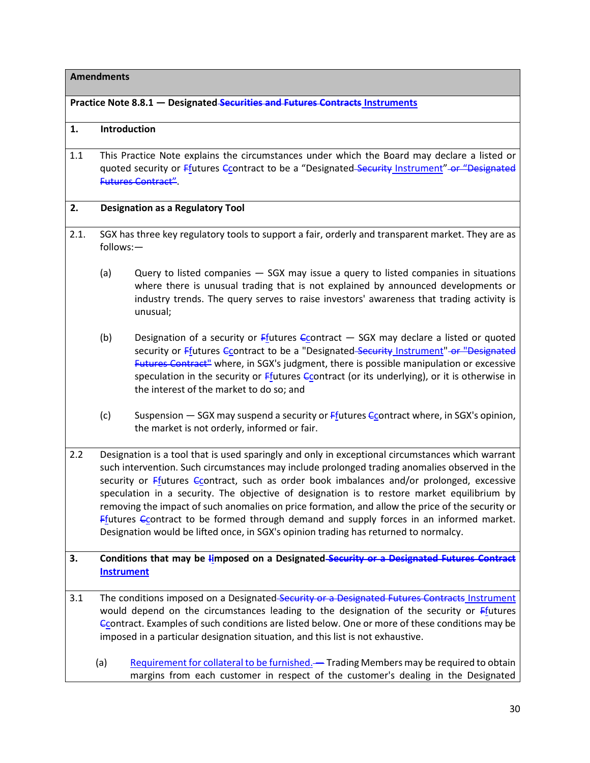**Amendments**

**Practice Note 8.8.1 — Designated ~~Securities and Futures Contracts~~ Instruments**

**1. Introduction**

1.1 This Practice Note explains the circumstances under which the Board may declare a listed or quoted security or ~~F~~futures ~~C~~contract to be a "Designated ~~Security~~ Instrument" ~~or "Designated Futures Contract"~~.

**2. Designation as a Regulatory Tool**

2.1. SGX has three key regulatory tools to support a fair, orderly and transparent market. They are as follows:—

(a) Query to listed companies — SGX may issue a query to listed companies in situations where there is unusual trading that is not explained by announced developments or industry trends. The query serves to raise investors' awareness that trading activity is unusual;

(b) Designation of a security or ~~F~~futures ~~C~~contract — SGX may declare a listed or quoted security or ~~F~~futures ~~C~~contract to be a "Designated ~~Security~~ Instrument" ~~or "Designated Futures Contract"~~ where, in SGX's judgment, there is possible manipulation or excessive speculation in the security or ~~F~~futures ~~C~~contract (or its underlying), or it is otherwise in the interest of the market to do so; and

(c) Suspension — SGX may suspend a security or ~~F~~futures ~~C~~contract where, in SGX's opinion, the market is not orderly, informed or fair.

2.2 Designation is a tool that is used sparingly and only in exceptional circumstances which warrant such intervention. Such circumstances may include prolonged trading anomalies observed in the security or ~~F~~futures ~~C~~contract, such as order book imbalances and/or prolonged, excessive speculation in a security. The objective of designation is to restore market equilibrium by removing the impact of such anomalies on price formation, and allow the price of the security or ~~F~~futures ~~C~~contract to be formed through demand and supply forces in an informed market. Designation would be lifted once, in SGX's opinion trading has returned to normalcy.

**3. Conditions that may be ~~I~~imposed on a Designated ~~Security or a Designated Futures Contract~~ Instrument**

3.1 The conditions imposed on a Designated ~~Security or a Designated Futures Contracts~~ Instrument would depend on the circumstances leading to the designation of the security or ~~F~~futures ~~C~~contract. Examples of such conditions are listed below. One or more of these conditions may be imposed in a particular designation situation, and this list is not exhaustive.

(a) Requirement for collateral to be furnished. ~~—~~ Trading Members may be required to obtain margins from each customer in respect of the customer's dealing in the Designated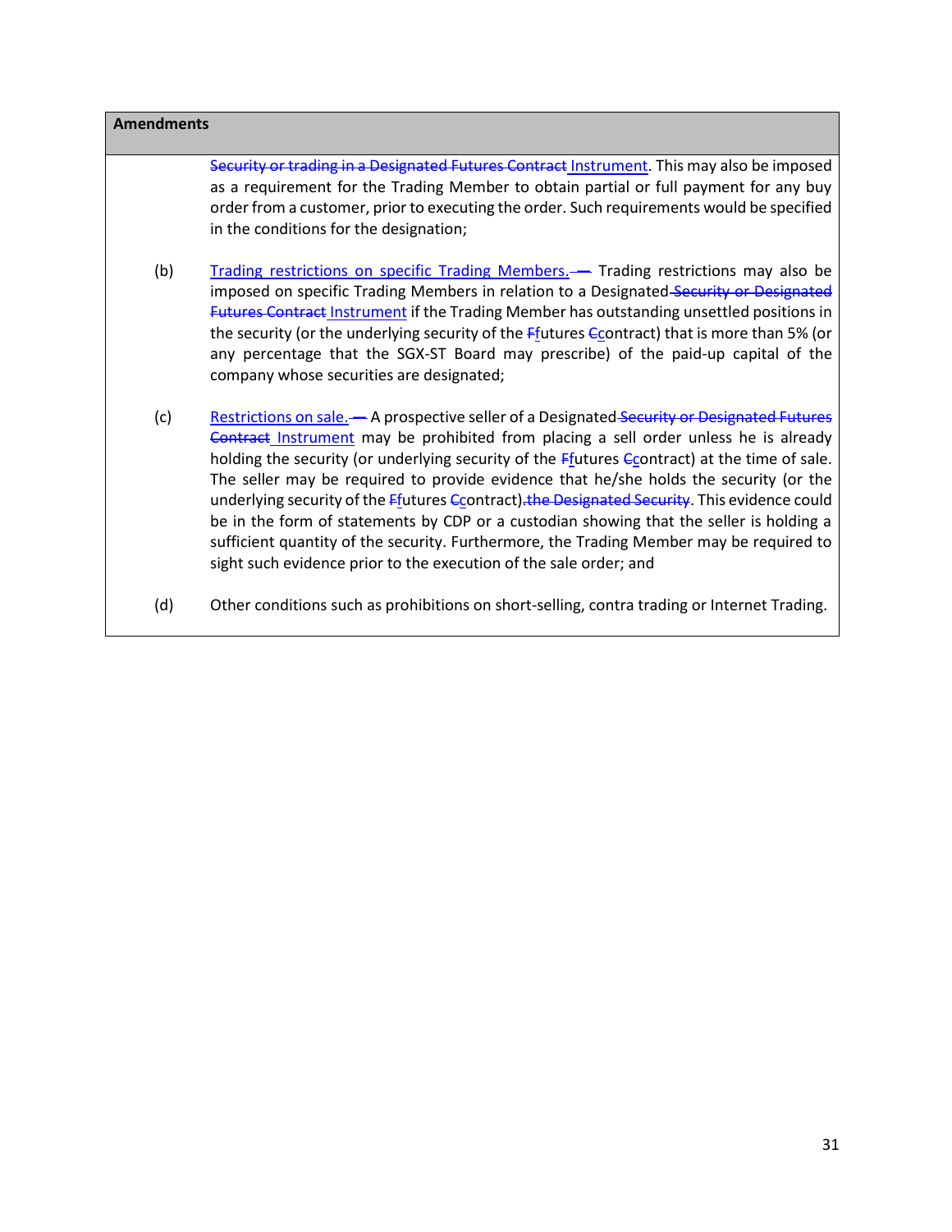**Amendments**

~~Security or trading in a Designated Futures Contract~~ Instrument. This may also be imposed as a requirement for the Trading Member to obtain partial or full payment for any buy order from a customer, prior to executing the order. Such requirements would be specified in the conditions for the designation;

(b) Trading restrictions on specific Trading Members. ~~—~~ Trading restrictions may also be imposed on specific Trading Members in relation to a Designated ~~Security or Designated Futures Contract~~ Instrument if the Trading Member has outstanding unsettled positions in the security (or the underlying security of the ~~F~~futures ~~C~~contract) that is more than 5% (or any percentage that the SGX-ST Board may prescribe) of the paid-up capital of the company whose securities are designated;

(c) Restrictions on sale. ~~—~~ A prospective seller of a Designated ~~Security or Designated Futures Contract~~ Instrument may be prohibited from placing a sell order unless he is already holding the security (or underlying security of the ~~F~~futures ~~C~~contract) at the time of sale. The seller may be required to provide evidence that he/she holds the security (or the underlying security of the ~~F~~futures ~~C~~contract). ~~the Designated Security~~. This evidence could be in the form of statements by CDP or a custodian showing that the seller is holding a sufficient quantity of the security. Furthermore, the Trading Member may be required to sight such evidence prior to the execution of the sale order; and

(d) Other conditions such as prohibitions on short-selling, contra trading or Internet Trading.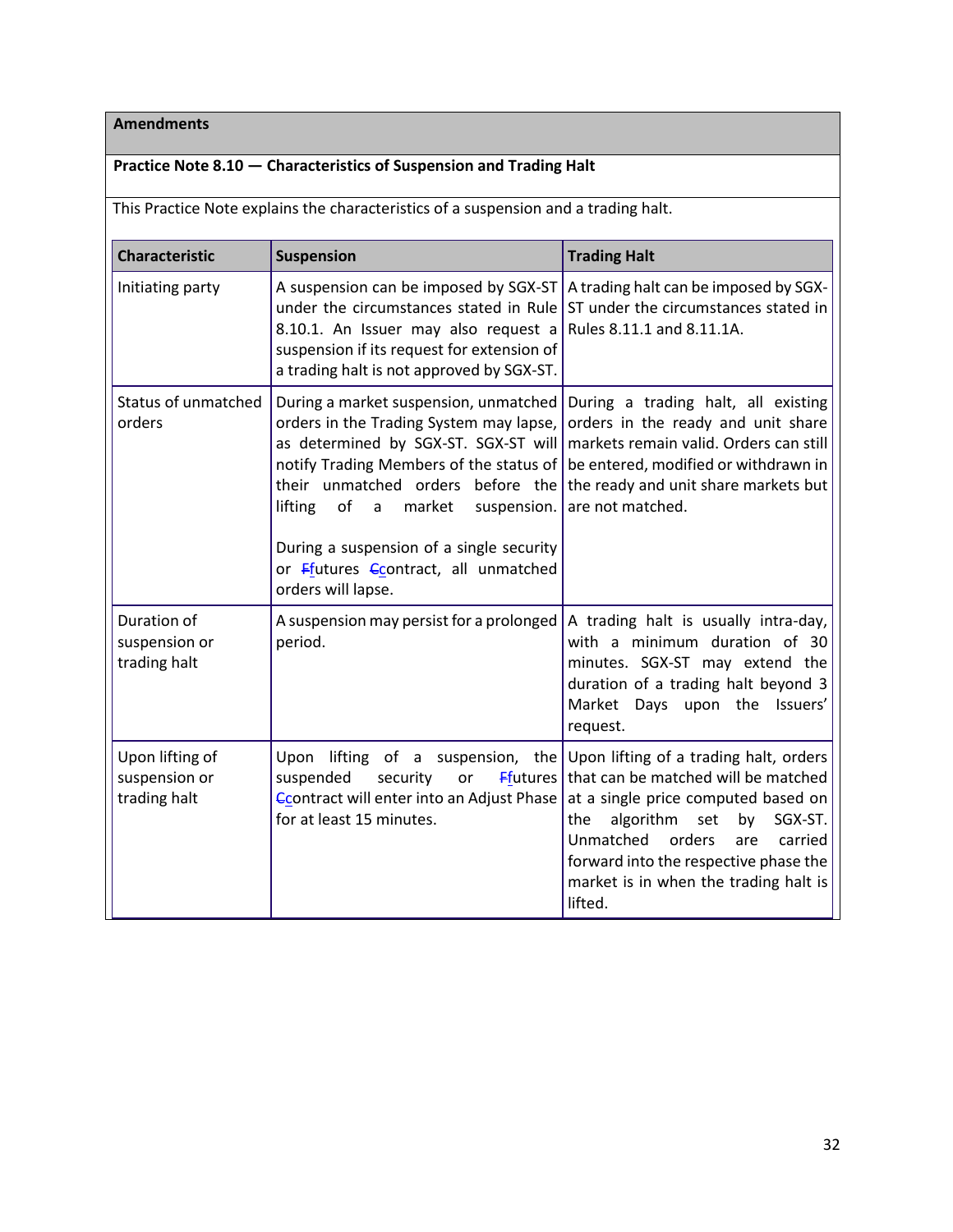**Amendments**

**Practice Note 8.10 — Characteristics of Suspension and Trading Halt**

This Practice Note explains the characteristics of a suspension and a trading halt.

| Characteristic | Suspension | Trading Halt |
|---|---|---|
| Initiating party | A suspension can be imposed by SGX-ST under the circumstances stated in Rule 8.10.1. An Issuer may also request a suspension if its request for extension of a trading halt is not approved by SGX-ST. | A trading halt can be imposed by SGX-ST under the circumstances stated in Rules 8.11.1 and 8.11.1A. |
| Status of unmatched orders | During a market suspension, unmatched orders in the Trading System may lapse, as determined by SGX-ST. SGX-ST will notify Trading Members of the status of their unmatched orders before the lifting of a market suspension.<br><br>During a suspension of a single security or ~~F~~futures ~~C~~contract, all unmatched orders will lapse. | During a trading halt, all existing orders in the ready and unit share markets remain valid. Orders can still be entered, modified or withdrawn in the ready and unit share markets but are not matched. |
| Duration of suspension or trading halt | A suspension may persist for a prolonged period. | A trading halt is usually intra-day, with a minimum duration of 30 minutes. SGX-ST may extend the duration of a trading halt beyond 3 Market Days upon the Issuers' request. |
| Upon lifting of suspension or trading halt | Upon lifting of a suspension, the suspended security or ~~F~~futures ~~C~~contract will enter into an Adjust Phase for at least 15 minutes. | Upon lifting of a trading halt, orders that can be matched will be matched at a single price computed based on the algorithm set by SGX-ST. Unmatched orders are carried forward into the respective phase the market is in when the trading halt is lifted. |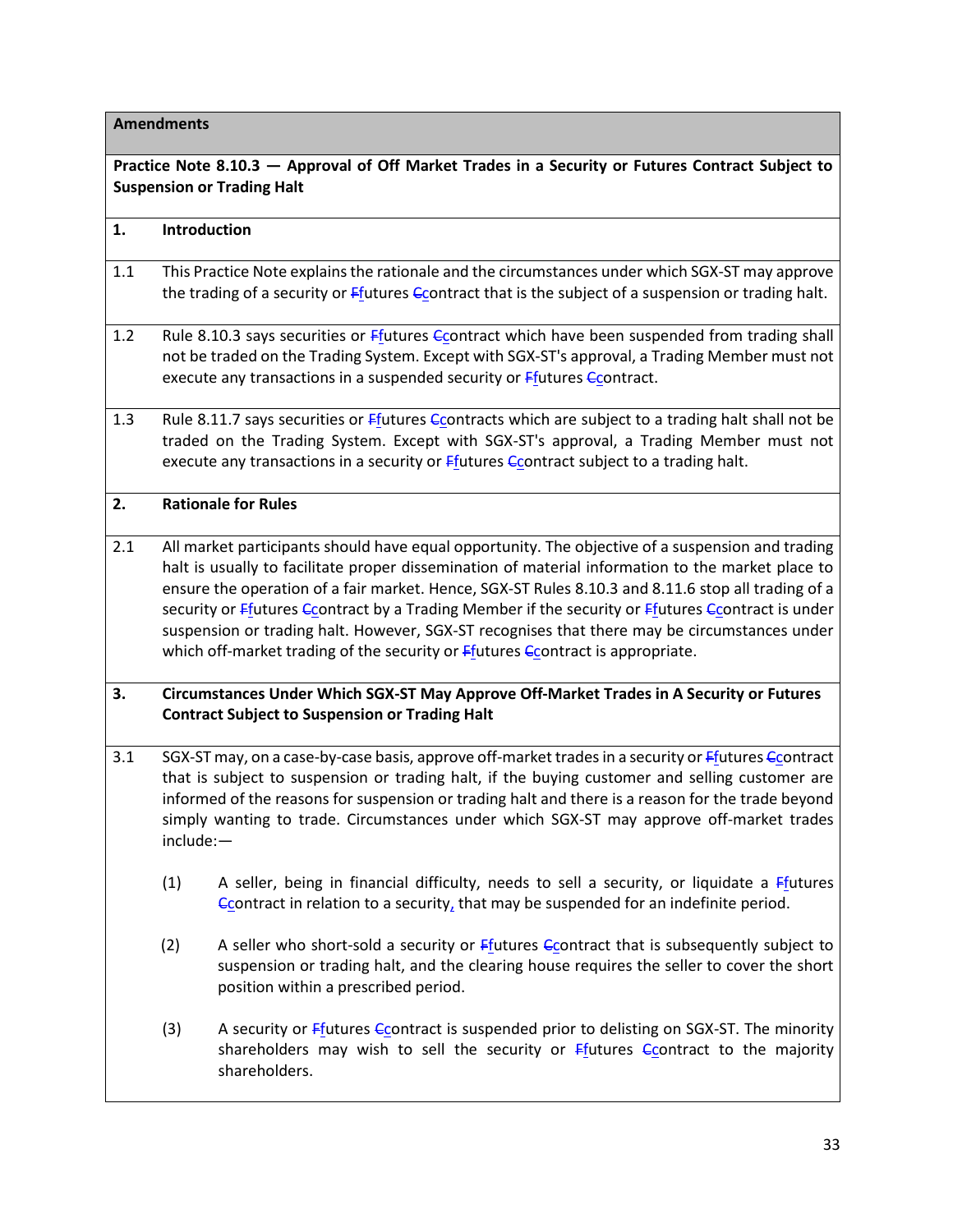**Amendments**

**Practice Note 8.10.3 — Approval of Off Market Trades in a Security or Futures Contract Subject to Suspension or Trading Halt**

**1. Introduction**

1.1 This Practice Note explains the rationale and the circumstances under which SGX-ST may approve the trading of a security or ~~F~~futures ~~C~~contract that is the subject of a suspension or trading halt.

1.2 Rule 8.10.3 says securities or ~~F~~futures ~~C~~contract which have been suspended from trading shall not be traded on the Trading System. Except with SGX-ST's approval, a Trading Member must not execute any transactions in a suspended security or ~~F~~futures ~~C~~contract.

1.3 Rule 8.11.7 says securities or ~~F~~futures ~~C~~contracts which are subject to a trading halt shall not be traded on the Trading System. Except with SGX-ST's approval, a Trading Member must not execute any transactions in a security or ~~F~~futures ~~C~~contract subject to a trading halt.

**2. Rationale for Rules**

2.1 All market participants should have equal opportunity. The objective of a suspension and trading halt is usually to facilitate proper dissemination of material information to the market place to ensure the operation of a fair market. Hence, SGX-ST Rules 8.10.3 and 8.11.6 stop all trading of a security or ~~F~~futures ~~C~~contract by a Trading Member if the security or ~~F~~futures ~~C~~contract is under suspension or trading halt. However, SGX-ST recognises that there may be circumstances under which off-market trading of the security or ~~F~~futures ~~C~~contract is appropriate.

**3. Circumstances Under Which SGX-ST May Approve Off-Market Trades in A Security or Futures Contract Subject to Suspension or Trading Halt**

3.1 SGX-ST may, on a case-by-case basis, approve off-market trades in a security or ~~F~~futures ~~C~~contract that is subject to suspension or trading halt, if the buying customer and selling customer are informed of the reasons for suspension or trading halt and there is a reason for the trade beyond simply wanting to trade. Circumstances under which SGX-ST may approve off-market trades include:—

(1) A seller, being in financial difficulty, needs to sell a security, or liquidate a ~~F~~futures ~~C~~contract in relation to a security, that may be suspended for an indefinite period.

(2) A seller who short-sold a security or ~~F~~futures ~~C~~contract that is subsequently subject to suspension or trading halt, and the clearing house requires the seller to cover the short position within a prescribed period.

(3) A security or ~~F~~futures ~~C~~contract is suspended prior to delisting on SGX-ST. The minority shareholders may wish to sell the security or ~~F~~futures ~~C~~contract to the majority shareholders.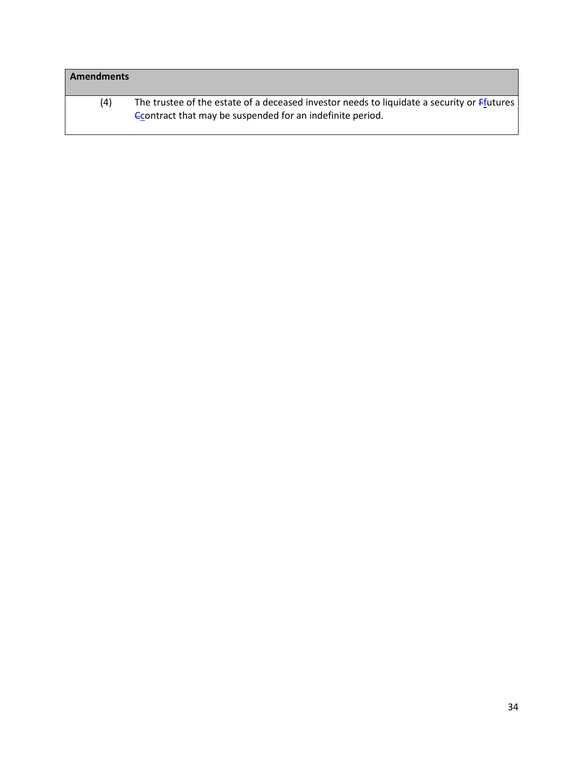| Amendments | |
|---|---|
| (4) | The trustee of the estate of a deceased investor needs to liquidate a security or ~~F~~futures ~~C~~contract that may be suspended for an indefinite period. |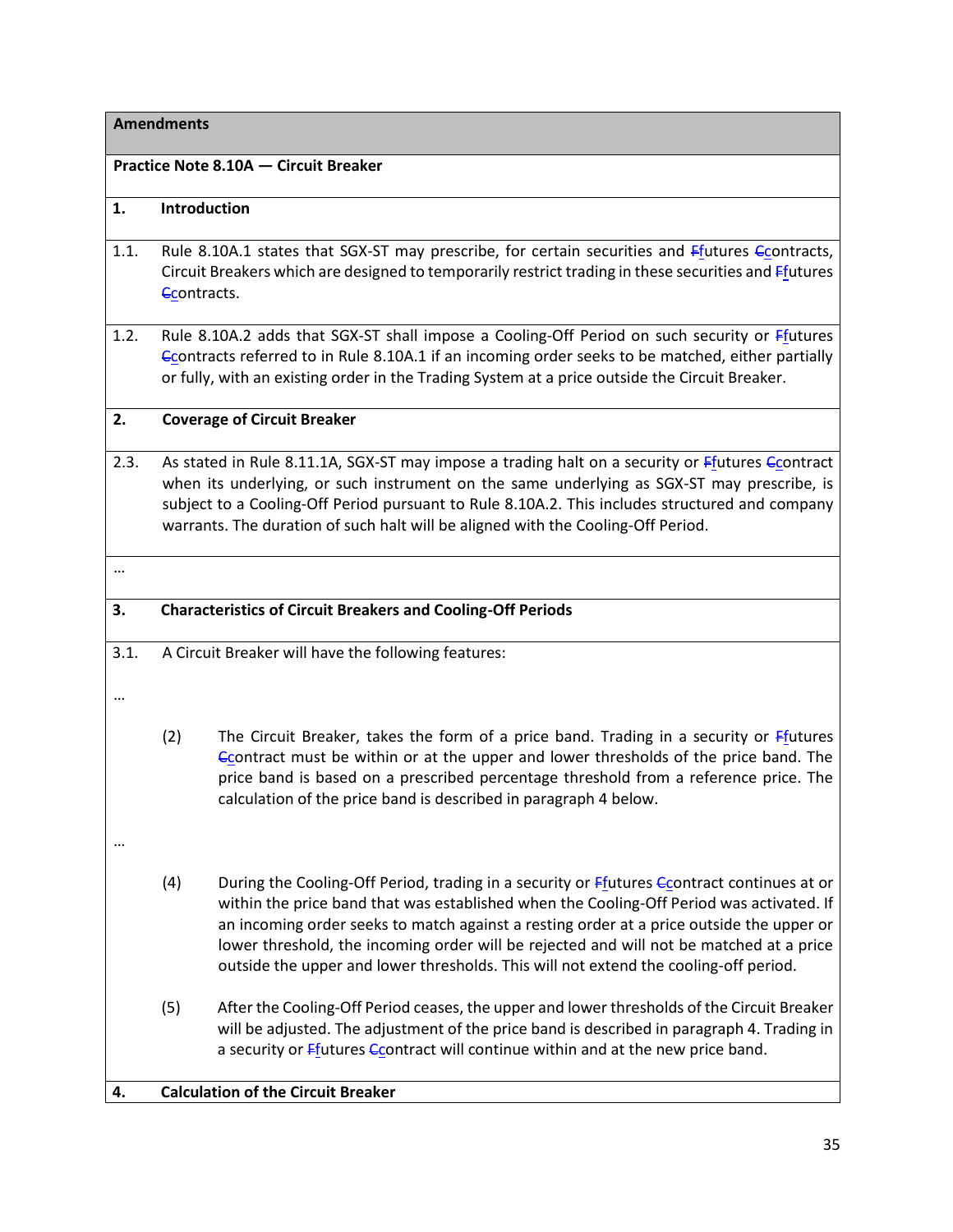**Amendments**

**Practice Note 8.10A — Circuit Breaker**

**1. Introduction**

1.1. Rule 8.10A.1 states that SGX-ST may prescribe, for certain securities and ~~F~~futures ~~C~~contracts, Circuit Breakers which are designed to temporarily restrict trading in these securities and ~~F~~futures ~~C~~contracts.

1.2. Rule 8.10A.2 adds that SGX-ST shall impose a Cooling-Off Period on such security or ~~F~~futures ~~C~~contracts referred to in Rule 8.10A.1 if an incoming order seeks to be matched, either partially or fully, with an existing order in the Trading System at a price outside the Circuit Breaker.

**2. Coverage of Circuit Breaker**

2.3. As stated in Rule 8.11.1A, SGX-ST may impose a trading halt on a security or ~~F~~futures ~~C~~contract when its underlying, or such instrument on the same underlying as SGX-ST may prescribe, is subject to a Cooling-Off Period pursuant to Rule 8.10A.2. This includes structured and company warrants. The duration of such halt will be aligned with the Cooling-Off Period.

…

**3. Characteristics of Circuit Breakers and Cooling-Off Periods**

3.1. A Circuit Breaker will have the following features:

…

(2) The Circuit Breaker, takes the form of a price band. Trading in a security or ~~F~~futures ~~C~~contract must be within or at the upper and lower thresholds of the price band. The price band is based on a prescribed percentage threshold from a reference price. The calculation of the price band is described in paragraph 4 below.

…

(4) During the Cooling-Off Period, trading in a security or ~~F~~futures ~~C~~contract continues at or within the price band that was established when the Cooling-Off Period was activated. If an incoming order seeks to match against a resting order at a price outside the upper or lower threshold, the incoming order will be rejected and will not be matched at a price outside the upper and lower thresholds. This will not extend the cooling-off period.

(5) After the Cooling-Off Period ceases, the upper and lower thresholds of the Circuit Breaker will be adjusted. The adjustment of the price band is described in paragraph 4. Trading in a security or ~~F~~futures ~~C~~contract will continue within and at the new price band.

**4. Calculation of the Circuit Breaker**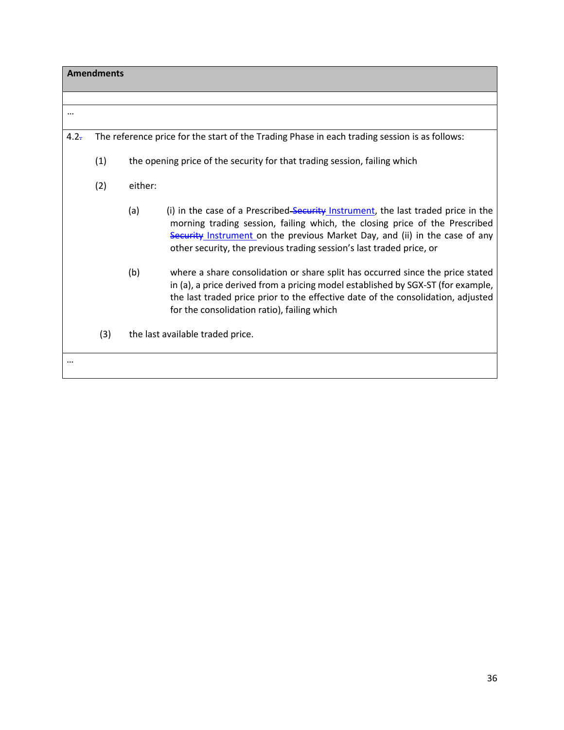**Amendments**

…

4.2~~.~~ The reference price for the start of the Trading Phase in each trading session is as follows:

(1) the opening price of the security for that trading session, failing which

(2) either:

(a) (i) in the case of a Prescribed ~~Security~~ Instrument, the last traded price in the morning trading session, failing which, the closing price of the Prescribed ~~Security~~ Instrument on the previous Market Day, and (ii) in the case of any other security, the previous trading session's last traded price, or

(b) where a share consolidation or share split has occurred since the price stated in (a), a price derived from a pricing model established by SGX-ST (for example, the last traded price prior to the effective date of the consolidation, adjusted for the consolidation ratio), failing which

(3) the last available traded price.

…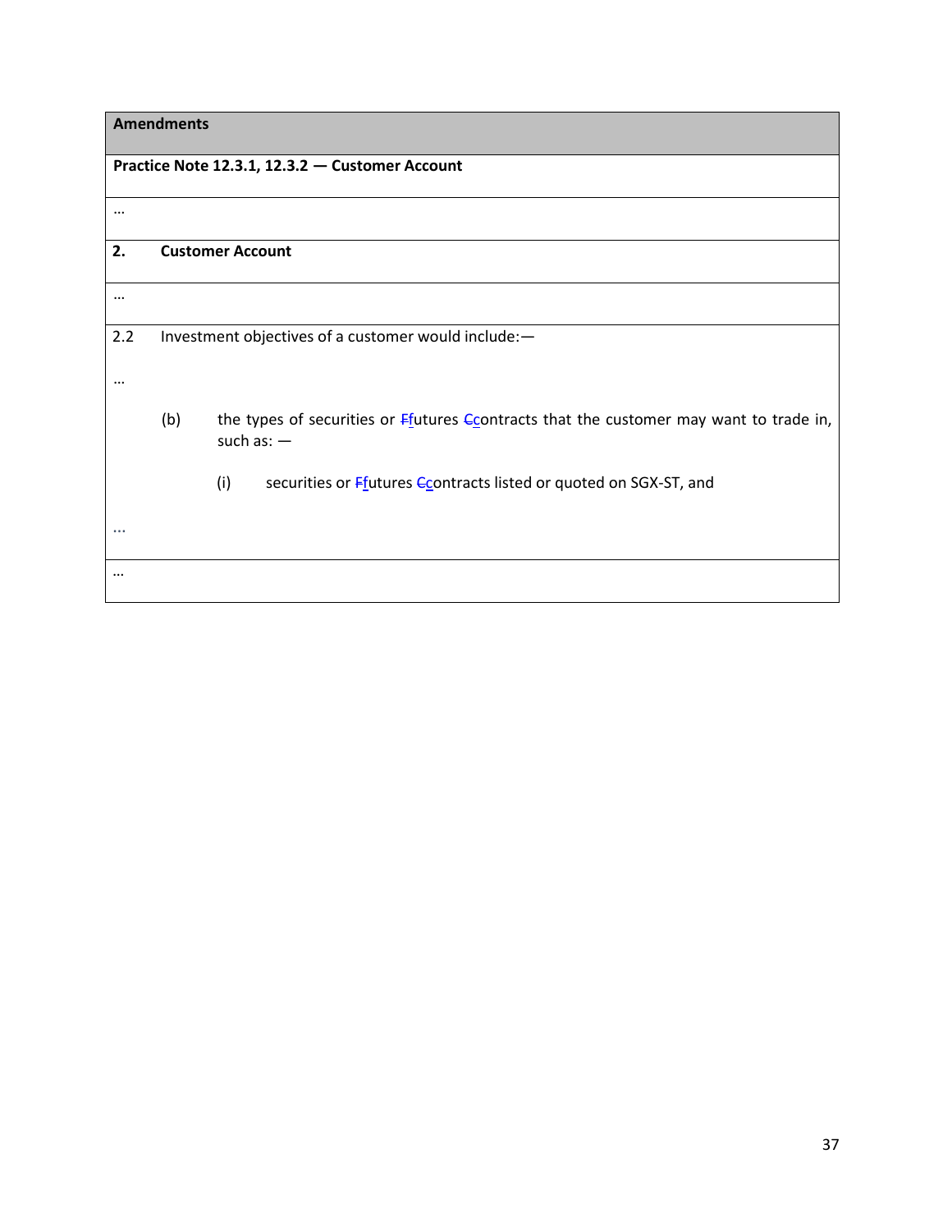**Amendments**

**Practice Note 12.3.1, 12.3.2 — Customer Account**

…

**2. Customer Account**

…

2.2 Investment objectives of a customer would include:—

…

(b) the types of securities or ~~F~~futures ~~C~~contracts that the customer may want to trade in, such as: —

(i) securities or ~~F~~futures ~~C~~contracts listed or quoted on SGX-ST, and

…

…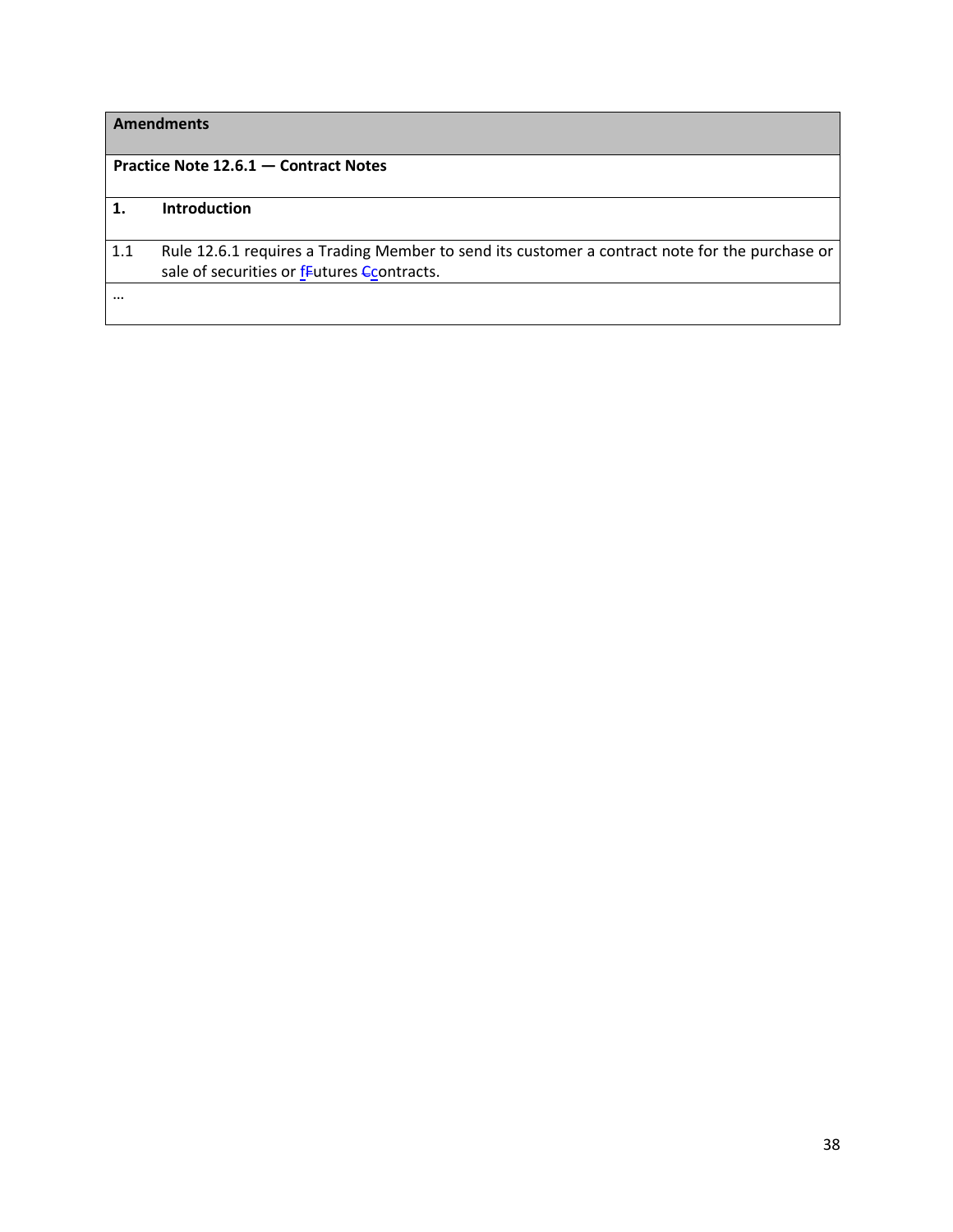| Amendments | |
|---|---|
| **Practice Note 12.6.1 — Contract Notes** | |
| **1.** | **Introduction** |
| 1.1 | Rule 12.6.1 requires a Trading Member to send its customer a contract note for the purchase or sale of securities or ~~F~~<u>f</u>utures ~~C~~<u>c</u>ontracts. |
| … | |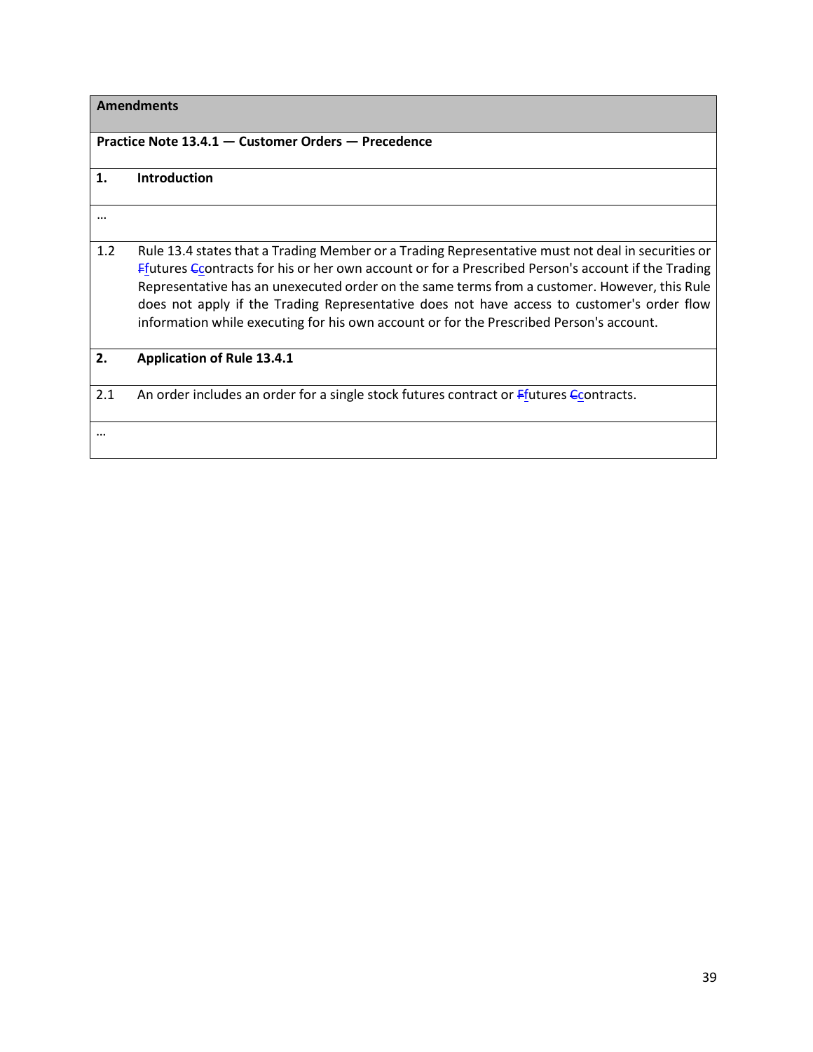| **Amendments** | |
|---|---|
| **Practice Note 13.4.1 — Customer Orders — Precedence** | |
| **1.** | **Introduction** |
| … | |
| 1.2 | Rule 13.4 states that a Trading Member or a Trading Representative must not deal in securities or ~~F~~<u>f</u>utures ~~C~~<u>c</u>ontracts for his or her own account or for a Prescribed Person's account if the Trading Representative has an unexecuted order on the same terms from a customer. However, this Rule does not apply if the Trading Representative does not have access to customer's order flow information while executing for his own account or for the Prescribed Person's account. |
| **2.** | **Application of Rule 13.4.1** |
| 2.1 | An order includes an order for a single stock futures contract or ~~F~~<u>f</u>utures ~~C~~<u>c</u>ontracts. |
| … | |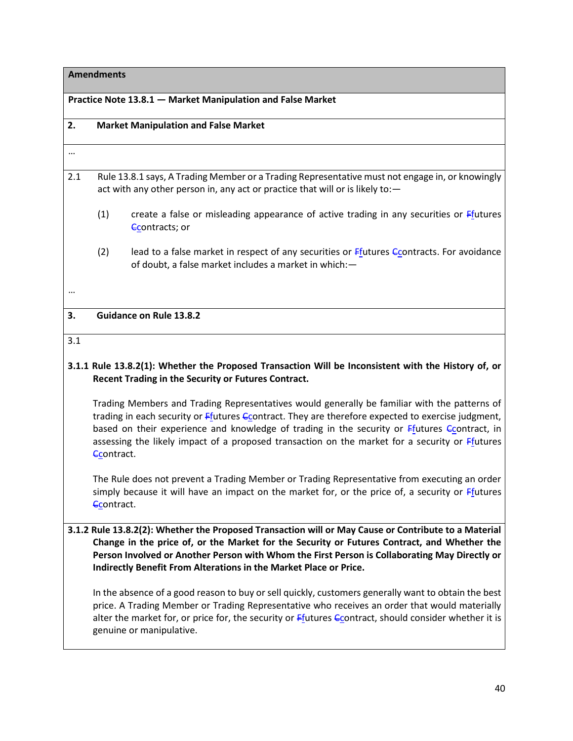**Amendments**

**Practice Note 13.8.1 — Market Manipulation and False Market**

**2. Market Manipulation and False Market**

…

2.1 Rule 13.8.1 says, A Trading Member or a Trading Representative must not engage in, or knowingly act with any other person in, any act or practice that will or is likely to:—

(1) create a false or misleading appearance of active trading in any securities or ~~F~~futures ~~C~~contracts; or

(2) lead to a false market in respect of any securities or ~~F~~futures ~~C~~contracts. For avoidance of doubt, a false market includes a market in which:—

…

**3. Guidance on Rule 13.8.2**

3.1

**3.1.1 Rule 13.8.2(1): Whether the Proposed Transaction Will be Inconsistent with the History of, or Recent Trading in the Security or Futures Contract.**

Trading Members and Trading Representatives would generally be familiar with the patterns of trading in each security or ~~F~~futures ~~C~~contract. They are therefore expected to exercise judgment, based on their experience and knowledge of trading in the security or ~~F~~futures ~~C~~contract, in assessing the likely impact of a proposed transaction on the market for a security or ~~F~~futures ~~C~~contract.

The Rule does not prevent a Trading Member or Trading Representative from executing an order simply because it will have an impact on the market for, or the price of, a security or ~~F~~futures ~~C~~contract.

**3.1.2 Rule 13.8.2(2): Whether the Proposed Transaction will or May Cause or Contribute to a Material Change in the price of, or the Market for the Security or Futures Contract, and Whether the Person Involved or Another Person with Whom the First Person is Collaborating May Directly or Indirectly Benefit From Alterations in the Market Place or Price.**

In the absence of a good reason to buy or sell quickly, customers generally want to obtain the best price. A Trading Member or Trading Representative who receives an order that would materially alter the market for, or price for, the security or ~~F~~futures ~~C~~contract, should consider whether it is genuine or manipulative.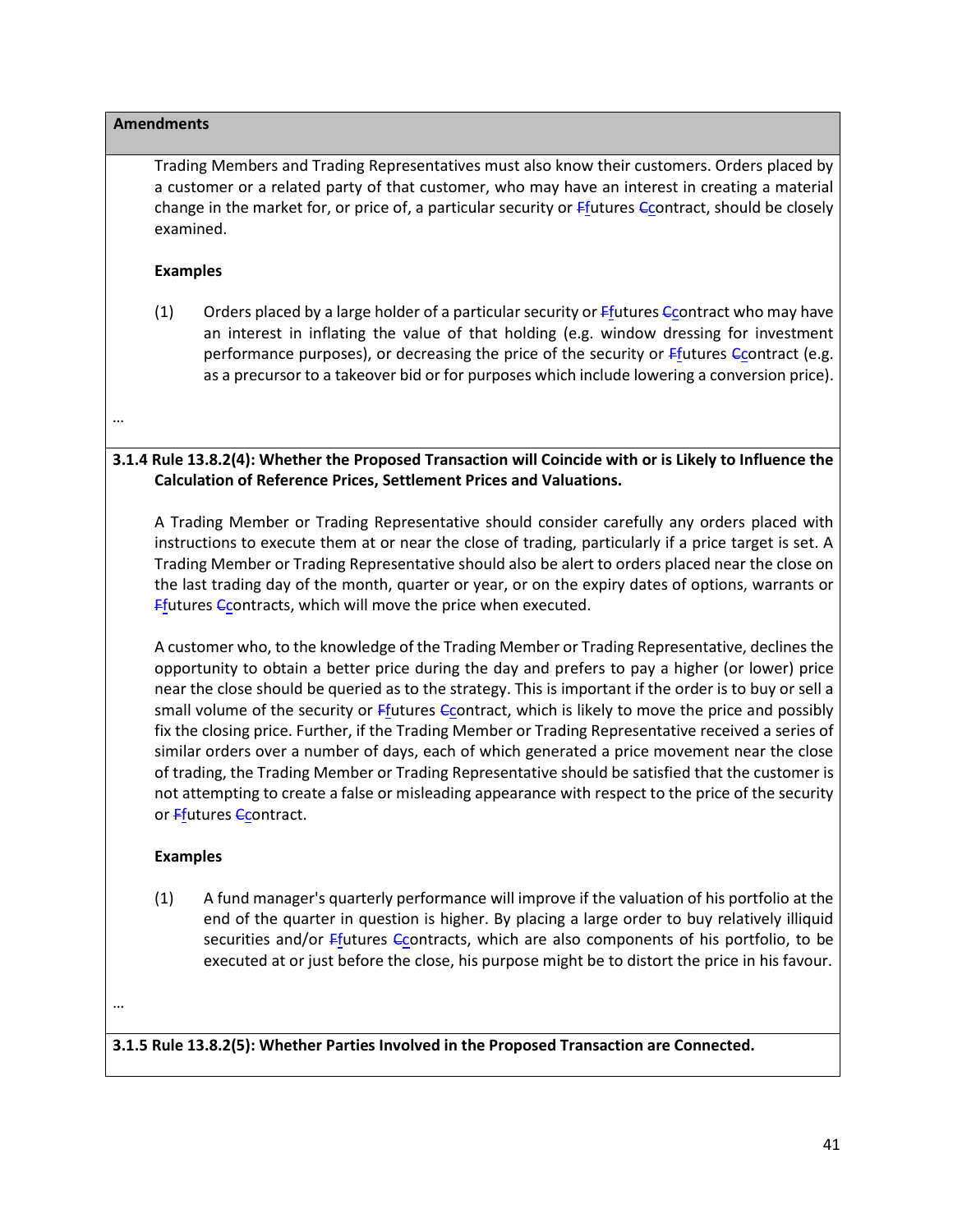**Amendments**

Trading Members and Trading Representatives must also know their customers. Orders placed by a customer or a related party of that customer, who may have an interest in creating a material change in the market for, or price of, a particular security or ~~F~~futures ~~C~~contract, should be closely examined.

**Examples**

(1) Orders placed by a large holder of a particular security or ~~F~~futures ~~C~~contract who may have an interest in inflating the value of that holding (e.g. window dressing for investment performance purposes), or decreasing the price of the security or ~~F~~futures ~~C~~contract (e.g. as a precursor to a takeover bid or for purposes which include lowering a conversion price).

…

**3.1.4 Rule 13.8.2(4): Whether the Proposed Transaction will Coincide with or is Likely to Influence the Calculation of Reference Prices, Settlement Prices and Valuations.**

A Trading Member or Trading Representative should consider carefully any orders placed with instructions to execute them at or near the close of trading, particularly if a price target is set. A Trading Member or Trading Representative should also be alert to orders placed near the close on the last trading day of the month, quarter or year, or on the expiry dates of options, warrants or ~~F~~futures ~~C~~contracts, which will move the price when executed.

A customer who, to the knowledge of the Trading Member or Trading Representative, declines the opportunity to obtain a better price during the day and prefers to pay a higher (or lower) price near the close should be queried as to the strategy. This is important if the order is to buy or sell a small volume of the security or ~~F~~futures ~~C~~contract, which is likely to move the price and possibly fix the closing price. Further, if the Trading Member or Trading Representative received a series of similar orders over a number of days, each of which generated a price movement near the close of trading, the Trading Member or Trading Representative should be satisfied that the customer is not attempting to create a false or misleading appearance with respect to the price of the security or ~~F~~futures ~~C~~contract.

**Examples**

(1) A fund manager's quarterly performance will improve if the valuation of his portfolio at the end of the quarter in question is higher. By placing a large order to buy relatively illiquid securities and/or ~~F~~futures ~~C~~contracts, which are also components of his portfolio, to be executed at or just before the close, his purpose might be to distort the price in his favour.

…

**3.1.5 Rule 13.8.2(5): Whether Parties Involved in the Proposed Transaction are Connected.**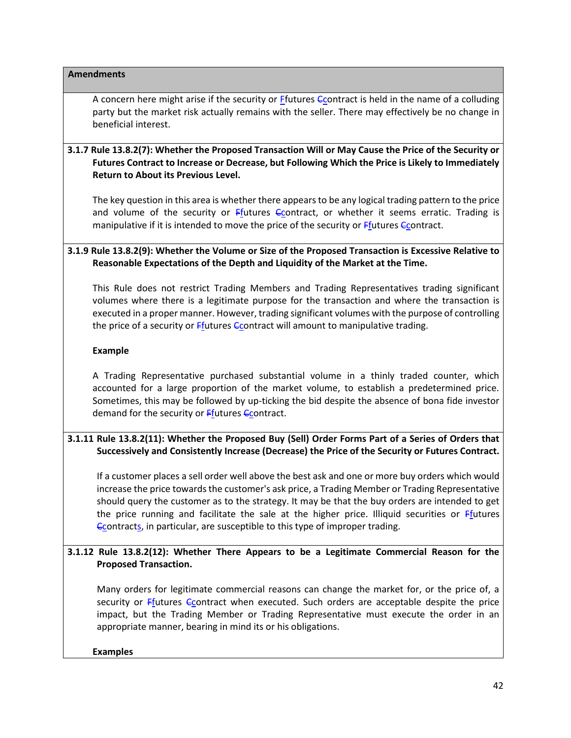**Amendments**

A concern here might arise if the security or Ffutures Ccontract is held in the name of a colluding party but the market risk actually remains with the seller. There may effectively be no change in beneficial interest.

**3.1.7 Rule 13.8.2(7): Whether the Proposed Transaction Will or May Cause the Price of the Security or Futures Contract to Increase or Decrease, but Following Which the Price is Likely to Immediately Return to About its Previous Level.**

The key question in this area is whether there appears to be any logical trading pattern to the price and volume of the security or Ffutures Ccontract, or whether it seems erratic. Trading is manipulative if it is intended to move the price of the security or Ffutures Ccontract.

**3.1.9 Rule 13.8.2(9): Whether the Volume or Size of the Proposed Transaction is Excessive Relative to Reasonable Expectations of the Depth and Liquidity of the Market at the Time.**

This Rule does not restrict Trading Members and Trading Representatives trading significant volumes where there is a legitimate purpose for the transaction and where the transaction is executed in a proper manner. However, trading significant volumes with the purpose of controlling the price of a security or Ffutures Ccontract will amount to manipulative trading.

**Example**

A Trading Representative purchased substantial volume in a thinly traded counter, which accounted for a large proportion of the market volume, to establish a predetermined price. Sometimes, this may be followed by up-ticking the bid despite the absence of bona fide investor demand for the security or Ffutures Ccontract.

**3.1.11 Rule 13.8.2(11): Whether the Proposed Buy (Sell) Order Forms Part of a Series of Orders that Successively and Consistently Increase (Decrease) the Price of the Security or Futures Contract.**

If a customer places a sell order well above the best ask and one or more buy orders which would increase the price towards the customer's ask price, a Trading Member or Trading Representative should query the customer as to the strategy. It may be that the buy orders are intended to get the price running and facilitate the sale at the higher price. Illiquid securities or Ffutures Ccontracts, in particular, are susceptible to this type of improper trading.

**3.1.12 Rule 13.8.2(12): Whether There Appears to be a Legitimate Commercial Reason for the Proposed Transaction.**

Many orders for legitimate commercial reasons can change the market for, or the price of, a security or Ffutures Ccontract when executed. Such orders are acceptable despite the price impact, but the Trading Member or Trading Representative must execute the order in an appropriate manner, bearing in mind its or his obligations.

**Examples**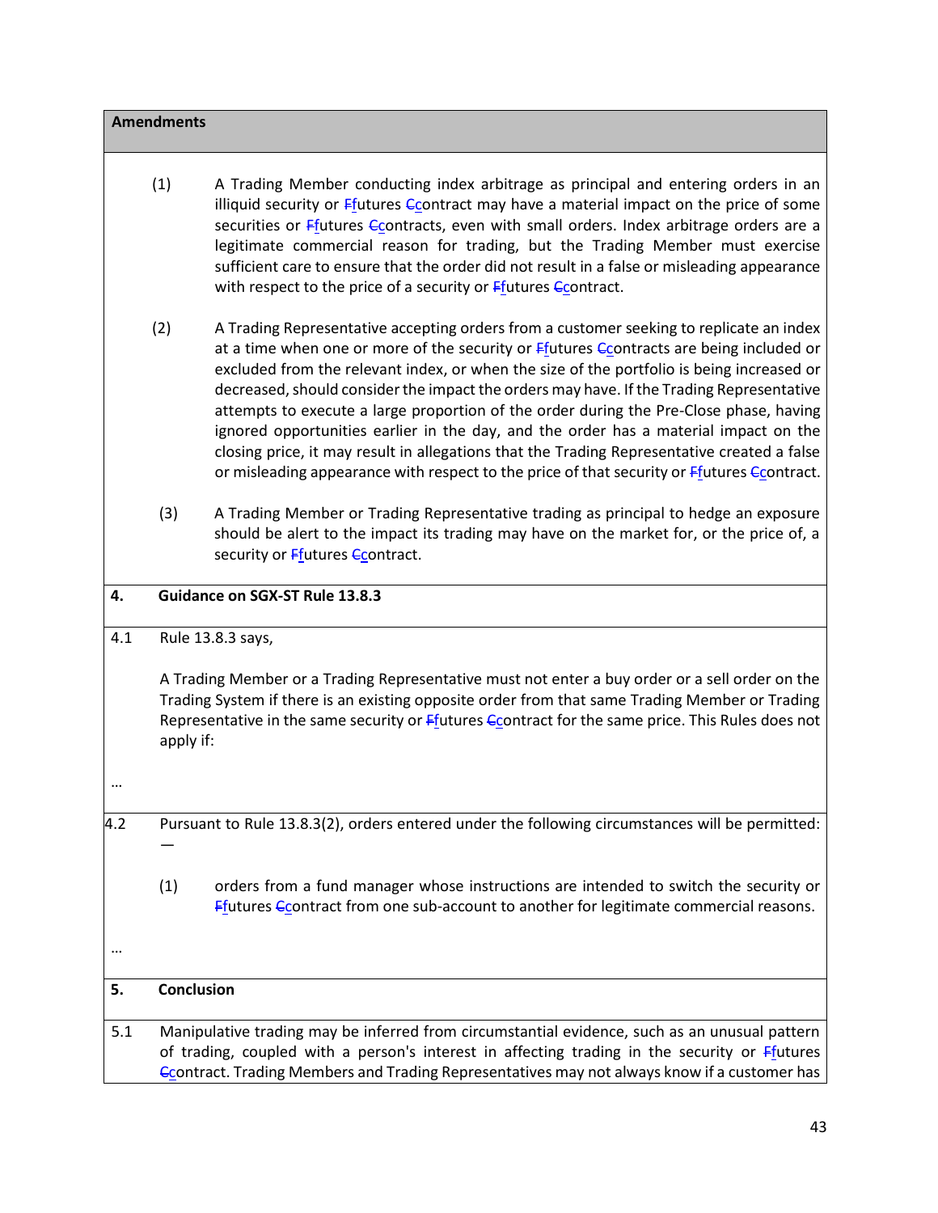**Amendments**

(1) A Trading Member conducting index arbitrage as principal and entering orders in an illiquid security or ~~F~~futures ~~C~~contract may have a material impact on the price of some securities or ~~F~~futures ~~C~~contracts, even with small orders. Index arbitrage orders are a legitimate commercial reason for trading, but the Trading Member must exercise sufficient care to ensure that the order did not result in a false or misleading appearance with respect to the price of a security or ~~F~~futures ~~C~~contract.

(2) A Trading Representative accepting orders from a customer seeking to replicate an index at a time when one or more of the security or ~~F~~futures ~~C~~contracts are being included or excluded from the relevant index, or when the size of the portfolio is being increased or decreased, should consider the impact the orders may have. If the Trading Representative attempts to execute a large proportion of the order during the Pre-Close phase, having ignored opportunities earlier in the day, and the order has a material impact on the closing price, it may result in allegations that the Trading Representative created a false or misleading appearance with respect to the price of that security or ~~F~~futures ~~C~~contract.

(3) A Trading Member or Trading Representative trading as principal to hedge an exposure should be alert to the impact its trading may have on the market for, or the price of, a security or ~~F~~futures ~~C~~contract.

**4. Guidance on SGX-ST Rule 13.8.3**

4.1 Rule 13.8.3 says,

A Trading Member or a Trading Representative must not enter a buy order or a sell order on the Trading System if there is an existing opposite order from that same Trading Member or Trading Representative in the same security or ~~F~~futures ~~C~~contract for the same price. This Rules does not apply if:

…

4.2 Pursuant to Rule 13.8.3(2), orders entered under the following circumstances will be permitted: —

(1) orders from a fund manager whose instructions are intended to switch the security or ~~F~~futures ~~C~~contract from one sub-account to another for legitimate commercial reasons.

…

**5. Conclusion**

5.1 Manipulative trading may be inferred from circumstantial evidence, such as an unusual pattern of trading, coupled with a person's interest in affecting trading in the security or ~~F~~futures ~~C~~contract. Trading Members and Trading Representatives may not always know if a customer has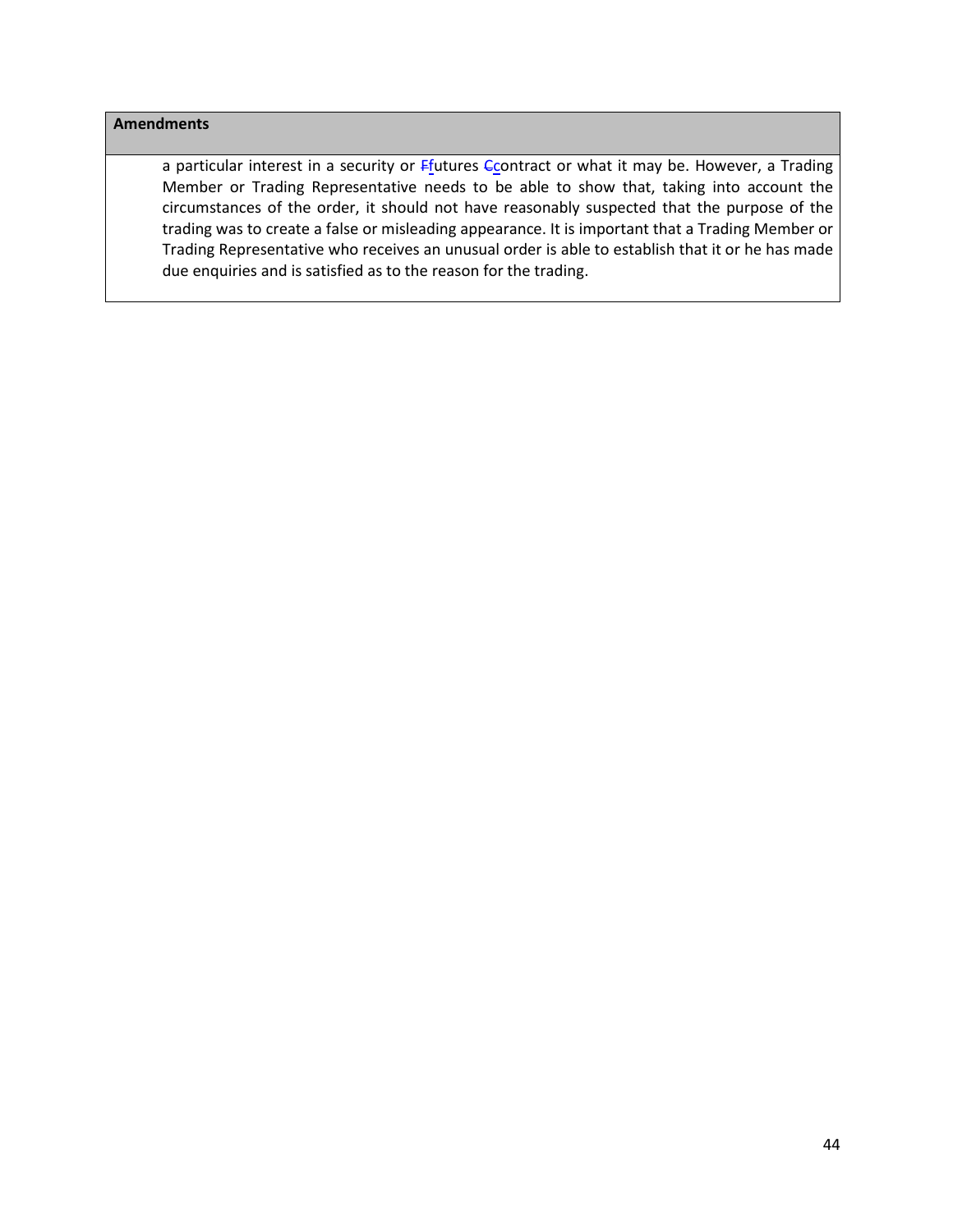| **Amendments** |
| --- |
| a particular interest in a security or ~~F~~<u>f</u>utures ~~C~~<u>c</u>ontract or what it may be. However, a Trading Member or Trading Representative needs to be able to show that, taking into account the circumstances of the order, it should not have reasonably suspected that the purpose of the trading was to create a false or misleading appearance. It is important that a Trading Member or Trading Representative who receives an unusual order is able to establish that it or he has made due enquiries and is satisfied as to the reason for the trading. |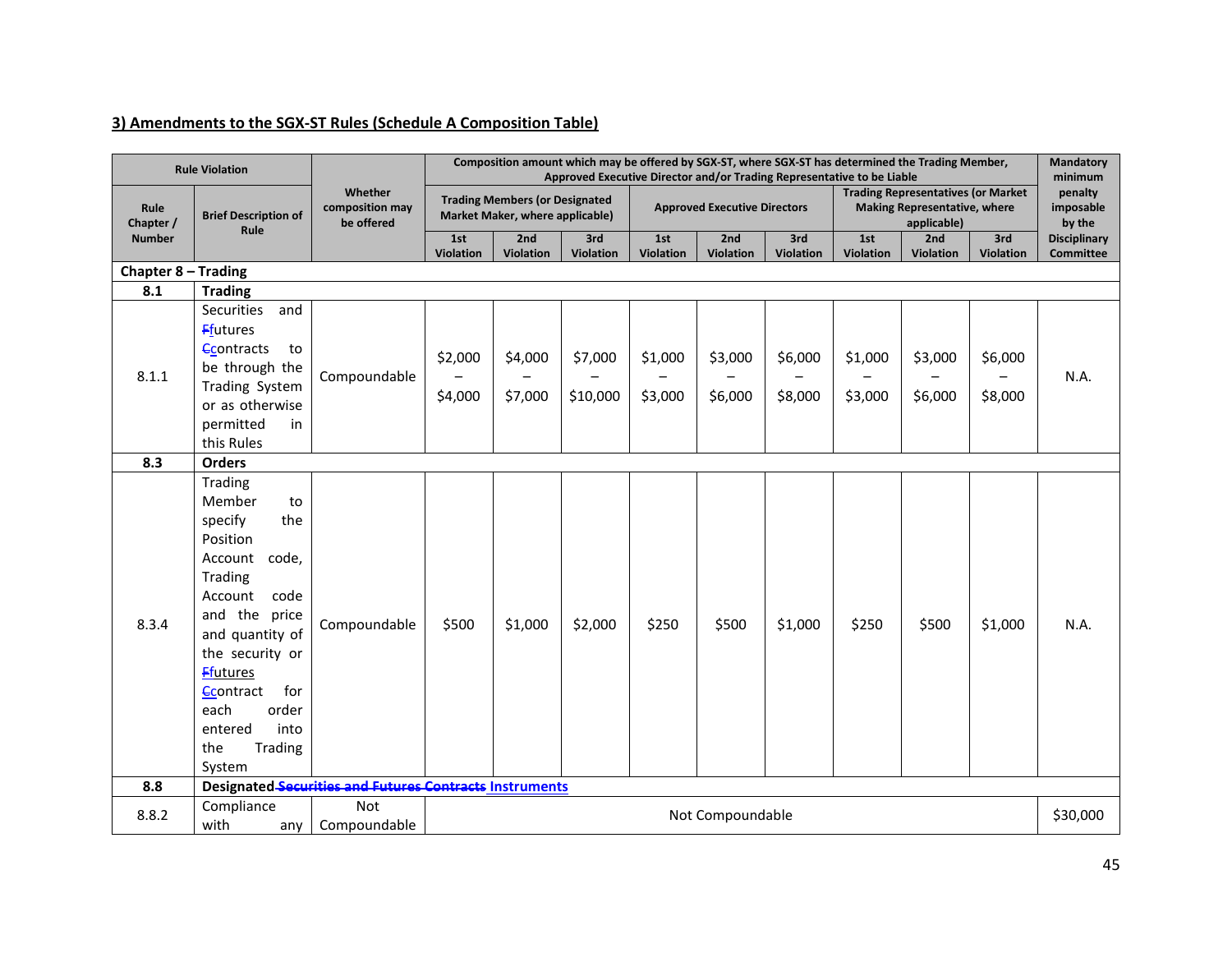## 3) Amendments to the SGX-ST Rules (Schedule A Composition Table)

| Rule Violation | | Whether composition may be offered | Composition amount which may be offered by SGX-ST, where SGX-ST has determined the Trading Member, Approved Executive Director and/or Trading Representative to be Liable | | | | | | | | | Mandatory minimum penalty imposable by the Disciplinary Committee |
|---|---|---|---|---|---|---|---|---|---|---|---|---|
| Rule Chapter / Number | Brief Description of Rule | | Trading Members (or Designated Market Maker, where applicable) | | | Approved Executive Directors | | | Trading Representatives (or Market Making Representative, where applicable) | | | |
| | | | 1st Violation | 2nd Violation | 3rd Violation | 1st Violation | 2nd Violation | 3rd Violation | 1st Violation | 2nd Violation | 3rd Violation | |
| **Chapter 8 – Trading** | | | | | | | | | | | | |
| **8.1** | **Trading** | | | | | | | | | | | |
| 8.1.1 | Securities and ~~F~~futures ~~C~~contracts to be through the Trading System or as otherwise permitted in this Rules | Compoundable | $2,000 – $4,000 | $4,000 – $7,000 | $7,000 – $10,000 | $1,000 – $3,000 | $3,000 – $6,000 | $6,000 – $8,000 | $1,000 – $3,000 | $3,000 – $6,000 | $6,000 – $8,000 | N.A. |
| **8.3** | **Orders** | | | | | | | | | | | |
| 8.3.4 | Trading Member to specify the Position Account code, Trading Account code and the price and quantity of the security or ~~F~~futures ~~C~~contract for each order entered into the Trading System | Compoundable | $500 | $1,000 | $2,000 | $250 | $500 | $1,000 | $250 | $500 | $1,000 | N.A. |
| **8.8** | **Designated ~~Securities and Futures Contracts~~ Instruments** | | | | | | | | | | | |
| 8.8.2 | Compliance with any | Not Compoundable | Not Compoundable | | | | | | | | | $30,000 |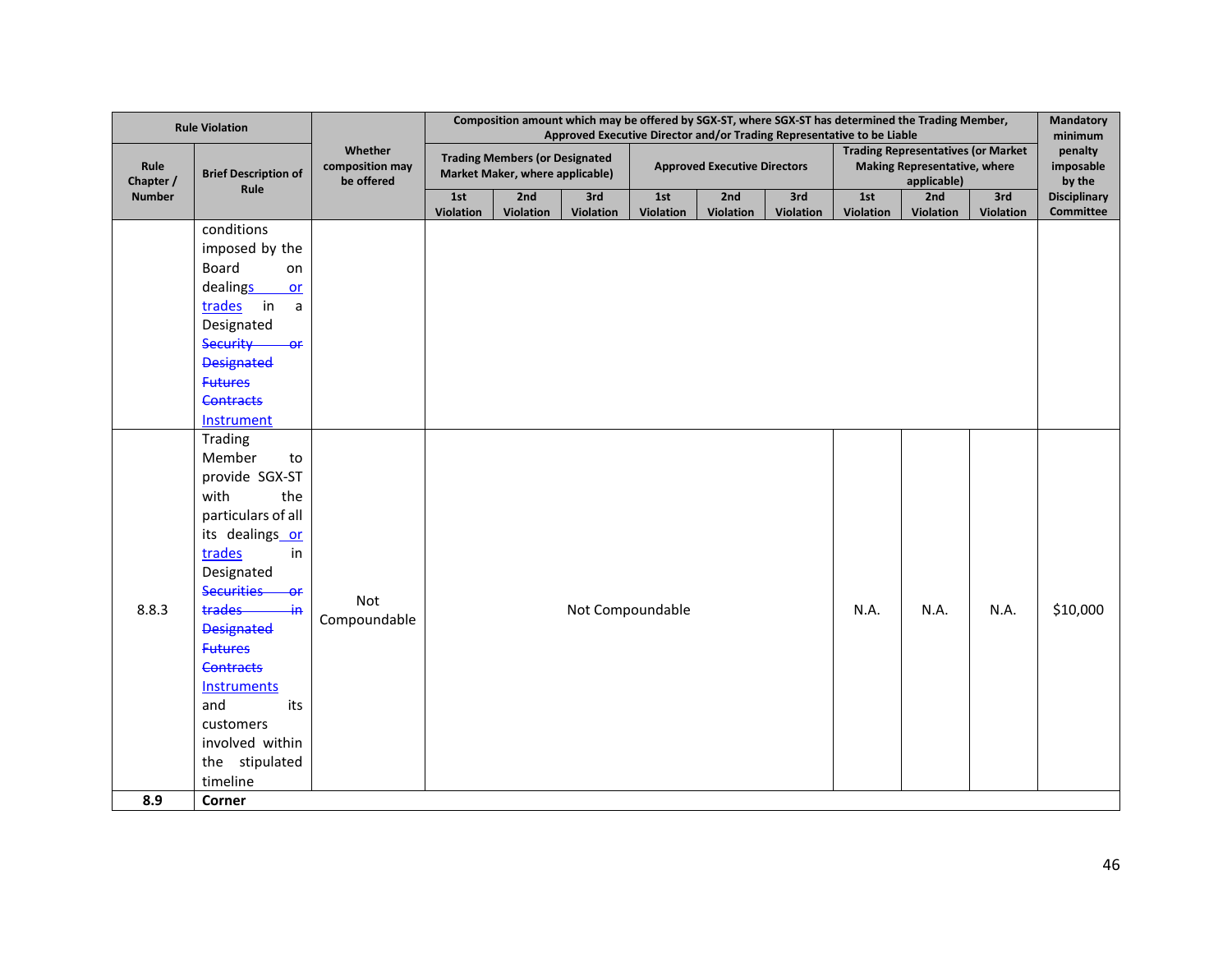| Rule Violation | | Whether composition may be offered | Composition amount which may be offered by SGX-ST, where SGX-ST has determined the Trading Member, Approved Executive Director and/or Trading Representative to be Liable | | | | | | | | | Mandatory minimum penalty imposable by the Disciplinary Committee |
|---|---|---|---|---|---|---|---|---|---|---|---|---|
| Rule Chapter / Number | Brief Description of Rule | | Trading Members (or Designated Market Maker, where applicable) | | | Approved Executive Directors | | | Trading Representatives (or Market Making Representative, where applicable) | | | |
| | | | 1st Violation | 2nd Violation | 3rd Violation | 1st Violation | 2nd Violation | 3rd Violation | 1st Violation | 2nd Violation | 3rd Violation | |
| | conditions imposed by the Board on dealings or trades in a Designated ~~Security or Designated Futures Contracts~~ Instrument | | | | | | | | | | | |
| 8.8.3 | Trading Member to provide SGX-ST with the particulars of all its dealings or trades in Designated ~~Securities or trades in Designated Futures Contracts~~ Instruments and its customers involved within the stipulated timeline | Not Compoundable | Not Compoundable | | | | | | N.A. | N.A. | N.A. | $10,000 |
| **8.9** | **Corner** | | | | | | | | | | | |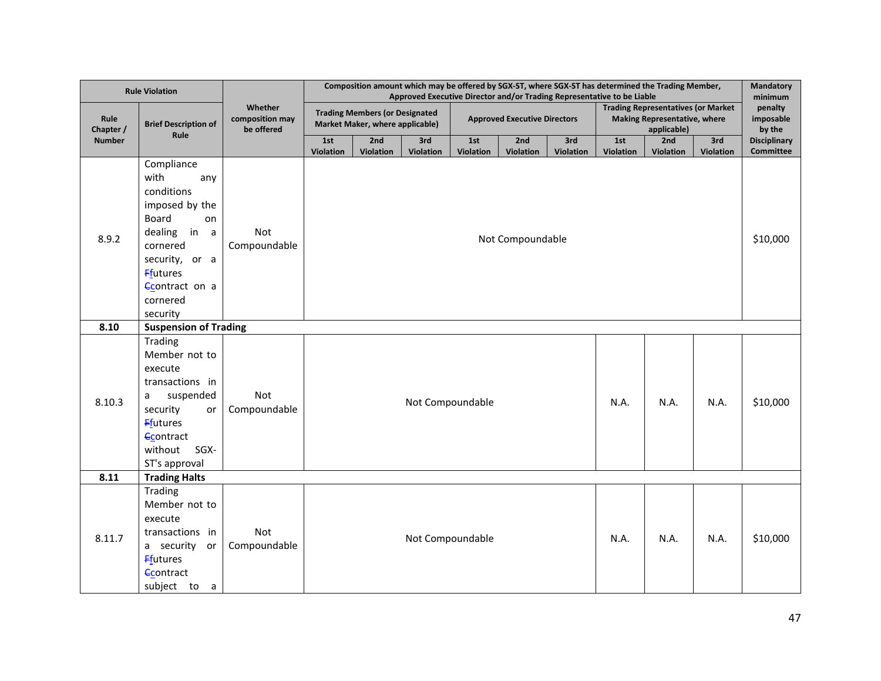| Rule Violation | | Whether composition may be offered | Composition amount which may be offered by SGX-ST, where SGX-ST has determined the Trading Member, Approved Executive Director and/or Trading Representative to be Liable | | | | | | | | | Mandatory minimum penalty imposable by the Disciplinary Committee |
|---|---|---|---|---|---|---|---|---|---|---|---|---|
| Rule Chapter / Number | Brief Description of Rule | | Trading Members (or Designated Market Maker, where applicable) | | | Approved Executive Directors | | | Trading Representatives (or Market Making Representative, where applicable) | | | |
| | | | 1st Violation | 2nd Violation | 3rd Violation | 1st Violation | 2nd Violation | 3rd Violation | 1st Violation | 2nd Violation | 3rd Violation | |
| 8.9.2 | Compliance with any conditions imposed by the Board on dealing in a cornered security, or a ~~F~~futures ~~C~~contract on a cornered security | Not Compoundable | Not Compoundable | | | | | | | | | $10,000 |
| **8.10** | **Suspension of Trading** | | | | | | | | | | | |
| 8.10.3 | Trading Member not to execute transactions in a suspended security or ~~F~~futures ~~C~~contract without SGX-ST's approval | Not Compoundable | Not Compoundable | | | | | | N.A. | N.A. | N.A. | $10,000 |
| **8.11** | **Trading Halts** | | | | | | | | | | | |
| 8.11.7 | Trading Member not to execute transactions in a security or ~~F~~futures ~~C~~contract subject to a | Not Compoundable | Not Compoundable | | | | | | N.A. | N.A. | N.A. | $10,000 |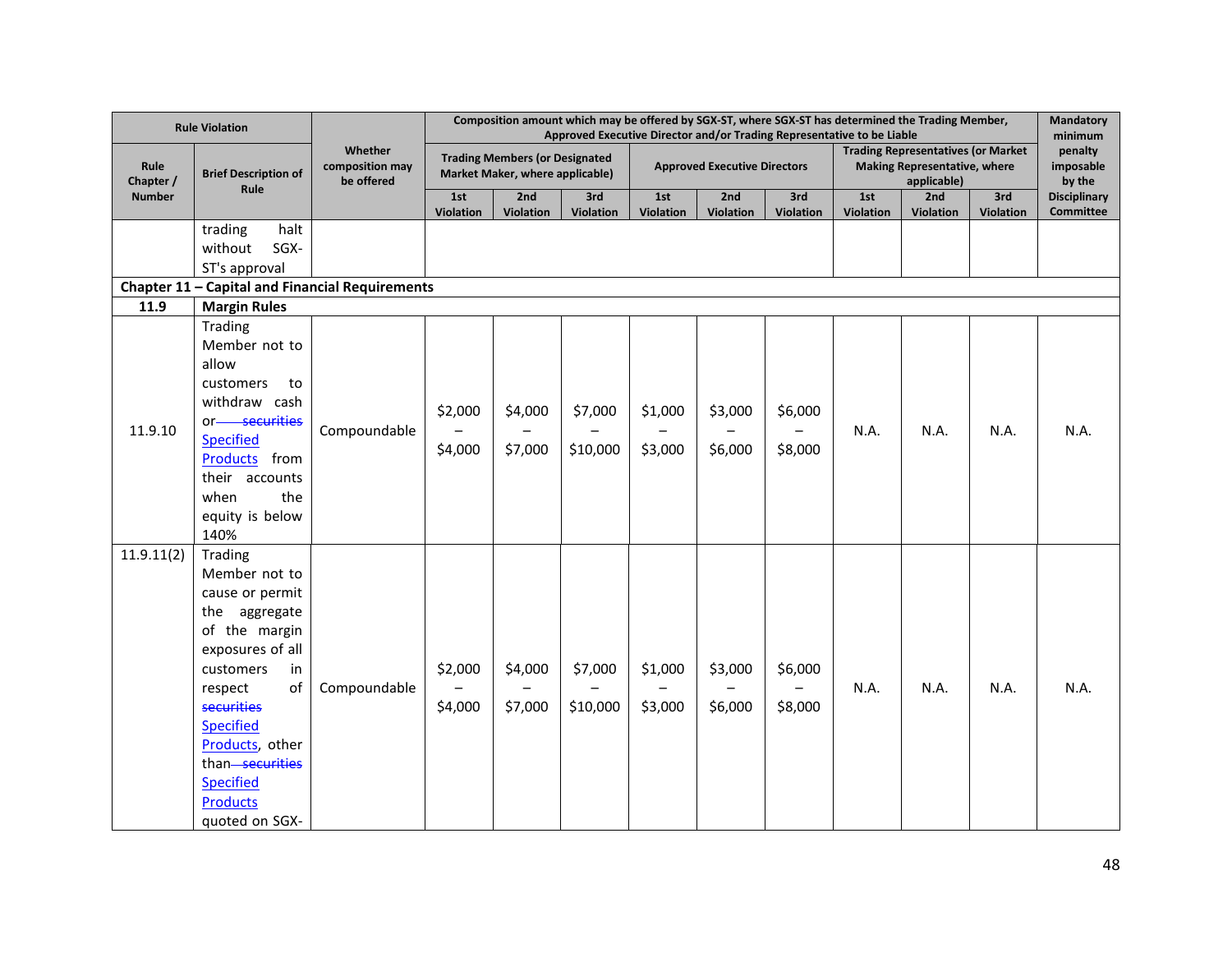| Rule Violation | | Whether composition may be offered | Composition amount which may be offered by SGX-ST, where SGX-ST has determined the Trading Member, Approved Executive Director and/or Trading Representative to be Liable | | | | | | | | | Mandatory minimum penalty imposable by the Disciplinary Committee |
|---|---|---|---|---|---|---|---|---|---|---|---|---|
| Rule Chapter / Number | Brief Description of Rule | | Trading Members (or Designated Market Maker, where applicable) | | | Approved Executive Directors | | | Trading Representatives (or Market Making Representative, where applicable) | | | |
| | | | 1st Violation | 2nd Violation | 3rd Violation | 1st Violation | 2nd Violation | 3rd Violation | 1st Violation | 2nd Violation | 3rd Violation | |
| | trading halt without SGX-ST's approval | | | | | | | | | | | |
| **Chapter 11 – Capital and Financial Requirements** | | | | | | | | | | | | |
| **11.9** | **Margin Rules** | | | | | | | | | | | |
| 11.9.10 | Trading Member not to allow customers to withdraw cash or ~~securities~~ Specified Products from their accounts when the equity is below 140% | Compoundable | $2,000 – $4,000 | $4,000 – $7,000 | $7,000 – $10,000 | $1,000 – $3,000 | $3,000 – $6,000 | $6,000 – $8,000 | N.A. | N.A. | N.A. | N.A. |
| 11.9.11(2) | Trading Member not to cause or permit the aggregate of the margin exposures of all customers in respect of ~~securities~~ Specified Products, other than ~~securities~~ Specified Products quoted on SGX- | Compoundable | $2,000 – $4,000 | $4,000 – $7,000 | $7,000 – $10,000 | $1,000 – $3,000 | $3,000 – $6,000 | $6,000 – $8,000 | N.A. | N.A. | N.A. | N.A. |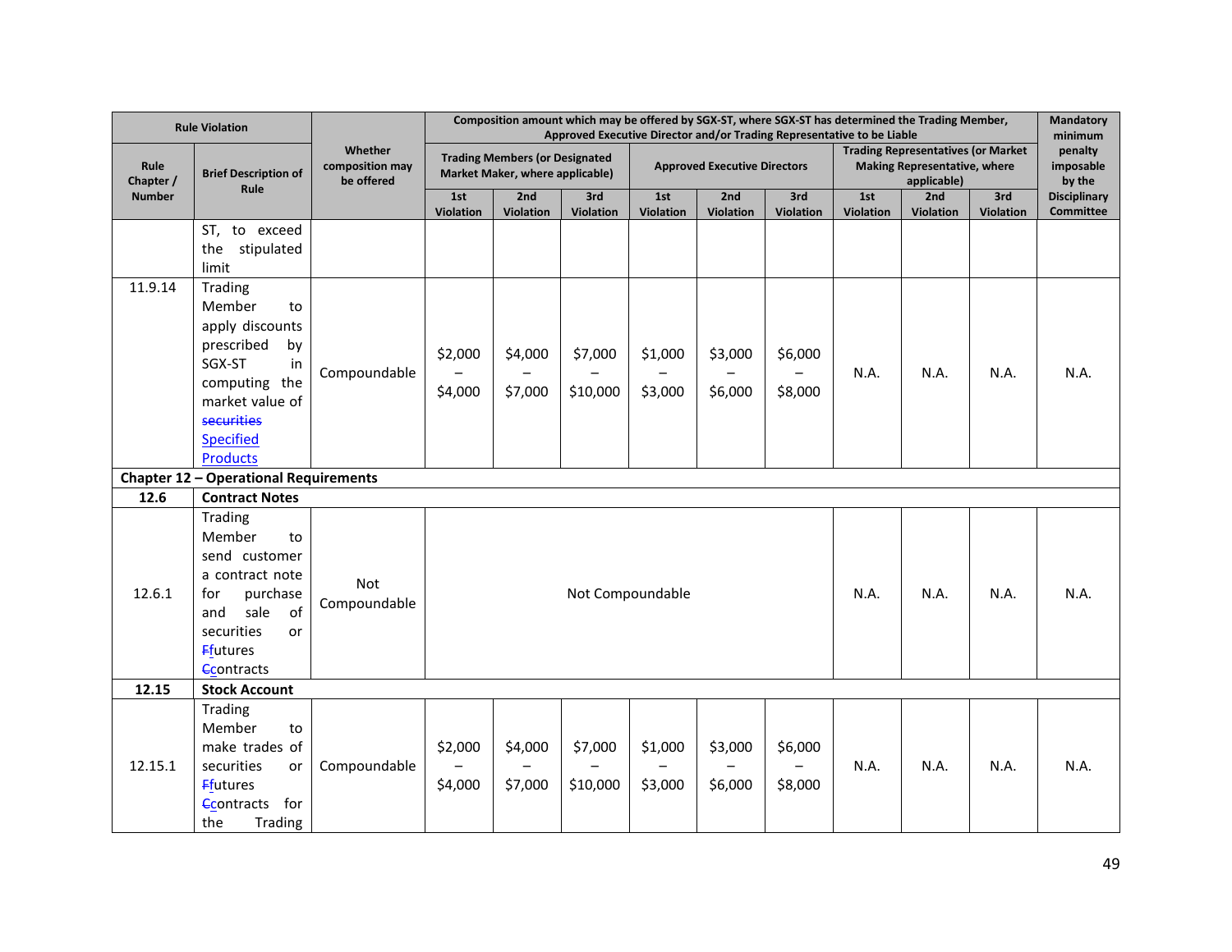| Rule Violation | | Whether composition may be offered | Composition amount which may be offered by SGX-ST, where SGX-ST has determined the Trading Member, Approved Executive Director and/or Trading Representative to be Liable | | | | | | | | | Mandatory minimum penalty imposable by the Disciplinary Committee |
|---|---|---|---|---|---|---|---|---|---|---|---|---|
| | | | Trading Members (or Designated Market Maker, where applicable) | | | Approved Executive Directors | | | Trading Representatives (or Market Making Representative, where applicable) | | | |
| Rule Chapter / Number | Brief Description of Rule | | 1st Violation | 2nd Violation | 3rd Violation | 1st Violation | 2nd Violation | 3rd Violation | 1st Violation | 2nd Violation | 3rd Violation | |
| | ST, to exceed the stipulated limit | | | | | | | | | | | |
| 11.9.14 | Trading Member to apply discounts prescribed by SGX-ST in computing the market value of ~~securities~~ Specified Products | Compoundable | $2,000 – $4,000 | $4,000 – $7,000 | $7,000 – $10,000 | $1,000 – $3,000 | $3,000 – $6,000 | $6,000 – $8,000 | N.A. | N.A. | N.A. | N.A. |
| **Chapter 12 – Operational Requirements** | | | | | | | | | | | | |
| **12.6** | **Contract Notes** | | | | | | | | | | | |
| 12.6.1 | Trading Member to send customer a contract note for purchase and sale of securities or ~~F~~futures ~~C~~contracts | Not Compoundable | Not Compoundable | | | | | | N.A. | N.A. | N.A. | N.A. |
| **12.15** | **Stock Account** | | | | | | | | | | | |
| 12.15.1 | Trading Member to make trades of securities or ~~F~~futures ~~C~~contracts for the Trading | Compoundable | $2,000 – $4,000 | $4,000 – $7,000 | $7,000 – $10,000 | $1,000 – $3,000 | $3,000 – $6,000 | $6,000 – $8,000 | N.A. | N.A. | N.A. | N.A. |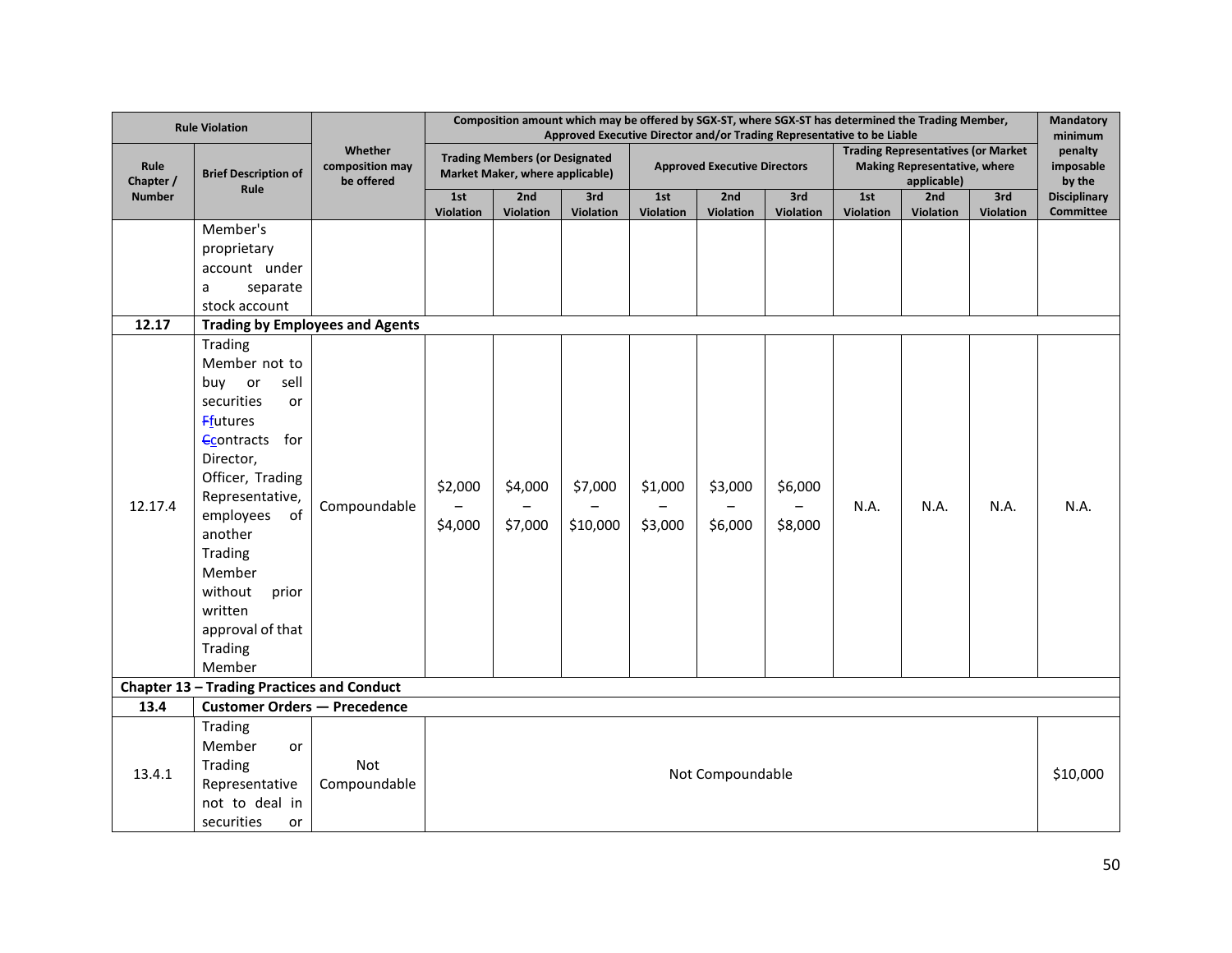| Rule Violation | | Whether composition may be offered | Composition amount which may be offered by SGX-ST, where SGX-ST has determined the Trading Member, Approved Executive Director and/or Trading Representative to be Liable | | | | | | | | | Mandatory minimum penalty imposable by the Disciplinary Committee |
|---|---|---|---|---|---|---|---|---|---|---|---|---|
| Rule Chapter / Number | Brief Description of Rule | | Trading Members (or Designated Market Maker, where applicable) | | | Approved Executive Directors | | | Trading Representatives (or Market Making Representative, where applicable) | | | |
| | | | 1st Violation | 2nd Violation | 3rd Violation | 1st Violation | 2nd Violation | 3rd Violation | 1st Violation | 2nd Violation | 3rd Violation | |
| | Member's proprietary account under a separate stock account | | | | | | | | | | | |
| **12.17** | **Trading by Employees and Agents** | | | | | | | | | | | |
| 12.17.4 | Trading Member not to buy or sell securities or ~~F~~futures ~~C~~contracts for Director, Officer, Trading Representative, employees of another Trading Member without prior written approval of that Trading Member | Compoundable | $2,000 – $4,000 | $4,000 – $7,000 | $7,000 – $10,000 | $1,000 – $3,000 | $3,000 – $6,000 | $6,000 – $8,000 | N.A. | N.A. | N.A. | N.A. |
| **Chapter 13 – Trading Practices and Conduct** | | | | | | | | | | | | |
| **13.4** | **Customer Orders — Precedence** | | | | | | | | | | | |
| 13.4.1 | Trading Member or Trading Representative not to deal in securities or | Not Compoundable | Not Compoundable | | | | | | | | | $10,000 |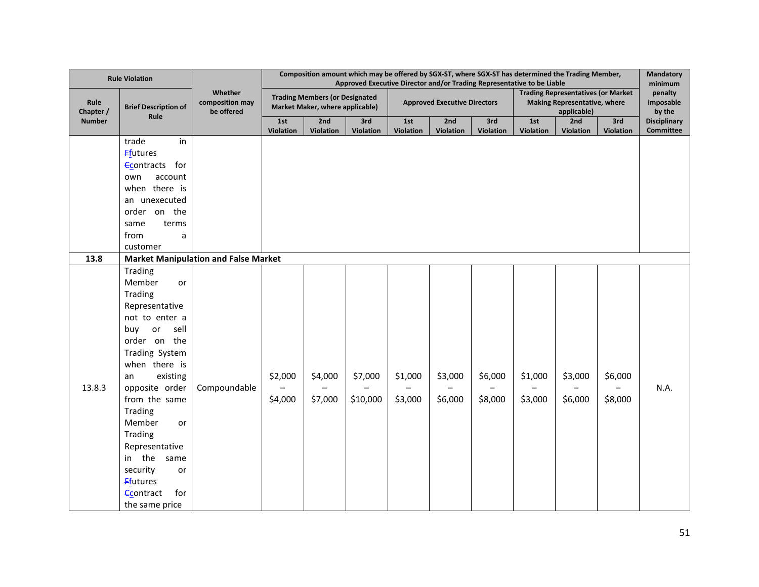| Rule Violation | | Whether composition may be offered | Composition amount which may be offered by SGX-ST, where SGX-ST has determined the Trading Member, Approved Executive Director and/or Trading Representative to be Liable | | | | | | | | | Mandatory minimum penalty imposable by the Disciplinary Committee |
|---|---|---|---|---|---|---|---|---|---|---|---|---|
| Rule Chapter / Number | Brief Description of Rule | | Trading Members (or Designated Market Maker, where applicable) | | | Approved Executive Directors | | | Trading Representatives (or Market Making Representative, where applicable) | | | |
| | | | 1st Violation | 2nd Violation | 3rd Violation | 1st Violation | 2nd Violation | 3rd Violation | 1st Violation | 2nd Violation | 3rd Violation | |
| | trade in ~~F~~futures ~~C~~contracts for own account when there is an unexecuted order on the same terms from a customer | | | | | | | | | | | |
| **13.8** | **Market Manipulation and False Market** | | | | | | | | | | | |
| 13.8.3 | Trading Member or Trading Representative not to enter a buy or sell order on the Trading System when there is an existing opposite order from the same Trading Member or Trading Representative in the same security or ~~F~~futures ~~C~~contract for the same price | Compoundable | \$2,000 – \$4,000 | \$4,000 – \$7,000 | \$7,000 – \$10,000 | \$1,000 – \$3,000 | \$3,000 – \$6,000 | \$6,000 – \$8,000 | \$1,000 – \$3,000 | \$3,000 – \$6,000 | \$6,000 – \$8,000 | N.A. |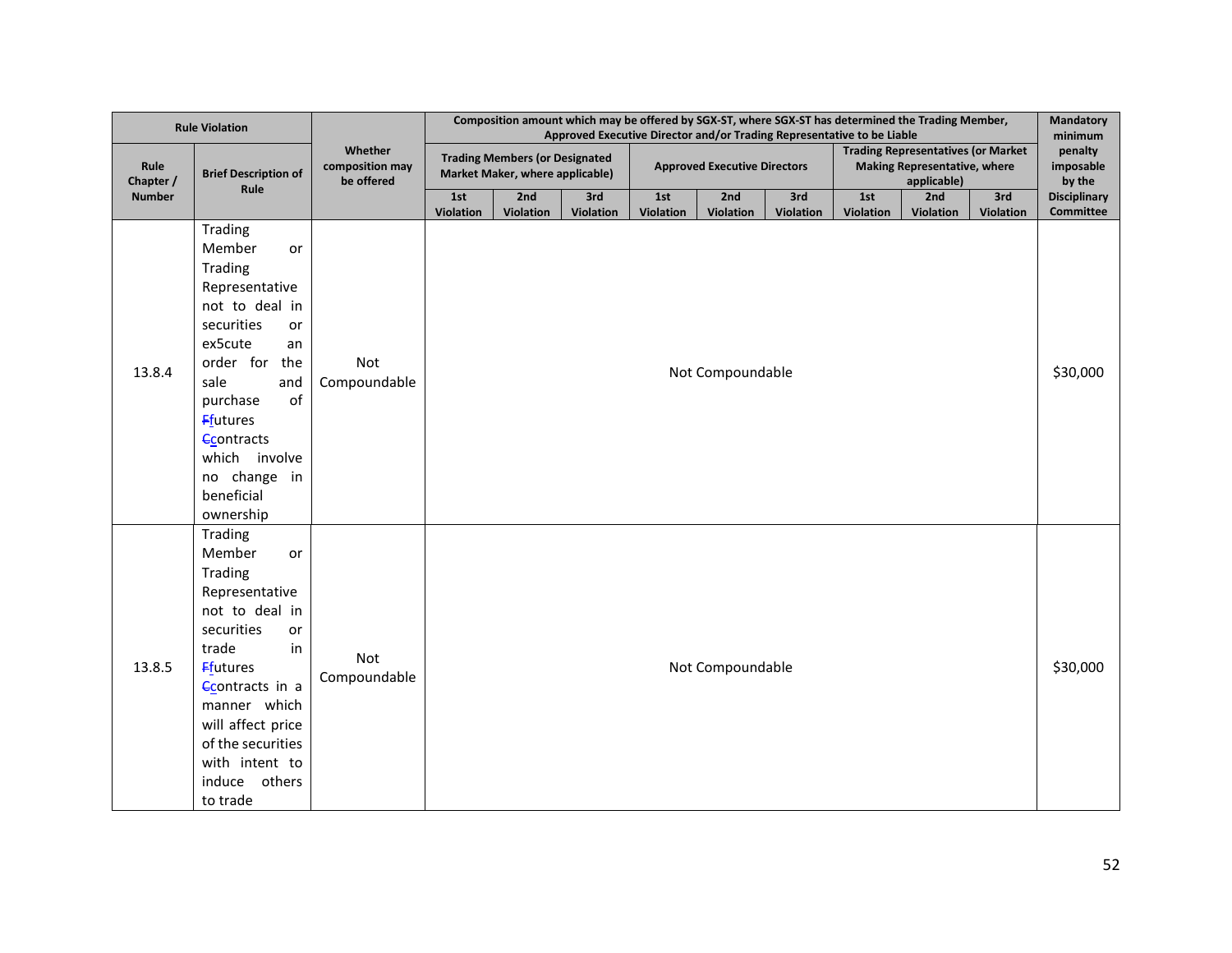| Rule Violation | | Whether composition may be offered | Composition amount which may be offered by SGX-ST, where SGX-ST has determined the Trading Member, Approved Executive Director and/or Trading Representative to be Liable | | | | | | | | | Mandatory minimum penalty imposable by the Disciplinary Committee |
|---|---|---|---|---|---|---|---|---|---|---|---|---|
| Rule Chapter / Number | Brief Description of Rule | | Trading Members (or Designated Market Maker, where applicable) | | | Approved Executive Directors | | | Trading Representatives (or Market Making Representative, where applicable) | | | |
| | | | 1st Violation | 2nd Violation | 3rd Violation | 1st Violation | 2nd Violation | 3rd Violation | 1st Violation | 2nd Violation | 3rd Violation | |
| 13.8.4 | Trading Member or Trading Representative not to deal in securities or ex5cute an order for the sale and purchase of ~~F~~futures ~~C~~contracts which involve no change in beneficial ownership | Not Compoundable | Not Compoundable | | | | | | | | | $30,000 |
| 13.8.5 | Trading Member or Trading Representative not to deal in securities or trade in ~~F~~futures ~~C~~contracts in a manner which will affect price of the securities with intent to induce others to trade | Not Compoundable | Not Compoundable | | | | | | | | | $30,000 |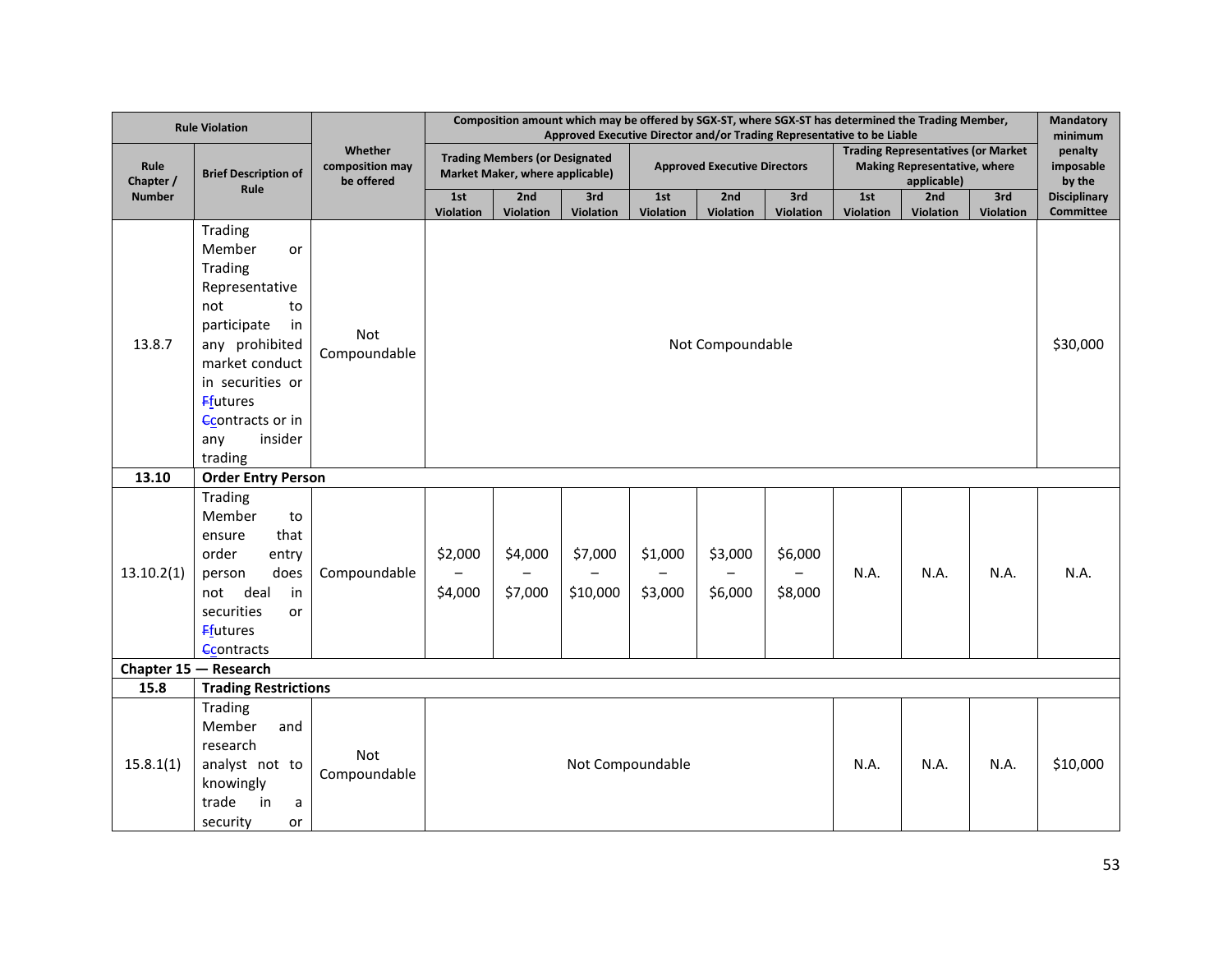| Rule Violation | | Whether composition may be offered | Composition amount which may be offered by SGX-ST, where SGX-ST has determined the Trading Member, Approved Executive Director and/or Trading Representative to be Liable | | | | | | | | | Mandatory minimum penalty imposable by the Disciplinary Committee |
|---|---|---|---|---|---|---|---|---|---|---|---|---|
| Rule Chapter / Number | Brief Description of Rule | | Trading Members (or Designated Market Maker, where applicable) | | | Approved Executive Directors | | | Trading Representatives (or Market Making Representative, where applicable) | | | |
| | | | 1st Violation | 2nd Violation | 3rd Violation | 1st Violation | 2nd Violation | 3rd Violation | 1st Violation | 2nd Violation | 3rd Violation | |
| 13.8.7 | Trading Member or Trading Representative not to participate in any prohibited market conduct in securities or ~~F~~futures ~~C~~contracts or in any insider trading | Not Compoundable | Not Compoundable | | | | | | | | | $30,000 |
| **13.10** | **Order Entry Person** | | | | | | | | | | | |
| 13.10.2(1) | Trading Member to ensure that order entry person does not deal in securities or ~~F~~futures ~~C~~contracts | Compoundable | $2,000 – $4,000 | $4,000 – $7,000 | $7,000 – $10,000 | $1,000 – $3,000 | $3,000 – $6,000 | $6,000 – $8,000 | N.A. | N.A. | N.A. | N.A. |
| **Chapter 15 — Research** | | | | | | | | | | | | |
| **15.8** | **Trading Restrictions** | | | | | | | | | | | |
| 15.8.1(1) | Trading Member and research analyst not to knowingly trade in a security or | Not Compoundable | Not Compoundable | | | | | | N.A. | N.A. | N.A. | $10,000 |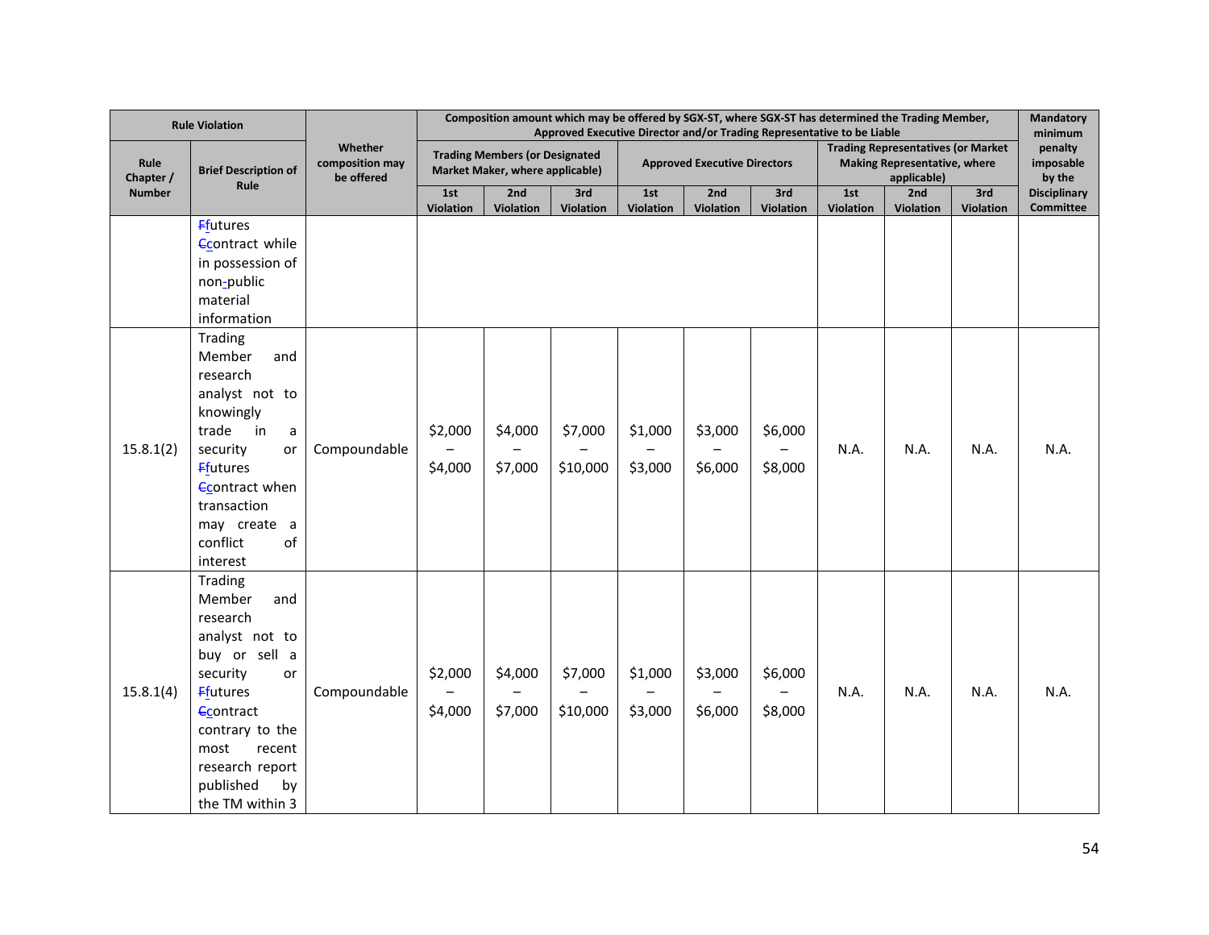| Rule Violation | | Whether composition may be offered | Composition amount which may be offered by SGX-ST, where SGX-ST has determined the Trading Member, Approved Executive Director and/or Trading Representative to be Liable | | | | | | | | | Mandatory minimum penalty imposable by the Disciplinary Committee |
|---|---|---|---|---|---|---|---|---|---|---|---|---|
| Rule Chapter / Number | Brief Description of Rule | | Trading Members (or Designated Market Maker, where applicable) | | | Approved Executive Directors | | | Trading Representatives (or Market Making Representative, where applicable) | | | |
| | | | 1st Violation | 2nd Violation | 3rd Violation | 1st Violation | 2nd Violation | 3rd Violation | 1st Violation | 2nd Violation | 3rd Violation | |
| | FFutures CContract while in possession of non-public material information | | | | | | | | | | | |
| 15.8.1(2) | Trading Member and research analyst not to knowingly trade in a security or FFutures CContract when transaction may create a conflict of interest | Compoundable | $2,000 – $4,000 | $4,000 – $7,000 | $7,000 – $10,000 | $1,000 – $3,000 | $3,000 – $6,000 | $6,000 – $8,000 | N.A. | N.A. | N.A. | N.A. |
| 15.8.1(4) | Trading Member and research analyst not to buy or sell a security or FFutures CContract contrary to the most recent research report published by the TM within 3 | Compoundable | $2,000 – $4,000 | $4,000 – $7,000 | $7,000 – $10,000 | $1,000 – $3,000 | $3,000 – $6,000 | $6,000 – $8,000 | N.A. | N.A. | N.A. | N.A. |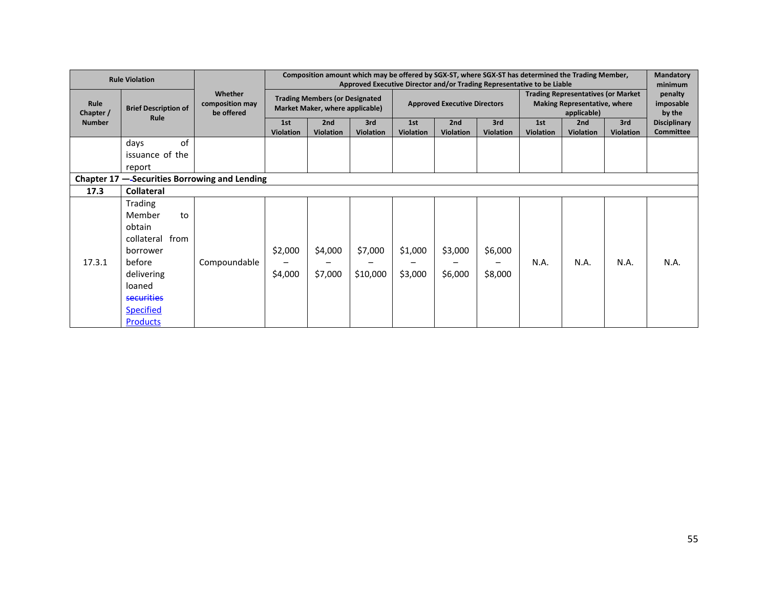| Rule Violation | | Whether composition may be offered | Composition amount which may be offered by SGX-ST, where SGX-ST has determined the Trading Member, Approved Executive Director and/or Trading Representative to be Liable | | | | | | | | | Mandatory minimum penalty imposable by the Disciplinary Committee |
|---|---|---|---|---|---|---|---|---|---|---|---|---|
| Rule Chapter / Number | Brief Description of Rule | | Trading Members (or Designated Market Maker, where applicable) | | | Approved Executive Directors | | | Trading Representatives (or Market Making Representative, where applicable) | | | |
| | | | 1st Violation | 2nd Violation | 3rd Violation | 1st Violation | 2nd Violation | 3rd Violation | 1st Violation | 2nd Violation | 3rd Violation | |
| | days of issuance of the report | | | | | | | | | | | |
| **Chapter 17 — Securities Borrowing and Lending** | | | | | | | | | | | | |
| **17.3** | **Collateral** | | | | | | | | | | | |
| 17.3.1 | Trading Member to obtain collateral from borrower before delivering loaned ~~securities~~ Specified Products | Compoundable | $2,000 – $4,000 | $4,000 – $7,000 | $7,000 – $10,000 | $1,000 – $3,000 | $3,000 – $6,000 | $6,000 – $8,000 | N.A. | N.A. | N.A. | N.A. |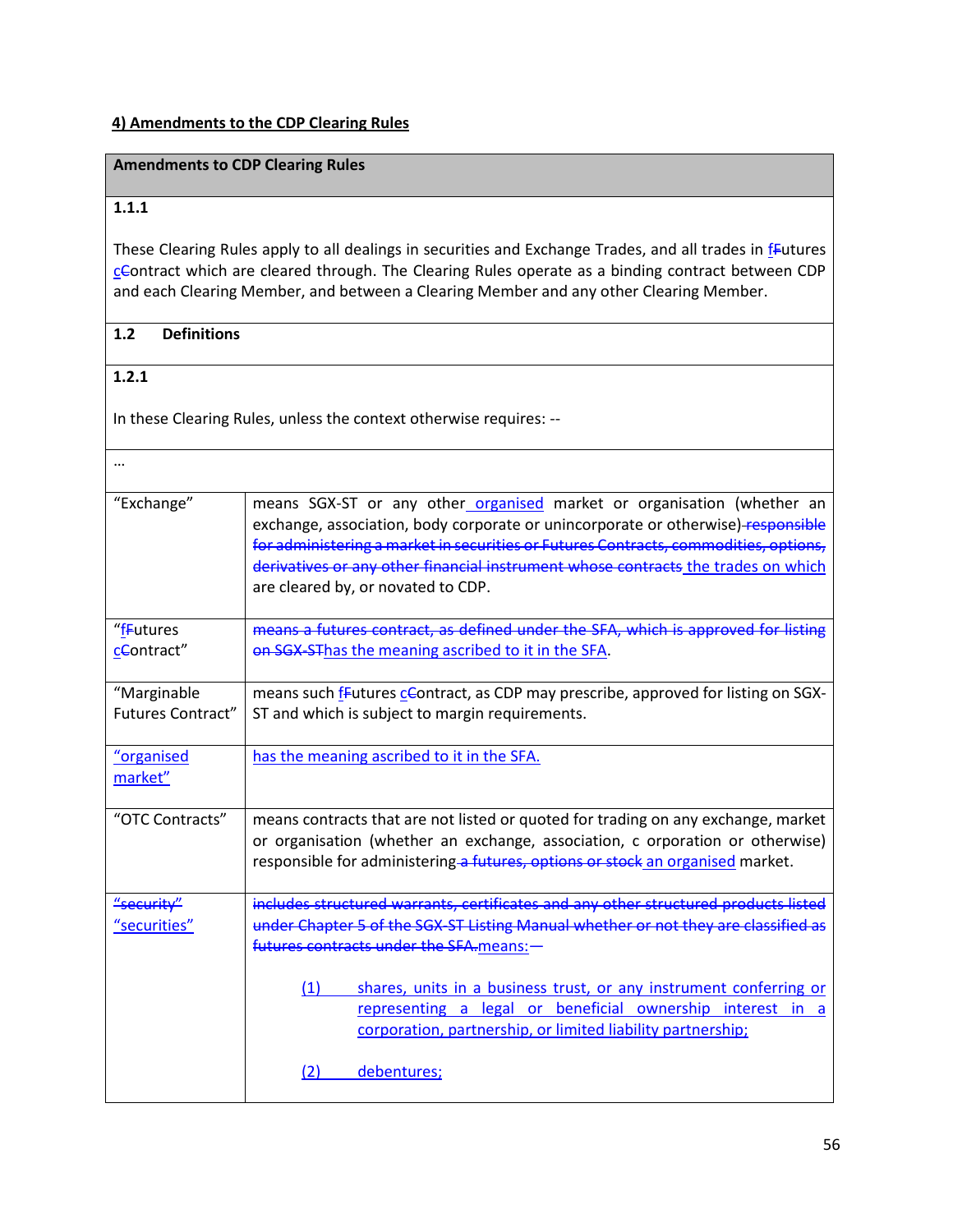**4) Amendments to the CDP Clearing Rules**

| Amendments to CDP Clearing Rules | |
|---|---|
| **1.1.1**<br><br>These Clearing Rules apply to all dealings in securities and Exchange Trades, and all trades in fFutures cContract which are cleared through. The Clearing Rules operate as a binding contract between CDP and each Clearing Member, and between a Clearing Member and any other Clearing Member. | |
| **1.2 Definitions** | |
| **1.2.1**<br><br>In these Clearing Rules, unless the context otherwise requires: -- | |
| … | |
| "Exchange" | means SGX-ST or any other organised market or organisation (whether an exchange, association, body corporate or unincorporate or otherwise) ~~responsible for administering a market in securities or Futures Contracts, commodities, options, derivatives or any other financial instrument whose contracts~~ the trades on which are cleared by, or novated to CDP. |
| "fFutures cContract" | ~~means a futures contract, as defined under the SFA, which is approved for listing on SGX-ST~~has the meaning ascribed to it in the SFA. |
| "Marginable Futures Contract" | means such fFutures cContract, as CDP may prescribe, approved for listing on SGX-ST and which is subject to margin requirements. |
| "organised market" | has the meaning ascribed to it in the SFA. |
| "OTC Contracts" | means contracts that are not listed or quoted for trading on any exchange, market or organisation (whether an exchange, association, c orporation or otherwise) responsible for administering ~~a futures, options or stock~~ an organised market. |
| ~~"security"~~ "securities" | ~~includes structured warrants, certificates and any other structured products listed under Chapter 5 of the SGX-ST Listing Manual whether or not they are classified as futures contracts under the SFA.~~means:—<br><br>(1) shares, units in a business trust, or any instrument conferring or representing a legal or beneficial ownership interest in a corporation, partnership, or limited liability partnership;<br><br>(2) debentures; |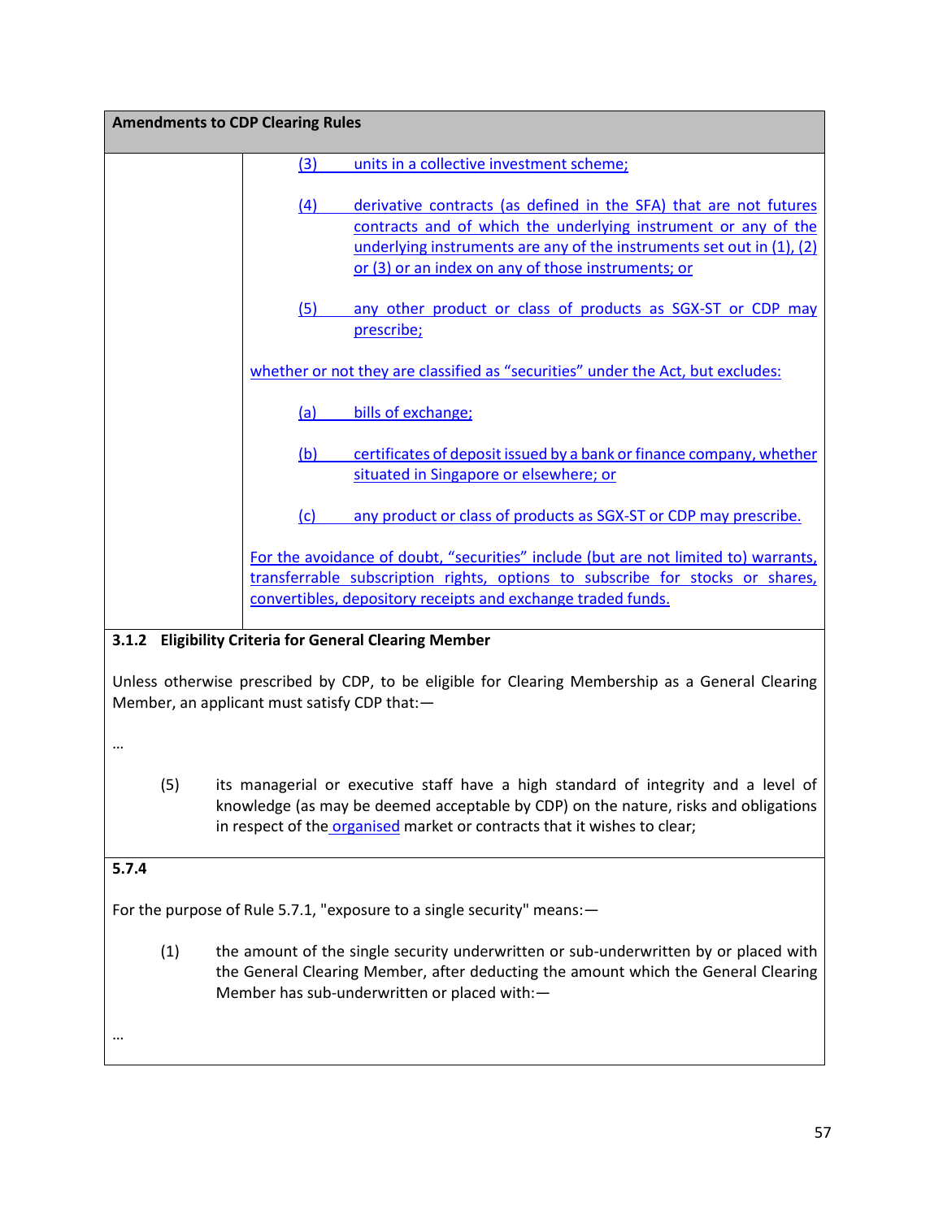**Amendments to CDP Clearing Rules**

(3) units in a collective investment scheme;

(4) derivative contracts (as defined in the SFA) that are not futures contracts and of which the underlying instrument or any of the underlying instruments are any of the instruments set out in (1), (2) or (3) or an index on any of those instruments; or

(5) any other product or class of products as SGX-ST or CDP may prescribe;

whether or not they are classified as "securities" under the Act, but excludes:

(a) bills of exchange;

(b) certificates of deposit issued by a bank or finance company, whether situated in Singapore or elsewhere; or

(c) any product or class of products as SGX-ST or CDP may prescribe.

For the avoidance of doubt, "securities" include (but are not limited to) warrants, transferrable subscription rights, options to subscribe for stocks or shares, convertibles, depository receipts and exchange traded funds.

**3.1.2 Eligibility Criteria for General Clearing Member**

Unless otherwise prescribed by CDP, to be eligible for Clearing Membership as a General Clearing Member, an applicant must satisfy CDP that:—

…

(5) its managerial or executive staff have a high standard of integrity and a level of knowledge (as may be deemed acceptable by CDP) on the nature, risks and obligations in respect of the organised market or contracts that it wishes to clear;

**5.7.4**

For the purpose of Rule 5.7.1, "exposure to a single security" means:—

(1) the amount of the single security underwritten or sub-underwritten by or placed with the General Clearing Member, after deducting the amount which the General Clearing Member has sub-underwritten or placed with:—

…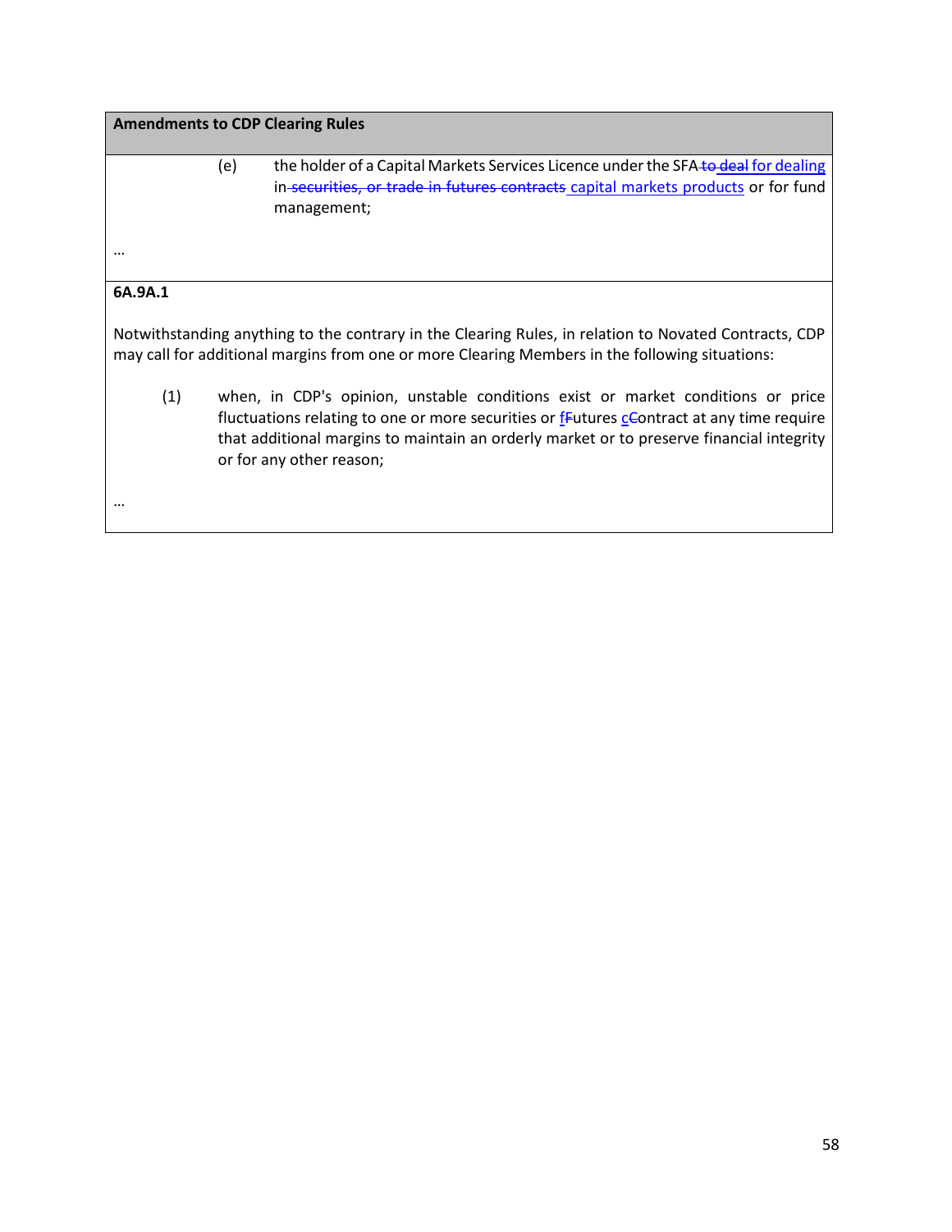**Amendments to CDP Clearing Rules**

(e) the holder of a Capital Markets Services Licence under the SFA ~~to deal~~ for dealing in ~~securities, or trade in futures contracts~~ capital markets products or for fund management;

…

**6A.9A.1**

Notwithstanding anything to the contrary in the Clearing Rules, in relation to Novated Contracts, CDP may call for additional margins from one or more Clearing Members in the following situations:

(1) when, in CDP's opinion, unstable conditions exist or market conditions or price fluctuations relating to one or more securities or f~~F~~utures c~~C~~ontract at any time require that additional margins to maintain an orderly market or to preserve financial integrity or for any other reason;

…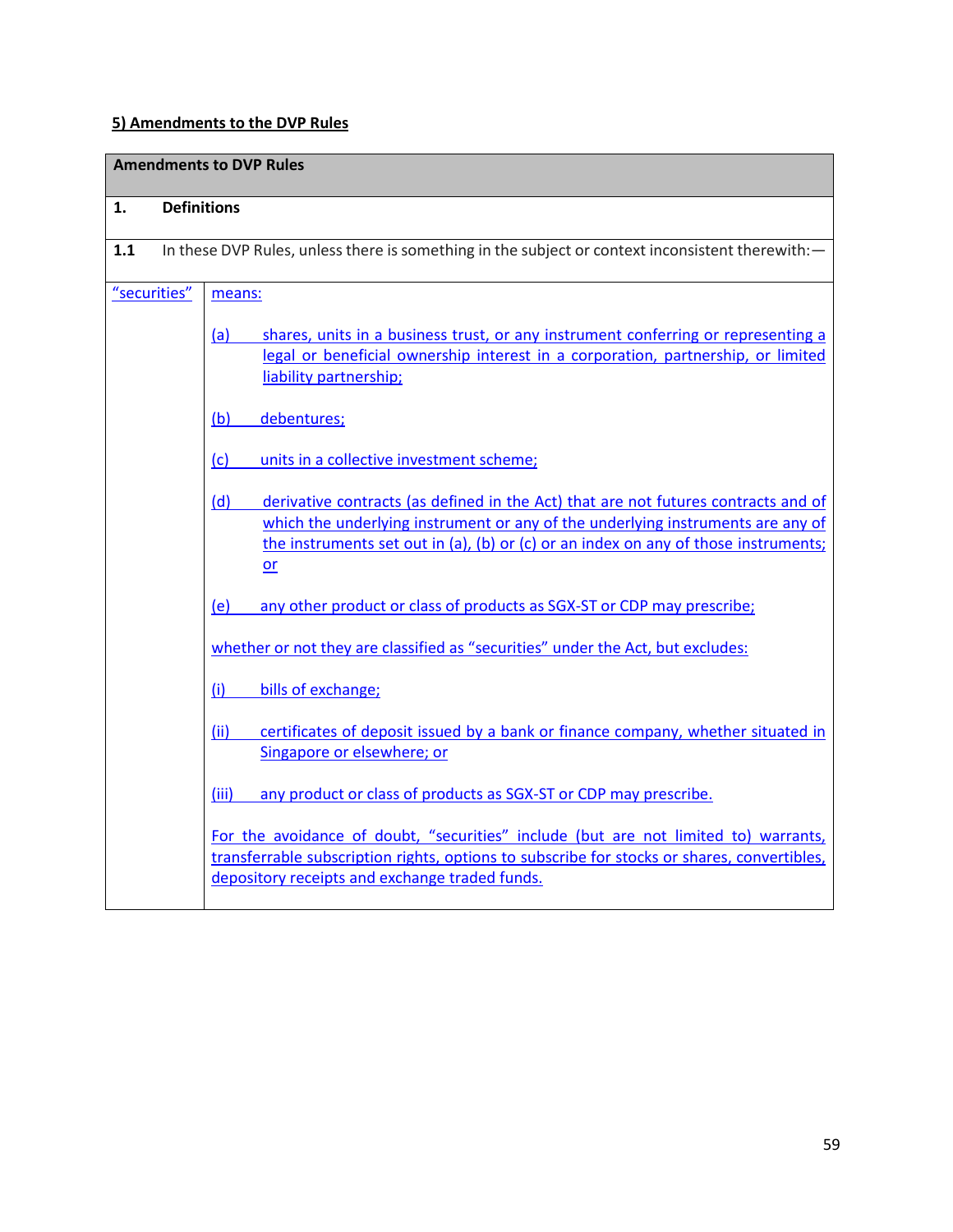**5) Amendments to the DVP Rules**

| **Amendments to DVP Rules** | |
|---|---|
| **1.** | **Definitions** |
| **1.1** | In these DVP Rules, unless there is something in the subject or context inconsistent therewith:— |
| "securities" | means:<br><br>(a) shares, units in a business trust, or any instrument conferring or representing a legal or beneficial ownership interest in a corporation, partnership, or limited liability partnership;<br><br>(b) debentures;<br><br>(c) units in a collective investment scheme;<br><br>(d) derivative contracts (as defined in the Act) that are not futures contracts and of which the underlying instrument or any of the underlying instruments are any of the instruments set out in (a), (b) or (c) or an index on any of those instruments; or<br><br>(e) any other product or class of products as SGX-ST or CDP may prescribe;<br><br>whether or not they are classified as "securities" under the Act, but excludes:<br><br>(i) bills of exchange;<br><br>(ii) certificates of deposit issued by a bank or finance company, whether situated in Singapore or elsewhere; or<br><br>(iii) any product or class of products as SGX-ST or CDP may prescribe.<br><br>For the avoidance of doubt, "securities" include (but are not limited to) warrants, transferrable subscription rights, options to subscribe for stocks or shares, convertibles, depository receipts and exchange traded funds. |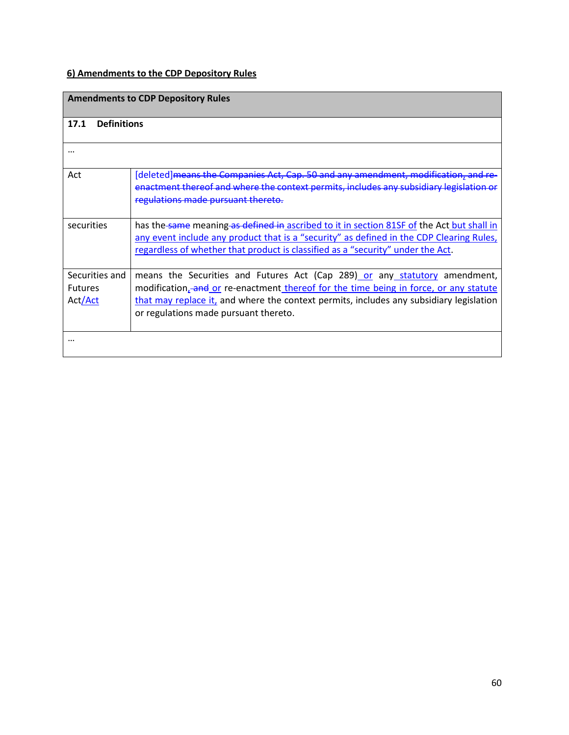**6) Amendments to the CDP Depository Rules**

| Amendments to CDP Depository Rules | |
|---|---|
| **17.1 Definitions** | |
| … | |
| Act | [deleted]~~means the Companies Act, Cap. 50 and any amendment, modification, and re-enactment thereof and where the context permits, includes any subsidiary legislation or regulations made pursuant thereto.~~ |
| securities | has the ~~same~~ meaning ~~as defined in~~ ascribed to it in section 81SF of the Act but shall in any event include any product that is a "security" as defined in the CDP Clearing Rules, regardless of whether that product is classified as a "security" under the Act. |
| Securities and Futures Act/Act | means the Securities and Futures Act (Cap 289) or any statutory amendment, modification, ~~and~~ or re-enactment thereof for the time being in force, or any statute that may replace it, and where the context permits, includes any subsidiary legislation or regulations made pursuant thereto. |
| … | |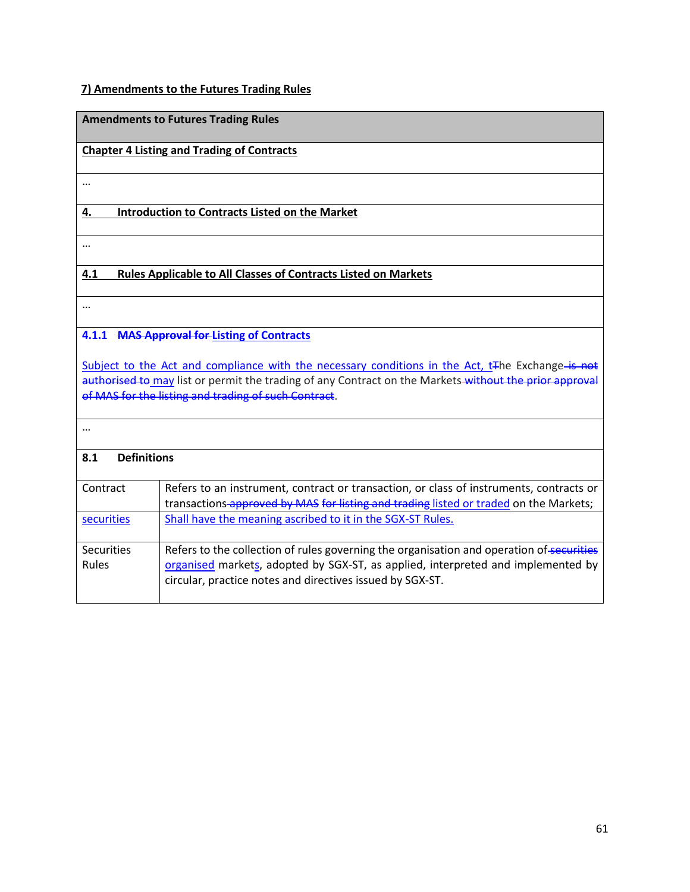## 7) Amendments to the Futures Trading Rules

| Amendments to Futures Trading Rules | |
|---|---|
| **Chapter 4 Listing and Trading of Contracts** | |
| … | |
| **4. Introduction to Contracts Listed on the Market** | |
| … | |
| **4.1 Rules Applicable to All Classes of Contracts Listed on Markets** | |
| … | |
| **4.1.1 ~~MAS Approval for~~ Listing of Contracts**<br><br>Subject to the Act and compliance with the necessary conditions in the Act, t~~T~~he Exchange ~~is not authorised to~~ may list or permit the trading of any Contract on the Markets ~~without the prior approval of MAS for the listing and trading of such Contract~~. | |
| … | |
| **8.1 Definitions** | |
| Contract | Refers to an instrument, contract or transaction, or class of instruments, contracts or transactions ~~approved by MAS for listing and trading~~ listed or traded on the Markets; |
| securities | Shall have the meaning ascribed to it in the SGX-ST Rules. |
| Securities Rules | Refers to the collection of rules governing the organisation and operation of ~~securities~~ organised markets, adopted by SGX-ST, as applied, interpreted and implemented by circular, practice notes and directives issued by SGX-ST. |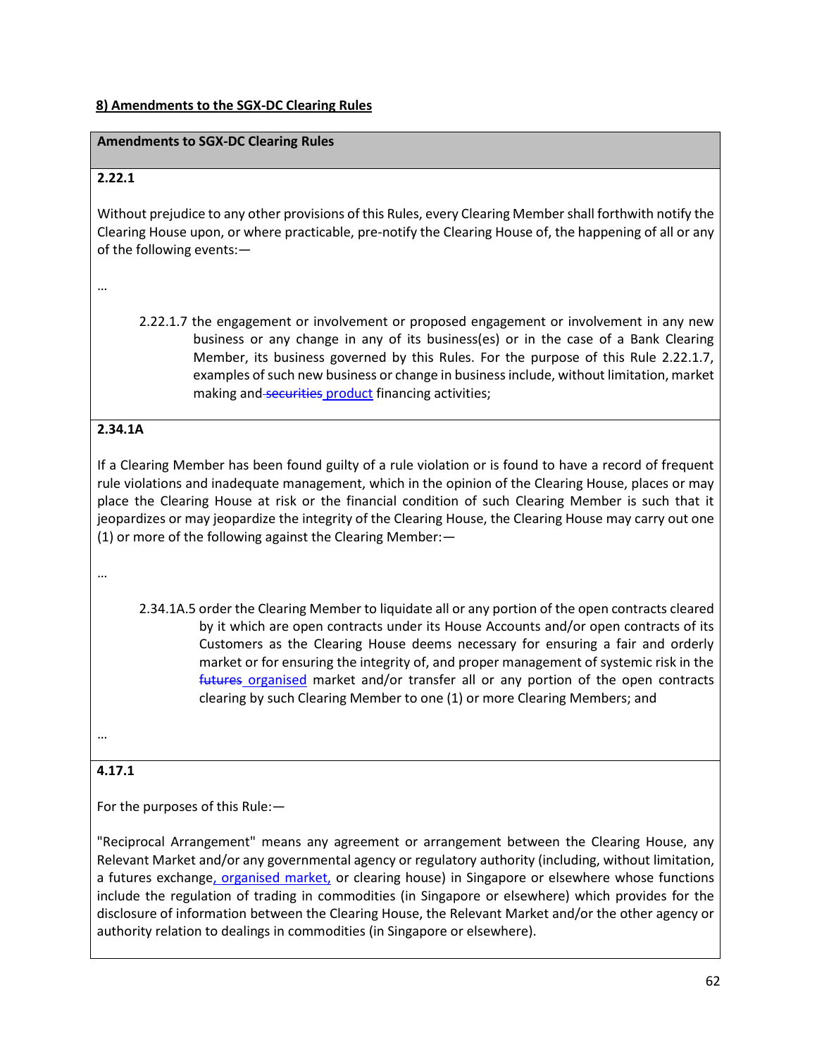**8) Amendments to the SGX-DC Clearing Rules**

| Amendments to SGX-DC Clearing Rules |
|---|
| **2.22.1**<br><br>Without prejudice to any other provisions of this Rules, every Clearing Member shall forthwith notify the Clearing House upon, or where practicable, pre-notify the Clearing House of, the happening of all or any of the following events:—<br><br>…<br><br>2.22.1.7 the engagement or involvement or proposed engagement or involvement in any new business or any change in any of its business(es) or in the case of a Bank Clearing Member, its business governed by this Rules. For the purpose of this Rule 2.22.1.7, examples of such new business or change in business include, without limitation, market making and ~~securities~~ <u>product</u> financing activities; |
| **2.34.1A**<br><br>If a Clearing Member has been found guilty of a rule violation or is found to have a record of frequent rule violations and inadequate management, which in the opinion of the Clearing House, places or may place the Clearing House at risk or the financial condition of such Clearing Member is such that it jeopardizes or may jeopardize the integrity of the Clearing House, the Clearing House may carry out one (1) or more of the following against the Clearing Member:—<br><br>…<br><br>2.34.1A.5 order the Clearing Member to liquidate all or any portion of the open contracts cleared by it which are open contracts under its House Accounts and/or open contracts of its Customers as the Clearing House deems necessary for ensuring a fair and orderly market or for ensuring the integrity of, and proper management of systemic risk in the ~~futures~~ <u>organised</u> market and/or transfer all or any portion of the open contracts clearing by such Clearing Member to one (1) or more Clearing Members; and<br><br>… |
| **4.17.1**<br><br>For the purposes of this Rule:—<br><br>"Reciprocal Arrangement" means any agreement or arrangement between the Clearing House, any Relevant Market and/or any governmental agency or regulatory authority (including, without limitation, a futures exchange<u>, organised market,</u> or clearing house) in Singapore or elsewhere whose functions include the regulation of trading in commodities (in Singapore or elsewhere) which provides for the disclosure of information between the Clearing House, the Relevant Market and/or the other agency or authority relation to dealings in commodities (in Singapore or elsewhere). |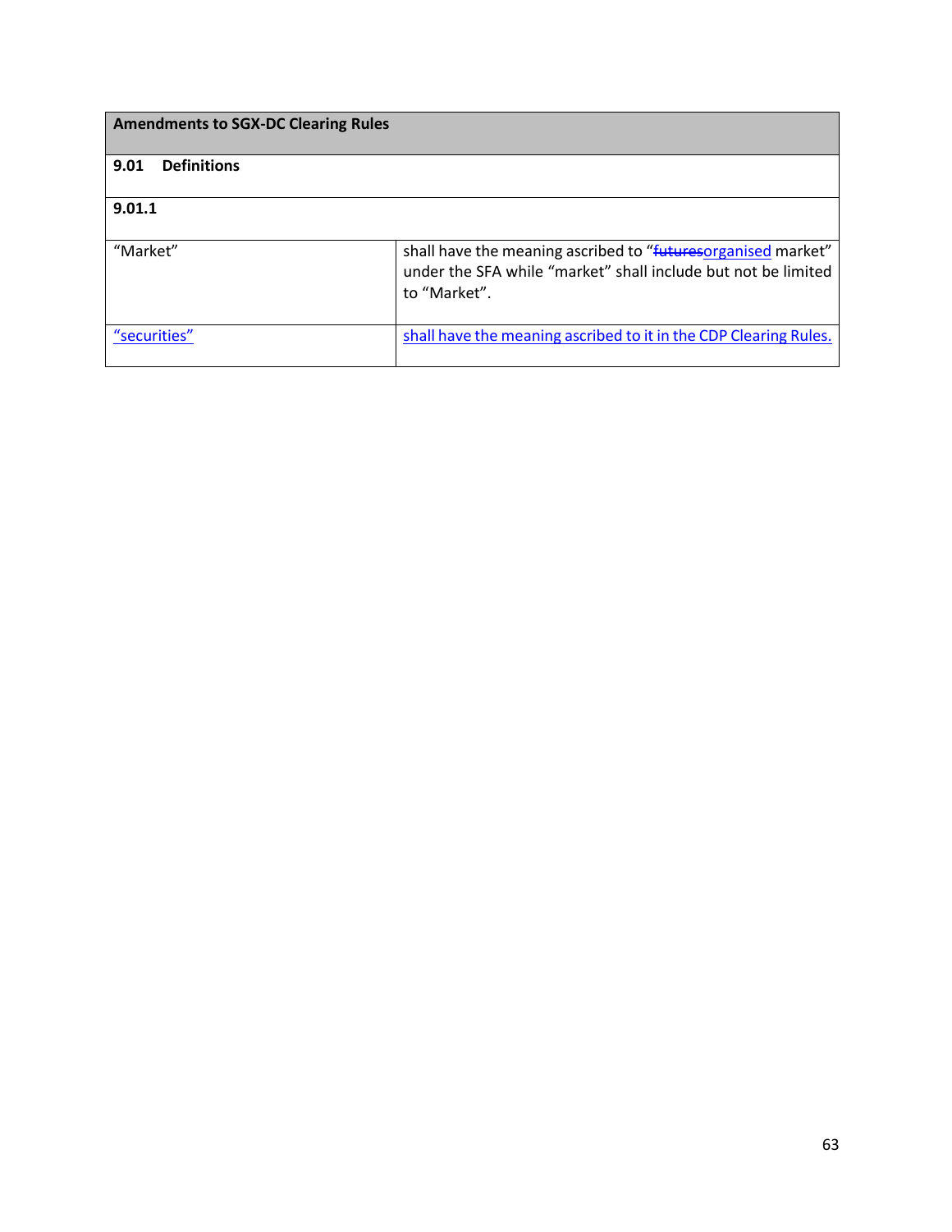| **Amendments to SGX-DC Clearing Rules** | |
|---|---|
| **9.01 Definitions** | |
| **9.01.1** | |
| “Market” | shall have the meaning ascribed to “~~futures~~organised market” under the SFA while “market” shall include but not be limited to “Market”. |
| “securities” | shall have the meaning ascribed to it in the CDP Clearing Rules. |